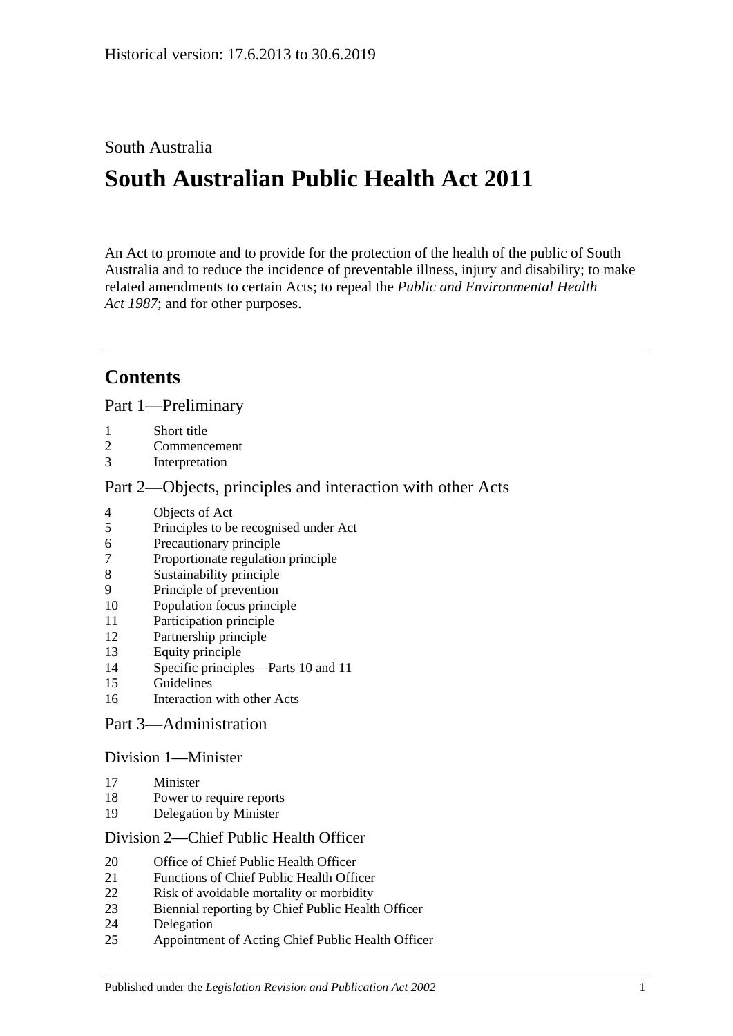Historical version: 17.6.2013 to 30.6.2019

South Australia

# South Australian Public Health Act 2011

An Act to promote and to provide for the protection of the health of the public of South Australia and to reduce the incidence of preventable illness, injury and disability; to make related amendments to certain Acts; to repeal the *Public and Environmental Health Act 1987*; and for other purposes.

## Contents

### Part 1—Preliminary

1 Short title
2 Commencement
3 Interpretation

### Part 2—Objects, principles and interaction with other Acts

4 Objects of Act
5 Principles to be recognised under Act
6 Precautionary principle
7 Proportionate regulation principle
8 Sustainability principle
9 Principle of prevention
10 Population focus principle
11 Participation principle
12 Partnership principle
13 Equity principle
14 Specific principles—Parts 10 and 11
15 Guidelines
16 Interaction with other Acts

### Part 3—Administration

#### Division 1—Minister

17 Minister
18 Power to require reports
19 Delegation by Minister

#### Division 2—Chief Public Health Officer

20 Office of Chief Public Health Officer
21 Functions of Chief Public Health Officer
22 Risk of avoidable mortality or morbidity
23 Biennial reporting by Chief Public Health Officer
24 Delegation
25 Appointment of Acting Chief Public Health Officer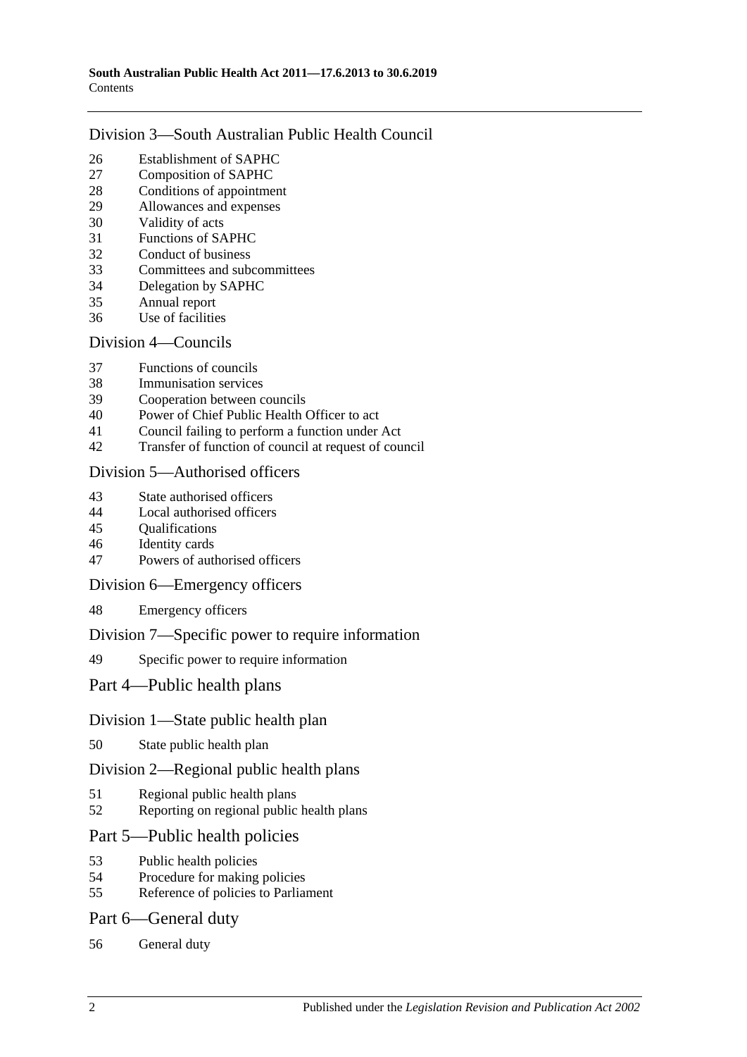## Division 3—South Australian Public Health Council

26 Establishment of SAPHC
27 Composition of SAPHC
28 Conditions of appointment
29 Allowances and expenses
30 Validity of acts
31 Functions of SAPHC
32 Conduct of business
33 Committees and subcommittees
34 Delegation by SAPHC
35 Annual report
36 Use of facilities

## Division 4—Councils

37 Functions of councils
38 Immunisation services
39 Cooperation between councils
40 Power of Chief Public Health Officer to act
41 Council failing to perform a function under Act
42 Transfer of function of council at request of council

## Division 5—Authorised officers

43 State authorised officers
44 Local authorised officers
45 Qualifications
46 Identity cards
47 Powers of authorised officers

## Division 6—Emergency officers

48 Emergency officers

## Division 7—Specific power to require information

49 Specific power to require information

# Part 4—Public health plans

## Division 1—State public health plan

50 State public health plan

## Division 2—Regional public health plans

51 Regional public health plans
52 Reporting on regional public health plans

# Part 5—Public health policies

53 Public health policies
54 Procedure for making policies
55 Reference of policies to Parliament

# Part 6—General duty

56 General duty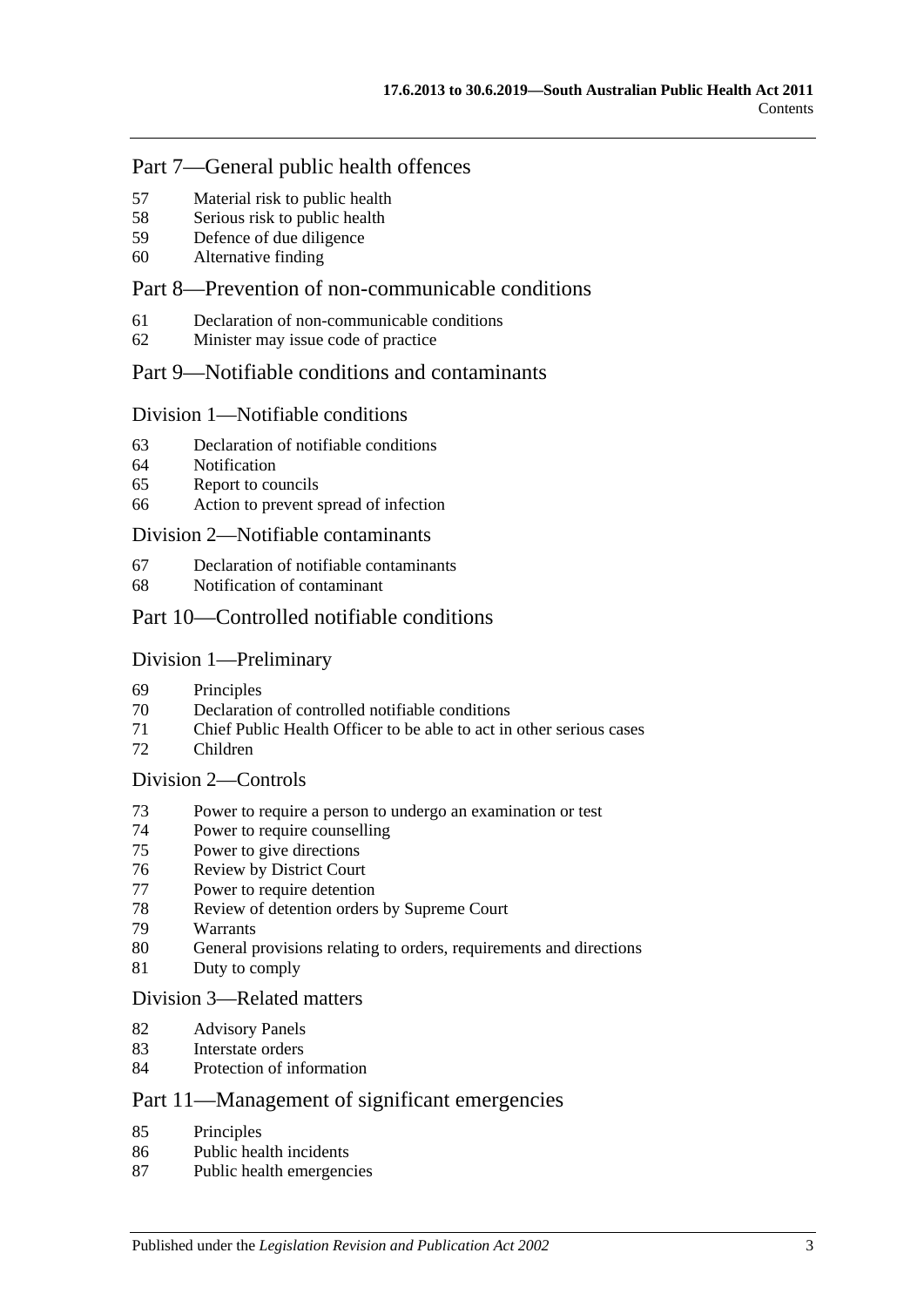## Part 7—General public health offences

57 Material risk to public health
58 Serious risk to public health
59 Defence of due diligence
60 Alternative finding

## Part 8—Prevention of non-communicable conditions

61 Declaration of non-communicable conditions
62 Minister may issue code of practice

## Part 9—Notifiable conditions and contaminants

### Division 1—Notifiable conditions

63 Declaration of notifiable conditions
64 Notification
65 Report to councils
66 Action to prevent spread of infection

### Division 2—Notifiable contaminants

67 Declaration of notifiable contaminants
68 Notification of contaminant

## Part 10—Controlled notifiable conditions

### Division 1—Preliminary

69 Principles
70 Declaration of controlled notifiable conditions
71 Chief Public Health Officer to be able to act in other serious cases
72 Children

### Division 2—Controls

73 Power to require a person to undergo an examination or test
74 Power to require counselling
75 Power to give directions
76 Review by District Court
77 Power to require detention
78 Review of detention orders by Supreme Court
79 Warrants
80 General provisions relating to orders, requirements and directions
81 Duty to comply

### Division 3—Related matters

82 Advisory Panels
83 Interstate orders
84 Protection of information

## Part 11—Management of significant emergencies

85 Principles
86 Public health incidents
87 Public health emergencies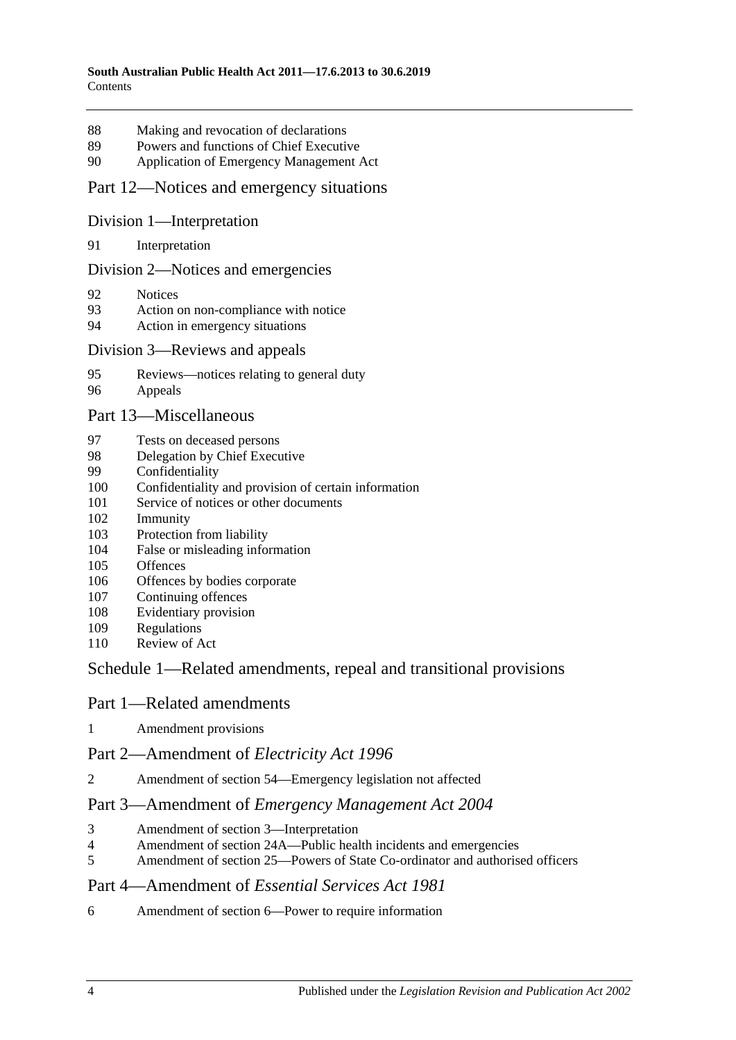88 Making and revocation of declarations
89 Powers and functions of Chief Executive
90 Application of Emergency Management Act

## Part 12—Notices and emergency situations

### Division 1—Interpretation

91 Interpretation

### Division 2—Notices and emergencies

92 Notices
93 Action on non-compliance with notice
94 Action in emergency situations

### Division 3—Reviews and appeals

95 Reviews—notices relating to general duty
96 Appeals

## Part 13—Miscellaneous

97 Tests on deceased persons
98 Delegation by Chief Executive
99 Confidentiality
100 Confidentiality and provision of certain information
101 Service of notices or other documents
102 Immunity
103 Protection from liability
104 False or misleading information
105 Offences
106 Offences by bodies corporate
107 Continuing offences
108 Evidentiary provision
109 Regulations
110 Review of Act

## Schedule 1—Related amendments, repeal and transitional provisions

## Part 1—Related amendments

1 Amendment provisions

## Part 2—Amendment of *Electricity Act 1996*

2 Amendment of section 54—Emergency legislation not affected

## Part 3—Amendment of *Emergency Management Act 2004*

3 Amendment of section 3—Interpretation
4 Amendment of section 24A—Public health incidents and emergencies
5 Amendment of section 25—Powers of State Co-ordinator and authorised officers

## Part 4—Amendment of *Essential Services Act 1981*

6 Amendment of section 6—Power to require information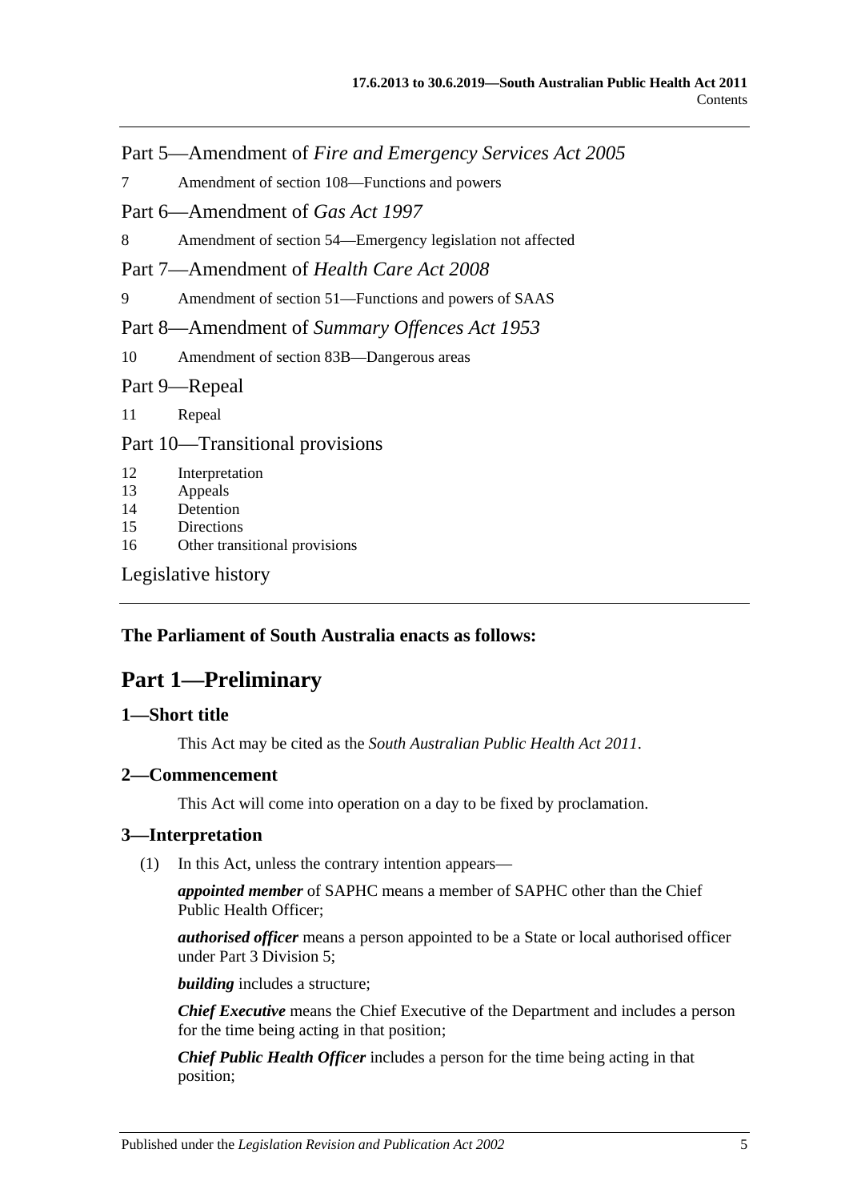Part 5—Amendment of *Fire and Emergency Services Act 2005*

7 Amendment of section 108—Functions and powers

Part 6—Amendment of *Gas Act 1997*

8 Amendment of section 54—Emergency legislation not affected

Part 7—Amendment of *Health Care Act 2008*

9 Amendment of section 51—Functions and powers of SAAS

Part 8—Amendment of *Summary Offences Act 1953*

10 Amendment of section 83B—Dangerous areas

Part 9—Repeal

11 Repeal

Part 10—Transitional provisions

12 Interpretation
13 Appeals
14 Detention
15 Directions
16 Other transitional provisions

Legislative history

**The Parliament of South Australia enacts as follows:**

# Part 1—Preliminary

## 1—Short title

This Act may be cited as the *South Australian Public Health Act 2011*.

## 2—Commencement

This Act will come into operation on a day to be fixed by proclamation.

## 3—Interpretation

(1) In this Act, unless the contrary intention appears—

***appointed member*** of SAPHC means a member of SAPHC other than the Chief Public Health Officer;

***authorised officer*** means a person appointed to be a State or local authorised officer under Part 3 Division 5;

***building*** includes a structure;

***Chief Executive*** means the Chief Executive of the Department and includes a person for the time being acting in that position;

***Chief Public Health Officer*** includes a person for the time being acting in that position;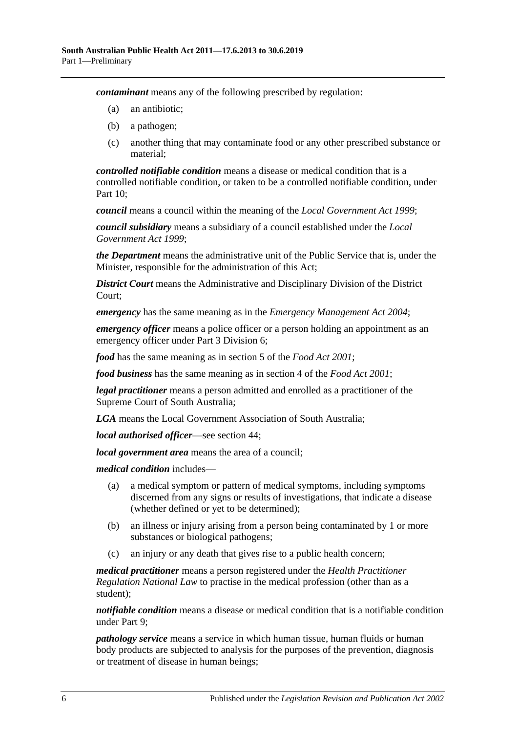***contaminant*** means any of the following prescribed by regulation:

- (a) an antibiotic;
- (b) a pathogen;
- (c) another thing that may contaminate food or any other prescribed substance or material;

***controlled notifiable condition*** means a disease or medical condition that is a controlled notifiable condition, or taken to be a controlled notifiable condition, under Part 10;

***council*** means a council within the meaning of the *Local Government Act 1999*;

***council subsidiary*** means a subsidiary of a council established under the *Local Government Act 1999*;

***the Department*** means the administrative unit of the Public Service that is, under the Minister, responsible for the administration of this Act;

***District Court*** means the Administrative and Disciplinary Division of the District Court;

***emergency*** has the same meaning as in the *Emergency Management Act 2004*;

***emergency officer*** means a police officer or a person holding an appointment as an emergency officer under Part 3 Division 6;

***food*** has the same meaning as in section 5 of the *Food Act 2001*;

***food business*** has the same meaning as in section 4 of the *Food Act 2001*;

***legal practitioner*** means a person admitted and enrolled as a practitioner of the Supreme Court of South Australia;

***LGA*** means the Local Government Association of South Australia;

***local authorised officer***—see section 44;

***local government area*** means the area of a council;

***medical condition*** includes—

- (a) a medical symptom or pattern of medical symptoms, including symptoms discerned from any signs or results of investigations, that indicate a disease (whether defined or yet to be determined);
- (b) an illness or injury arising from a person being contaminated by 1 or more substances or biological pathogens;
- (c) an injury or any death that gives rise to a public health concern;

***medical practitioner*** means a person registered under the *Health Practitioner Regulation National Law* to practise in the medical profession (other than as a student);

***notifiable condition*** means a disease or medical condition that is a notifiable condition under Part 9;

***pathology service*** means a service in which human tissue, human fluids or human body products are subjected to analysis for the purposes of the prevention, diagnosis or treatment of disease in human beings;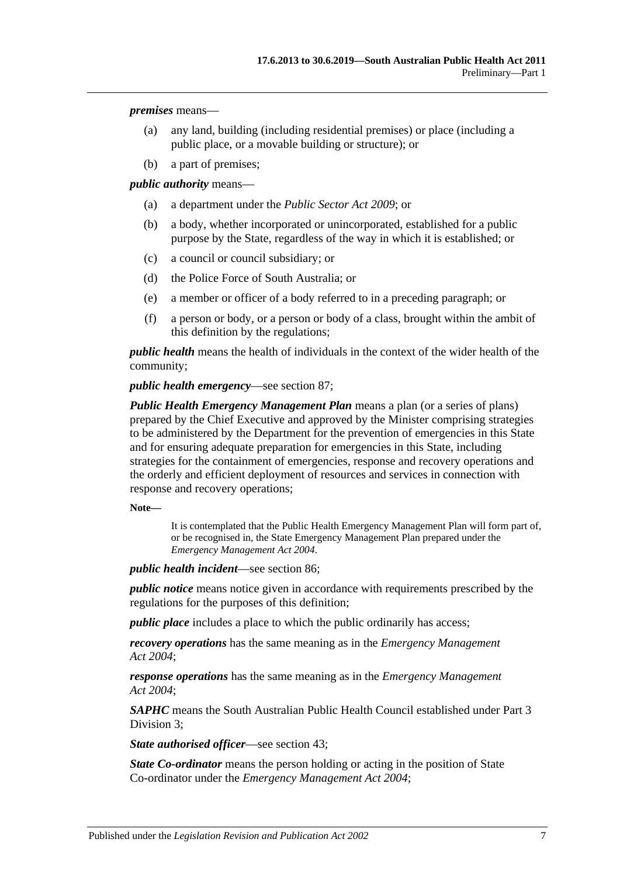***premises*** means—

(a) any land, building (including residential premises) or place (including a public place, or a movable building or structure); or

(b) a part of premises;

***public authority*** means—

(a) a department under the *Public Sector Act 2009*; or

(b) a body, whether incorporated or unincorporated, established for a public purpose by the State, regardless of the way in which it is established; or

(c) a council or council subsidiary; or

(d) the Police Force of South Australia; or

(e) a member or officer of a body referred to in a preceding paragraph; or

(f) a person or body, or a person or body of a class, brought within the ambit of this definition by the regulations;

***public health*** means the health of individuals in the context of the wider health of the community;

***public health emergency***—see section 87;

***Public Health Emergency Management Plan*** means a plan (or a series of plans) prepared by the Chief Executive and approved by the Minister comprising strategies to be administered by the Department for the prevention of emergencies in this State and for ensuring adequate preparation for emergencies in this State, including strategies for the containment of emergencies, response and recovery operations and the orderly and efficient deployment of resources and services in connection with response and recovery operations;

**Note—**

It is contemplated that the Public Health Emergency Management Plan will form part of, or be recognised in, the State Emergency Management Plan prepared under the *Emergency Management Act 2004*.

***public health incident***—see section 86;

***public notice*** means notice given in accordance with requirements prescribed by the regulations for the purposes of this definition;

***public place*** includes a place to which the public ordinarily has access;

***recovery operations*** has the same meaning as in the *Emergency Management Act 2004*;

***response operations*** has the same meaning as in the *Emergency Management Act 2004*;

***SAPHC*** means the South Australian Public Health Council established under Part 3 Division 3;

***State authorised officer***—see section 43;

***State Co-ordinator*** means the person holding or acting in the position of State Co-ordinator under the *Emergency Management Act 2004*;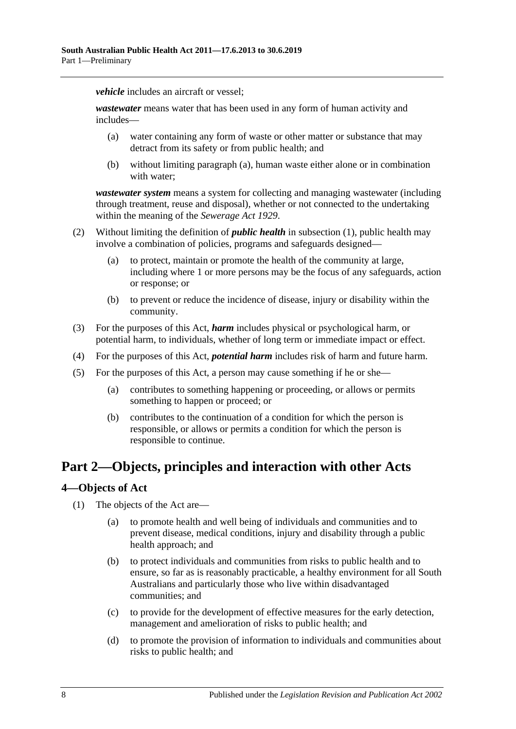***vehicle*** includes an aircraft or vessel;

***wastewater*** means water that has been used in any form of human activity and includes—

- (a) water containing any form of waste or other matter or substance that may detract from its safety or from public health; and
- (b) without limiting paragraph (a), human waste either alone or in combination with water;

***wastewater system*** means a system for collecting and managing wastewater (including through treatment, reuse and disposal), whether or not connected to the undertaking within the meaning of the *Sewerage Act 1929*.

- (2) Without limiting the definition of ***public health*** in subsection (1), public health may involve a combination of policies, programs and safeguards designed—
  - (a) to protect, maintain or promote the health of the community at large, including where 1 or more persons may be the focus of any safeguards, action or response; or
  - (b) to prevent or reduce the incidence of disease, injury or disability within the community.
- (3) For the purposes of this Act, ***harm*** includes physical or psychological harm, or potential harm, to individuals, whether of long term or immediate impact or effect.
- (4) For the purposes of this Act, ***potential harm*** includes risk of harm and future harm.
- (5) For the purposes of this Act, a person may cause something if he or she—
  - (a) contributes to something happening or proceeding, or allows or permits something to happen or proceed; or
  - (b) contributes to the continuation of a condition for which the person is responsible, or allows or permits a condition for which the person is responsible to continue.

# Part 2—Objects, principles and interaction with other Acts

## 4—Objects of Act

- (1) The objects of the Act are—
  - (a) to promote health and well being of individuals and communities and to prevent disease, medical conditions, injury and disability through a public health approach; and
  - (b) to protect individuals and communities from risks to public health and to ensure, so far as is reasonably practicable, a healthy environment for all South Australians and particularly those who live within disadvantaged communities; and
  - (c) to provide for the development of effective measures for the early detection, management and amelioration of risks to public health; and
  - (d) to promote the provision of information to individuals and communities about risks to public health; and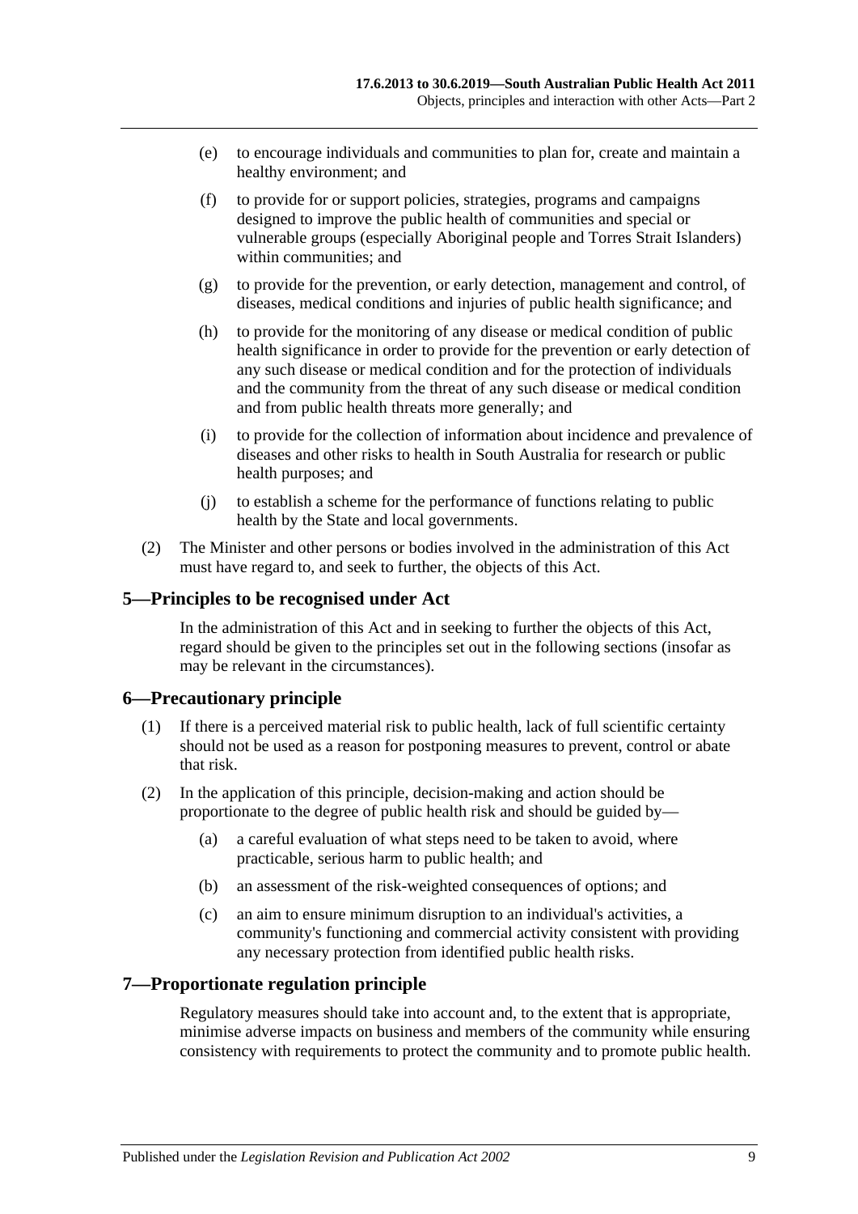- (e) to encourage individuals and communities to plan for, create and maintain a healthy environment; and
- (f) to provide for or support policies, strategies, programs and campaigns designed to improve the public health of communities and special or vulnerable groups (especially Aboriginal people and Torres Strait Islanders) within communities; and
- (g) to provide for the prevention, or early detection, management and control, of diseases, medical conditions and injuries of public health significance; and
- (h) to provide for the monitoring of any disease or medical condition of public health significance in order to provide for the prevention or early detection of any such disease or medical condition and for the protection of individuals and the community from the threat of any such disease or medical condition and from public health threats more generally; and
- (i) to provide for the collection of information about incidence and prevalence of diseases and other risks to health in South Australia for research or public health purposes; and
- (j) to establish a scheme for the performance of functions relating to public health by the State and local governments.

(2) The Minister and other persons or bodies involved in the administration of this Act must have regard to, and seek to further, the objects of this Act.

## 5—Principles to be recognised under Act

In the administration of this Act and in seeking to further the objects of this Act, regard should be given to the principles set out in the following sections (insofar as may be relevant in the circumstances).

## 6—Precautionary principle

(1) If there is a perceived material risk to public health, lack of full scientific certainty should not be used as a reason for postponing measures to prevent, control or abate that risk.

(2) In the application of this principle, decision-making and action should be proportionate to the degree of public health risk and should be guided by—

- (a) a careful evaluation of what steps need to be taken to avoid, where practicable, serious harm to public health; and
- (b) an assessment of the risk-weighted consequences of options; and
- (c) an aim to ensure minimum disruption to an individual's activities, a community's functioning and commercial activity consistent with providing any necessary protection from identified public health risks.

## 7—Proportionate regulation principle

Regulatory measures should take into account and, to the extent that is appropriate, minimise adverse impacts on business and members of the community while ensuring consistency with requirements to protect the community and to promote public health.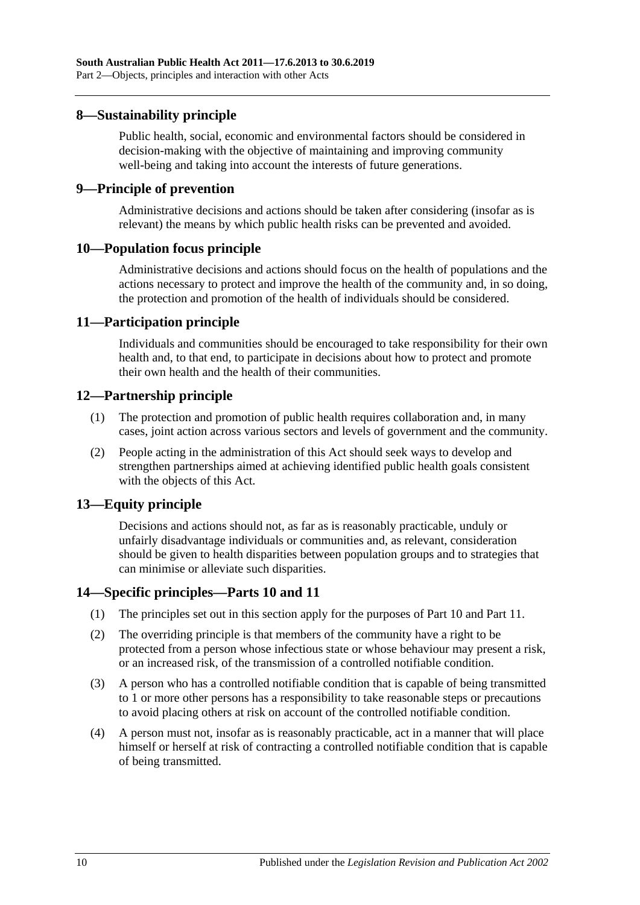## 8—Sustainability principle

Public health, social, economic and environmental factors should be considered in decision-making with the objective of maintaining and improving community well-being and taking into account the interests of future generations.

## 9—Principle of prevention

Administrative decisions and actions should be taken after considering (insofar as is relevant) the means by which public health risks can be prevented and avoided.

## 10—Population focus principle

Administrative decisions and actions should focus on the health of populations and the actions necessary to protect and improve the health of the community and, in so doing, the protection and promotion of the health of individuals should be considered.

## 11—Participation principle

Individuals and communities should be encouraged to take responsibility for their own health and, to that end, to participate in decisions about how to protect and promote their own health and the health of their communities.

## 12—Partnership principle

(1) The protection and promotion of public health requires collaboration and, in many cases, joint action across various sectors and levels of government and the community.

(2) People acting in the administration of this Act should seek ways to develop and strengthen partnerships aimed at achieving identified public health goals consistent with the objects of this Act.

## 13—Equity principle

Decisions and actions should not, as far as is reasonably practicable, unduly or unfairly disadvantage individuals or communities and, as relevant, consideration should be given to health disparities between population groups and to strategies that can minimise or alleviate such disparities.

## 14—Specific principles—Parts 10 and 11

(1) The principles set out in this section apply for the purposes of Part 10 and Part 11.

(2) The overriding principle is that members of the community have a right to be protected from a person whose infectious state or whose behaviour may present a risk, or an increased risk, of the transmission of a controlled notifiable condition.

(3) A person who has a controlled notifiable condition that is capable of being transmitted to 1 or more other persons has a responsibility to take reasonable steps or precautions to avoid placing others at risk on account of the controlled notifiable condition.

(4) A person must not, insofar as is reasonably practicable, act in a manner that will place himself or herself at risk of contracting a controlled notifiable condition that is capable of being transmitted.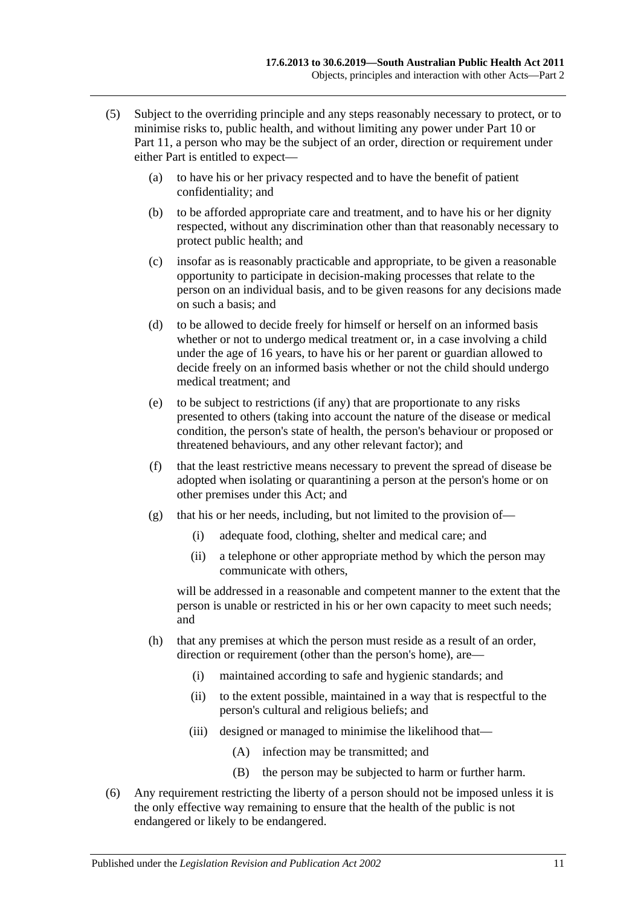(5) Subject to the overriding principle and any steps reasonably necessary to protect, or to minimise risks to, public health, and without limiting any power under Part 10 or Part 11, a person who may be the subject of an order, direction or requirement under either Part is entitled to expect—

  (a) to have his or her privacy respected and to have the benefit of patient confidentiality; and

  (b) to be afforded appropriate care and treatment, and to have his or her dignity respected, without any discrimination other than that reasonably necessary to protect public health; and

  (c) insofar as is reasonably practicable and appropriate, to be given a reasonable opportunity to participate in decision-making processes that relate to the person on an individual basis, and to be given reasons for any decisions made on such a basis; and

  (d) to be allowed to decide freely for himself or herself on an informed basis whether or not to undergo medical treatment or, in a case involving a child under the age of 16 years, to have his or her parent or guardian allowed to decide freely on an informed basis whether or not the child should undergo medical treatment; and

  (e) to be subject to restrictions (if any) that are proportionate to any risks presented to others (taking into account the nature of the disease or medical condition, the person's state of health, the person's behaviour or proposed or threatened behaviours, and any other relevant factor); and

  (f) that the least restrictive means necessary to prevent the spread of disease be adopted when isolating or quarantining a person at the person's home or on other premises under this Act; and

  (g) that his or her needs, including, but not limited to the provision of—

    (i) adequate food, clothing, shelter and medical care; and

    (ii) a telephone or other appropriate method by which the person may communicate with others,

  will be addressed in a reasonable and competent manner to the extent that the person is unable or restricted in his or her own capacity to meet such needs; and

  (h) that any premises at which the person must reside as a result of an order, direction or requirement (other than the person's home), are—

    (i) maintained according to safe and hygienic standards; and

    (ii) to the extent possible, maintained in a way that is respectful to the person's cultural and religious beliefs; and

    (iii) designed or managed to minimise the likelihood that—

      (A) infection may be transmitted; and

      (B) the person may be subjected to harm or further harm.

(6) Any requirement restricting the liberty of a person should not be imposed unless it is the only effective way remaining to ensure that the health of the public is not endangered or likely to be endangered.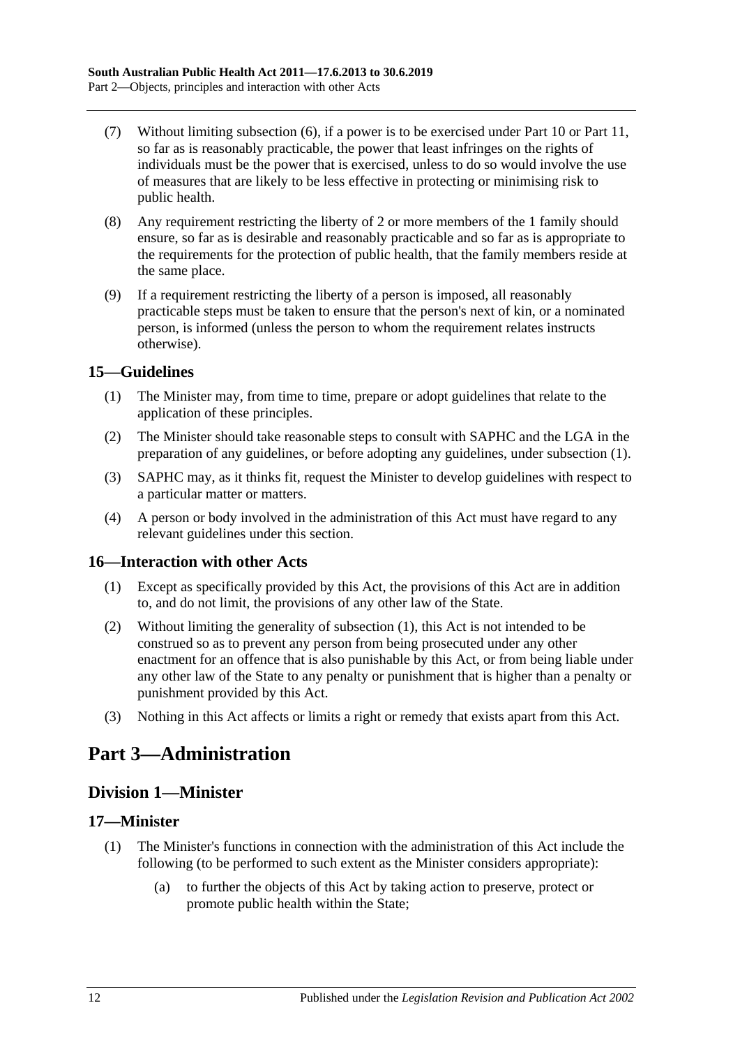(7) Without limiting subsection (6), if a power is to be exercised under Part 10 or Part 11, so far as is reasonably practicable, the power that least infringes on the rights of individuals must be the power that is exercised, unless to do so would involve the use of measures that are likely to be less effective in protecting or minimising risk to public health.

(8) Any requirement restricting the liberty of 2 or more members of the 1 family should ensure, so far as is desirable and reasonably practicable and so far as is appropriate to the requirements for the protection of public health, that the family members reside at the same place.

(9) If a requirement restricting the liberty of a person is imposed, all reasonably practicable steps must be taken to ensure that the person's next of kin, or a nominated person, is informed (unless the person to whom the requirement relates instructs otherwise).

### 15—Guidelines

(1) The Minister may, from time to time, prepare or adopt guidelines that relate to the application of these principles.

(2) The Minister should take reasonable steps to consult with SAPHC and the LGA in the preparation of any guidelines, or before adopting any guidelines, under subsection (1).

(3) SAPHC may, as it thinks fit, request the Minister to develop guidelines with respect to a particular matter or matters.

(4) A person or body involved in the administration of this Act must have regard to any relevant guidelines under this section.

### 16—Interaction with other Acts

(1) Except as specifically provided by this Act, the provisions of this Act are in addition to, and do not limit, the provisions of any other law of the State.

(2) Without limiting the generality of subsection (1), this Act is not intended to be construed so as to prevent any person from being prosecuted under any other enactment for an offence that is also punishable by this Act, or from being liable under any other law of the State to any penalty or punishment that is higher than a penalty or punishment provided by this Act.

(3) Nothing in this Act affects or limits a right or remedy that exists apart from this Act.

# Part 3—Administration

## Division 1—Minister

### 17—Minister

(1) The Minister's functions in connection with the administration of this Act include the following (to be performed to such extent as the Minister considers appropriate):

(a) to further the objects of this Act by taking action to preserve, protect or promote public health within the State;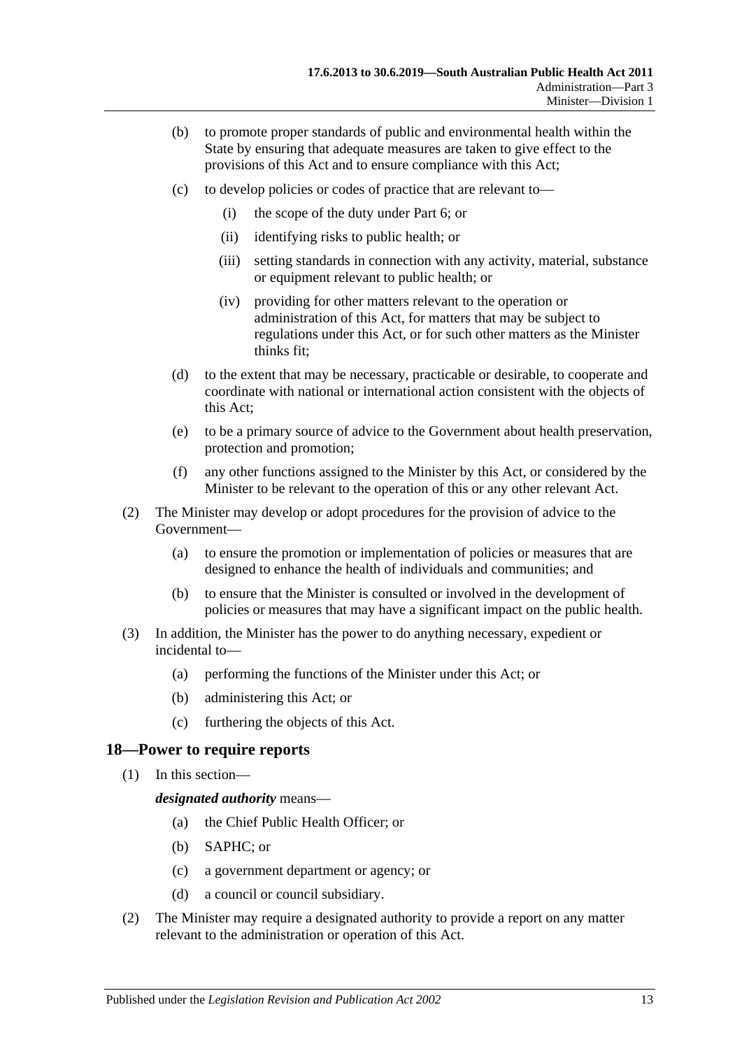- (b) to promote proper standards of public and environmental health within the State by ensuring that adequate measures are taken to give effect to the provisions of this Act and to ensure compliance with this Act;
- (c) to develop policies or codes of practice that are relevant to—
  - (i) the scope of the duty under Part 6; or
  - (ii) identifying risks to public health; or
  - (iii) setting standards in connection with any activity, material, substance or equipment relevant to public health; or
  - (iv) providing for other matters relevant to the operation or administration of this Act, for matters that may be subject to regulations under this Act, or for such other matters as the Minister thinks fit;
- (d) to the extent that may be necessary, practicable or desirable, to cooperate and coordinate with national or international action consistent with the objects of this Act;
- (e) to be a primary source of advice to the Government about health preservation, protection and promotion;
- (f) any other functions assigned to the Minister by this Act, or considered by the Minister to be relevant to the operation of this or any other relevant Act.

(2) The Minister may develop or adopt procedures for the provision of advice to the Government—

- (a) to ensure the promotion or implementation of policies or measures that are designed to enhance the health of individuals and communities; and
- (b) to ensure that the Minister is consulted or involved in the development of policies or measures that may have a significant impact on the public health.

(3) In addition, the Minister has the power to do anything necessary, expedient or incidental to—

- (a) performing the functions of the Minister under this Act; or
- (b) administering this Act; or
- (c) furthering the objects of this Act.

## 18—Power to require reports

(1) In this section—

***designated authority*** means—

- (a) the Chief Public Health Officer; or
- (b) SAPHC; or
- (c) a government department or agency; or
- (d) a council or council subsidiary.

(2) The Minister may require a designated authority to provide a report on any matter relevant to the administration or operation of this Act.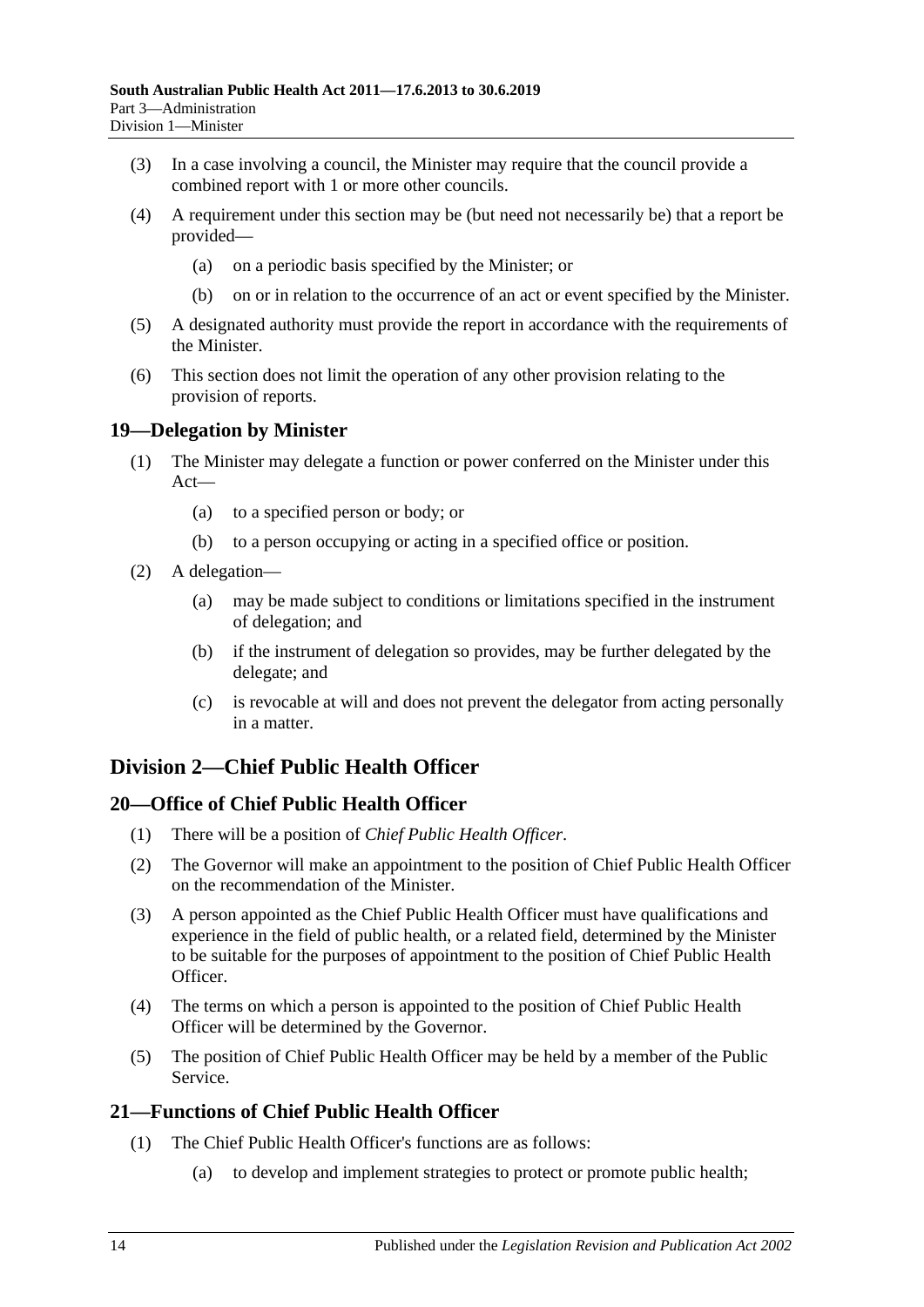(3) In a case involving a council, the Minister may require that the council provide a combined report with 1 or more other councils.

(4) A requirement under this section may be (but need not necessarily be) that a report be provided—

(a) on a periodic basis specified by the Minister; or

(b) on or in relation to the occurrence of an act or event specified by the Minister.

(5) A designated authority must provide the report in accordance with the requirements of the Minister.

(6) This section does not limit the operation of any other provision relating to the provision of reports.

### 19—Delegation by Minister

(1) The Minister may delegate a function or power conferred on the Minister under this Act—

(a) to a specified person or body; or

(b) to a person occupying or acting in a specified office or position.

(2) A delegation—

(a) may be made subject to conditions or limitations specified in the instrument of delegation; and

(b) if the instrument of delegation so provides, may be further delegated by the delegate; and

(c) is revocable at will and does not prevent the delegator from acting personally in a matter.

## Division 2—Chief Public Health Officer

### 20—Office of Chief Public Health Officer

(1) There will be a position of *Chief Public Health Officer*.

(2) The Governor will make an appointment to the position of Chief Public Health Officer on the recommendation of the Minister.

(3) A person appointed as the Chief Public Health Officer must have qualifications and experience in the field of public health, or a related field, determined by the Minister to be suitable for the purposes of appointment to the position of Chief Public Health Officer.

(4) The terms on which a person is appointed to the position of Chief Public Health Officer will be determined by the Governor.

(5) The position of Chief Public Health Officer may be held by a member of the Public Service.

### 21—Functions of Chief Public Health Officer

(1) The Chief Public Health Officer's functions are as follows:

(a) to develop and implement strategies to protect or promote public health;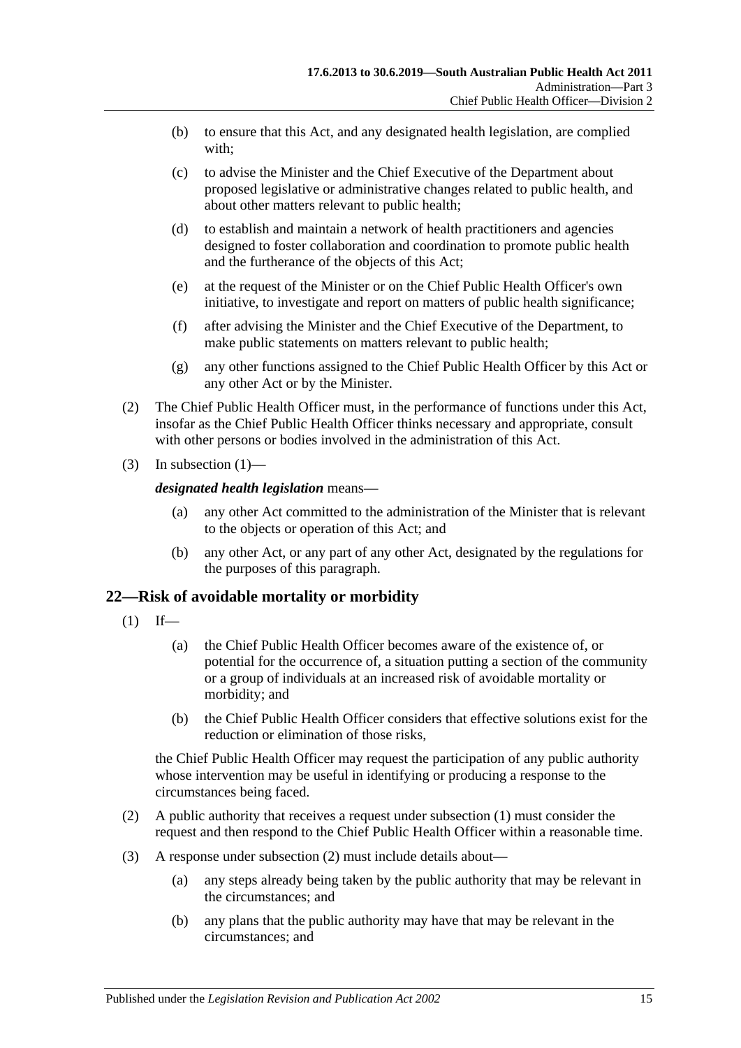(b) to ensure that this Act, and any designated health legislation, are complied with;

(c) to advise the Minister and the Chief Executive of the Department about proposed legislative or administrative changes related to public health, and about other matters relevant to public health;

(d) to establish and maintain a network of health practitioners and agencies designed to foster collaboration and coordination to promote public health and the furtherance of the objects of this Act;

(e) at the request of the Minister or on the Chief Public Health Officer's own initiative, to investigate and report on matters of public health significance;

(f) after advising the Minister and the Chief Executive of the Department, to make public statements on matters relevant to public health;

(g) any other functions assigned to the Chief Public Health Officer by this Act or any other Act or by the Minister.

(2) The Chief Public Health Officer must, in the performance of functions under this Act, insofar as the Chief Public Health Officer thinks necessary and appropriate, consult with other persons or bodies involved in the administration of this Act.

(3) In subsection (1)—

***designated health legislation*** means—

(a) any other Act committed to the administration of the Minister that is relevant to the objects or operation of this Act; and

(b) any other Act, or any part of any other Act, designated by the regulations for the purposes of this paragraph.

## 22—Risk of avoidable mortality or morbidity

(1) If—

(a) the Chief Public Health Officer becomes aware of the existence of, or potential for the occurrence of, a situation putting a section of the community or a group of individuals at an increased risk of avoidable mortality or morbidity; and

(b) the Chief Public Health Officer considers that effective solutions exist for the reduction or elimination of those risks,

the Chief Public Health Officer may request the participation of any public authority whose intervention may be useful in identifying or producing a response to the circumstances being faced.

(2) A public authority that receives a request under subsection (1) must consider the request and then respond to the Chief Public Health Officer within a reasonable time.

(3) A response under subsection (2) must include details about—

(a) any steps already being taken by the public authority that may be relevant in the circumstances; and

(b) any plans that the public authority may have that may be relevant in the circumstances; and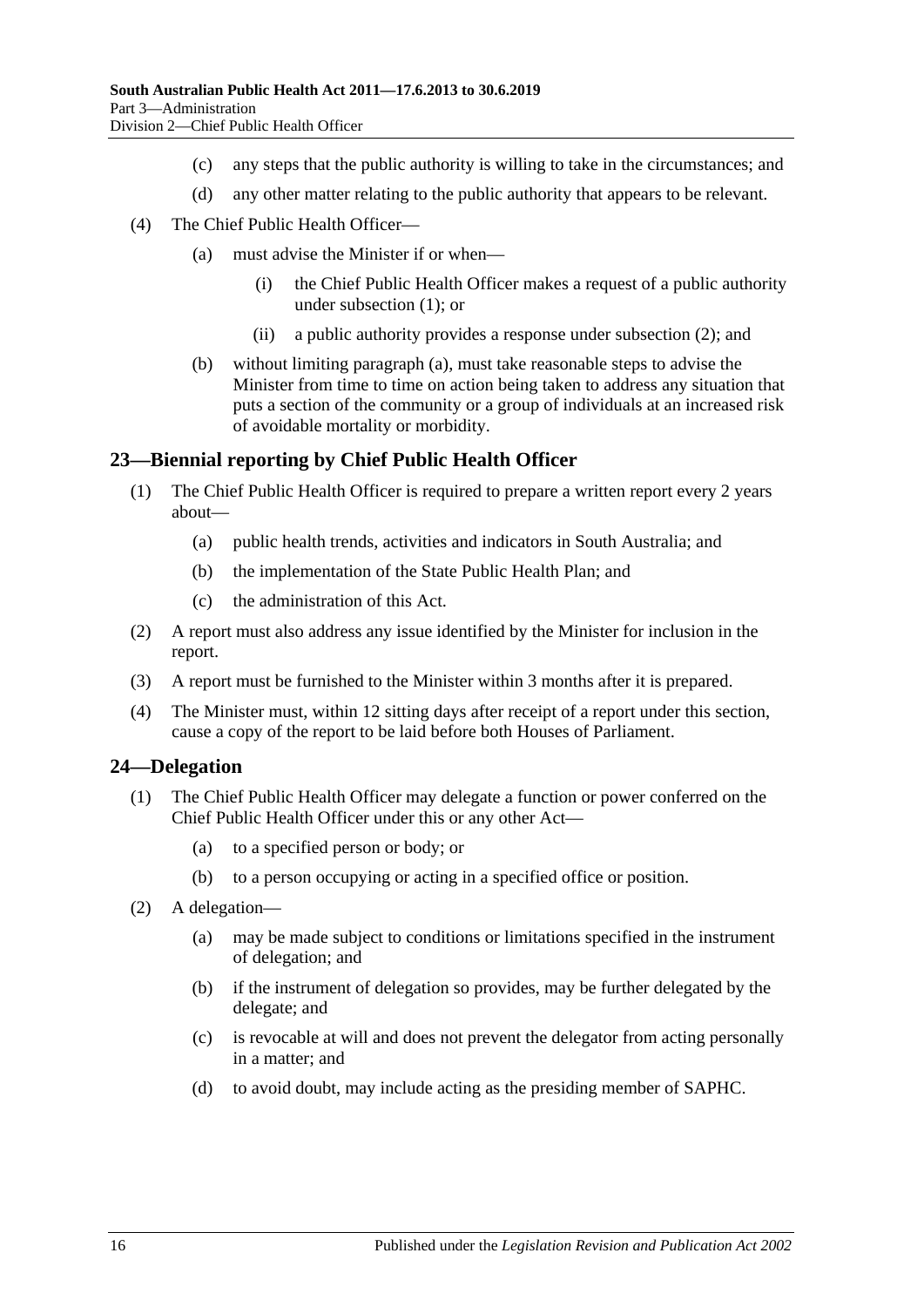(c) any steps that the public authority is willing to take in the circumstances; and

(d) any other matter relating to the public authority that appears to be relevant.

(4) The Chief Public Health Officer—

(a) must advise the Minister if or when—

(i) the Chief Public Health Officer makes a request of a public authority under subsection (1); or

(ii) a public authority provides a response under subsection (2); and

(b) without limiting paragraph (a), must take reasonable steps to advise the Minister from time to time on action being taken to address any situation that puts a section of the community or a group of individuals at an increased risk of avoidable mortality or morbidity.

## 23—Biennial reporting by Chief Public Health Officer

(1) The Chief Public Health Officer is required to prepare a written report every 2 years about—

(a) public health trends, activities and indicators in South Australia; and

(b) the implementation of the State Public Health Plan; and

(c) the administration of this Act.

(2) A report must also address any issue identified by the Minister for inclusion in the report.

(3) A report must be furnished to the Minister within 3 months after it is prepared.

(4) The Minister must, within 12 sitting days after receipt of a report under this section, cause a copy of the report to be laid before both Houses of Parliament.

## 24—Delegation

(1) The Chief Public Health Officer may delegate a function or power conferred on the Chief Public Health Officer under this or any other Act—

(a) to a specified person or body; or

(b) to a person occupying or acting in a specified office or position.

(2) A delegation—

(a) may be made subject to conditions or limitations specified in the instrument of delegation; and

(b) if the instrument of delegation so provides, may be further delegated by the delegate; and

(c) is revocable at will and does not prevent the delegator from acting personally in a matter; and

(d) to avoid doubt, may include acting as the presiding member of SAPHC.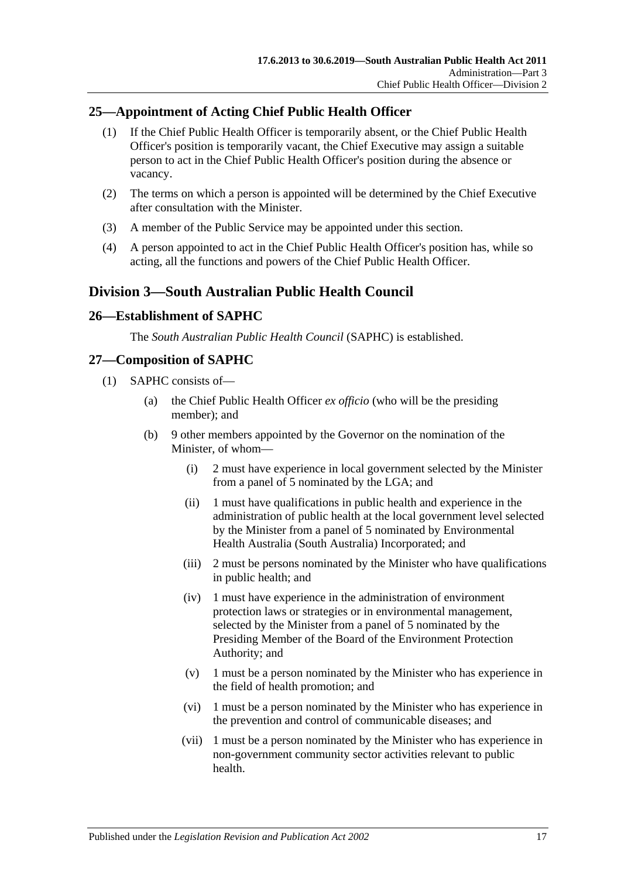## 25—Appointment of Acting Chief Public Health Officer

(1) If the Chief Public Health Officer is temporarily absent, or the Chief Public Health Officer's position is temporarily vacant, the Chief Executive may assign a suitable person to act in the Chief Public Health Officer's position during the absence or vacancy.

(2) The terms on which a person is appointed will be determined by the Chief Executive after consultation with the Minister.

(3) A member of the Public Service may be appointed under this section.

(4) A person appointed to act in the Chief Public Health Officer's position has, while so acting, all the functions and powers of the Chief Public Health Officer.

# Division 3—South Australian Public Health Council

## 26—Establishment of SAPHC

The *South Australian Public Health Council* (SAPHC) is established.

## 27—Composition of SAPHC

(1) SAPHC consists of—

(a) the Chief Public Health Officer *ex officio* (who will be the presiding member); and

(b) 9 other members appointed by the Governor on the nomination of the Minister, of whom—

(i) 2 must have experience in local government selected by the Minister from a panel of 5 nominated by the LGA; and

(ii) 1 must have qualifications in public health and experience in the administration of public health at the local government level selected by the Minister from a panel of 5 nominated by Environmental Health Australia (South Australia) Incorporated; and

(iii) 2 must be persons nominated by the Minister who have qualifications in public health; and

(iv) 1 must have experience in the administration of environment protection laws or strategies or in environmental management, selected by the Minister from a panel of 5 nominated by the Presiding Member of the Board of the Environment Protection Authority; and

(v) 1 must be a person nominated by the Minister who has experience in the field of health promotion; and

(vi) 1 must be a person nominated by the Minister who has experience in the prevention and control of communicable diseases; and

(vii) 1 must be a person nominated by the Minister who has experience in non-government community sector activities relevant to public health.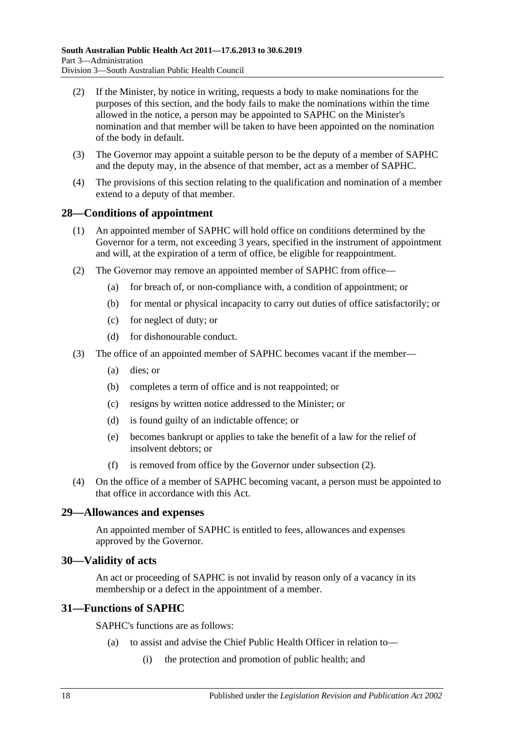(2) If the Minister, by notice in writing, requests a body to make nominations for the purposes of this section, and the body fails to make the nominations within the time allowed in the notice, a person may be appointed to SAPHC on the Minister's nomination and that member will be taken to have been appointed on the nomination of the body in default.

(3) The Governor may appoint a suitable person to be the deputy of a member of SAPHC and the deputy may, in the absence of that member, act as a member of SAPHC.

(4) The provisions of this section relating to the qualification and nomination of a member extend to a deputy of that member.

## 28—Conditions of appointment

(1) An appointed member of SAPHC will hold office on conditions determined by the Governor for a term, not exceeding 3 years, specified in the instrument of appointment and will, at the expiration of a term of office, be eligible for reappointment.

(2) The Governor may remove an appointed member of SAPHC from office—

(a) for breach of, or non-compliance with, a condition of appointment; or

(b) for mental or physical incapacity to carry out duties of office satisfactorily; or

(c) for neglect of duty; or

(d) for dishonourable conduct.

(3) The office of an appointed member of SAPHC becomes vacant if the member—

(a) dies; or

(b) completes a term of office and is not reappointed; or

(c) resigns by written notice addressed to the Minister; or

(d) is found guilty of an indictable offence; or

(e) becomes bankrupt or applies to take the benefit of a law for the relief of insolvent debtors; or

(f) is removed from office by the Governor under subsection (2).

(4) On the office of a member of SAPHC becoming vacant, a person must be appointed to that office in accordance with this Act.

## 29—Allowances and expenses

An appointed member of SAPHC is entitled to fees, allowances and expenses approved by the Governor.

## 30—Validity of acts

An act or proceeding of SAPHC is not invalid by reason only of a vacancy in its membership or a defect in the appointment of a member.

## 31—Functions of SAPHC

SAPHC's functions are as follows:

(a) to assist and advise the Chief Public Health Officer in relation to—

(i) the protection and promotion of public health; and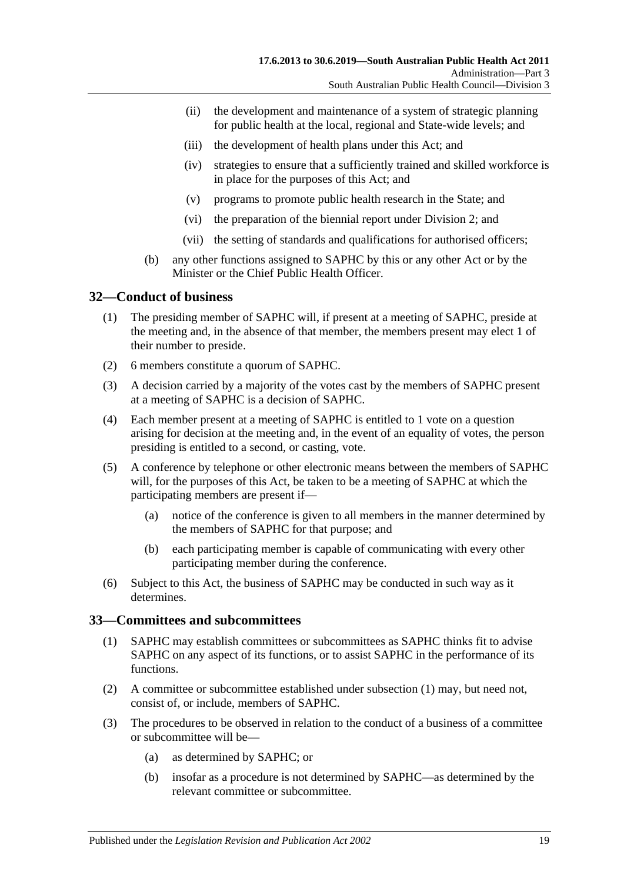(ii) the development and maintenance of a system of strategic planning for public health at the local, regional and State-wide levels; and

(iii) the development of health plans under this Act; and

(iv) strategies to ensure that a sufficiently trained and skilled workforce is in place for the purposes of this Act; and

(v) programs to promote public health research in the State; and

(vi) the preparation of the biennial report under Division 2; and

(vii) the setting of standards and qualifications for authorised officers;

(b) any other functions assigned to SAPHC by this or any other Act or by the Minister or the Chief Public Health Officer.

## 32—Conduct of business

(1) The presiding member of SAPHC will, if present at a meeting of SAPHC, preside at the meeting and, in the absence of that member, the members present may elect 1 of their number to preside.

(2) 6 members constitute a quorum of SAPHC.

(3) A decision carried by a majority of the votes cast by the members of SAPHC present at a meeting of SAPHC is a decision of SAPHC.

(4) Each member present at a meeting of SAPHC is entitled to 1 vote on a question arising for decision at the meeting and, in the event of an equality of votes, the person presiding is entitled to a second, or casting, vote.

(5) A conference by telephone or other electronic means between the members of SAPHC will, for the purposes of this Act, be taken to be a meeting of SAPHC at which the participating members are present if—

(a) notice of the conference is given to all members in the manner determined by the members of SAPHC for that purpose; and

(b) each participating member is capable of communicating with every other participating member during the conference.

(6) Subject to this Act, the business of SAPHC may be conducted in such way as it determines.

## 33—Committees and subcommittees

(1) SAPHC may establish committees or subcommittees as SAPHC thinks fit to advise SAPHC on any aspect of its functions, or to assist SAPHC in the performance of its functions.

(2) A committee or subcommittee established under subsection (1) may, but need not, consist of, or include, members of SAPHC.

(3) The procedures to be observed in relation to the conduct of a business of a committee or subcommittee will be—

(a) as determined by SAPHC; or

(b) insofar as a procedure is not determined by SAPHC—as determined by the relevant committee or subcommittee.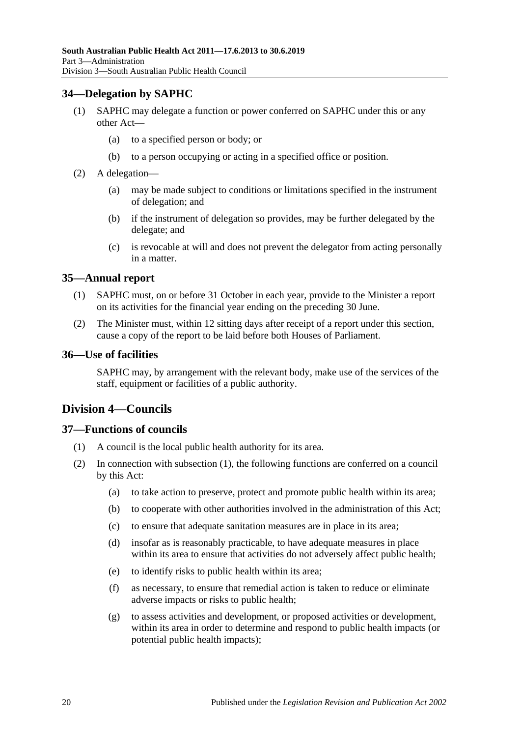## 34—Delegation by SAPHC

(1) SAPHC may delegate a function or power conferred on SAPHC under this or any other Act—

(a) to a specified person or body; or

(b) to a person occupying or acting in a specified office or position.

(2) A delegation—

(a) may be made subject to conditions or limitations specified in the instrument of delegation; and

(b) if the instrument of delegation so provides, may be further delegated by the delegate; and

(c) is revocable at will and does not prevent the delegator from acting personally in a matter.

## 35—Annual report

(1) SAPHC must, on or before 31 October in each year, provide to the Minister a report on its activities for the financial year ending on the preceding 30 June.

(2) The Minister must, within 12 sitting days after receipt of a report under this section, cause a copy of the report to be laid before both Houses of Parliament.

## 36—Use of facilities

SAPHC may, by arrangement with the relevant body, make use of the services of the staff, equipment or facilities of a public authority.

# Division 4—Councils

## 37—Functions of councils

(1) A council is the local public health authority for its area.

(2) In connection with subsection (1), the following functions are conferred on a council by this Act:

(a) to take action to preserve, protect and promote public health within its area;

(b) to cooperate with other authorities involved in the administration of this Act;

(c) to ensure that adequate sanitation measures are in place in its area;

(d) insofar as is reasonably practicable, to have adequate measures in place within its area to ensure that activities do not adversely affect public health;

(e) to identify risks to public health within its area;

(f) as necessary, to ensure that remedial action is taken to reduce or eliminate adverse impacts or risks to public health;

(g) to assess activities and development, or proposed activities or development, within its area in order to determine and respond to public health impacts (or potential public health impacts);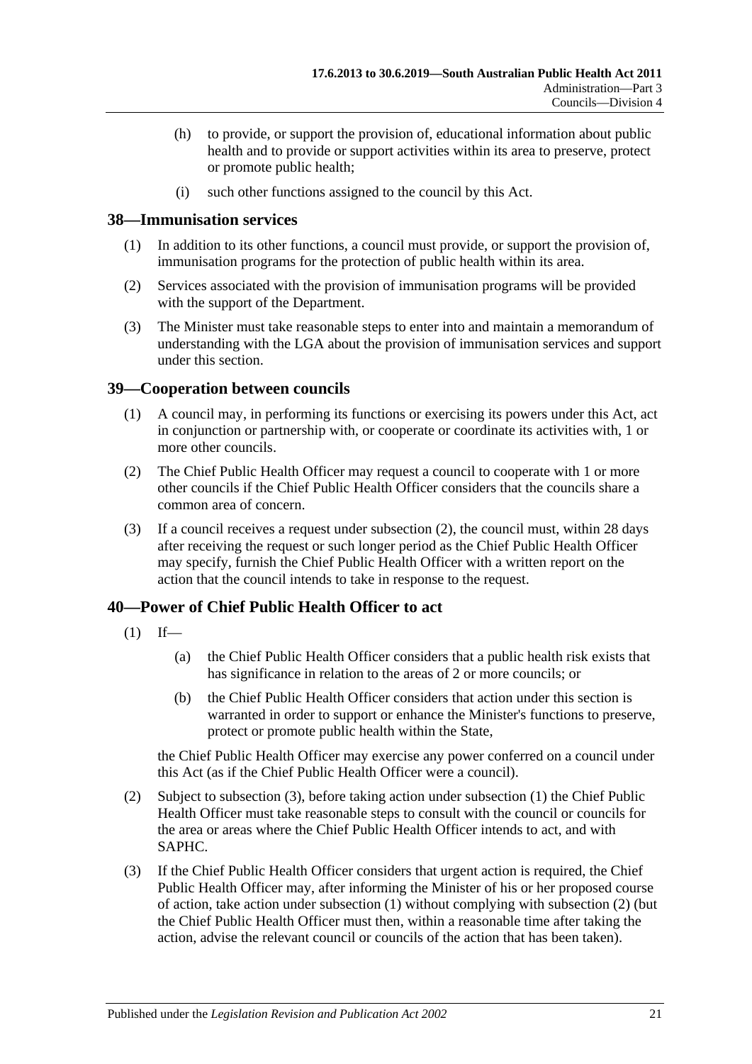(h) to provide, or support the provision of, educational information about public health and to provide or support activities within its area to preserve, protect or promote public health;

(i) such other functions assigned to the council by this Act.

## 38—Immunisation services

(1) In addition to its other functions, a council must provide, or support the provision of, immunisation programs for the protection of public health within its area.

(2) Services associated with the provision of immunisation programs will be provided with the support of the Department.

(3) The Minister must take reasonable steps to enter into and maintain a memorandum of understanding with the LGA about the provision of immunisation services and support under this section.

## 39—Cooperation between councils

(1) A council may, in performing its functions or exercising its powers under this Act, act in conjunction or partnership with, or cooperate or coordinate its activities with, 1 or more other councils.

(2) The Chief Public Health Officer may request a council to cooperate with 1 or more other councils if the Chief Public Health Officer considers that the councils share a common area of concern.

(3) If a council receives a request under subsection (2), the council must, within 28 days after receiving the request or such longer period as the Chief Public Health Officer may specify, furnish the Chief Public Health Officer with a written report on the action that the council intends to take in response to the request.

## 40—Power of Chief Public Health Officer to act

(1) If—

(a) the Chief Public Health Officer considers that a public health risk exists that has significance in relation to the areas of 2 or more councils; or

(b) the Chief Public Health Officer considers that action under this section is warranted in order to support or enhance the Minister's functions to preserve, protect or promote public health within the State,

the Chief Public Health Officer may exercise any power conferred on a council under this Act (as if the Chief Public Health Officer were a council).

(2) Subject to subsection (3), before taking action under subsection (1) the Chief Public Health Officer must take reasonable steps to consult with the council or councils for the area or areas where the Chief Public Health Officer intends to act, and with SAPHC.

(3) If the Chief Public Health Officer considers that urgent action is required, the Chief Public Health Officer may, after informing the Minister of his or her proposed course of action, take action under subsection (1) without complying with subsection (2) (but the Chief Public Health Officer must then, within a reasonable time after taking the action, advise the relevant council or councils of the action that has been taken).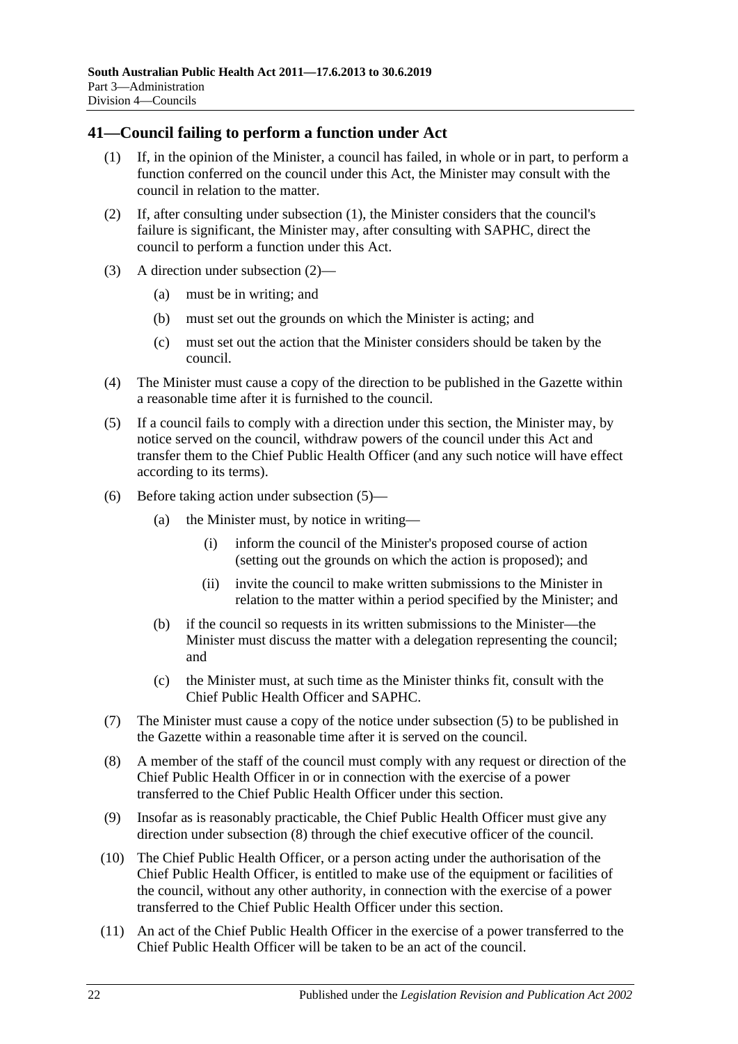## 41—Council failing to perform a function under Act

(1) If, in the opinion of the Minister, a council has failed, in whole or in part, to perform a function conferred on the council under this Act, the Minister may consult with the council in relation to the matter.

(2) If, after consulting under subsection (1), the Minister considers that the council's failure is significant, the Minister may, after consulting with SAPHC, direct the council to perform a function under this Act.

(3) A direction under subsection (2)—

- (a) must be in writing; and
- (b) must set out the grounds on which the Minister is acting; and
- (c) must set out the action that the Minister considers should be taken by the council.

(4) The Minister must cause a copy of the direction to be published in the Gazette within a reasonable time after it is furnished to the council.

(5) If a council fails to comply with a direction under this section, the Minister may, by notice served on the council, withdraw powers of the council under this Act and transfer them to the Chief Public Health Officer (and any such notice will have effect according to its terms).

(6) Before taking action under subsection (5)—

- (a) the Minister must, by notice in writing—
  - (i) inform the council of the Minister's proposed course of action (setting out the grounds on which the action is proposed); and
  - (ii) invite the council to make written submissions to the Minister in relation to the matter within a period specified by the Minister; and
- (b) if the council so requests in its written submissions to the Minister—the Minister must discuss the matter with a delegation representing the council; and
- (c) the Minister must, at such time as the Minister thinks fit, consult with the Chief Public Health Officer and SAPHC.

(7) The Minister must cause a copy of the notice under subsection (5) to be published in the Gazette within a reasonable time after it is served on the council.

(8) A member of the staff of the council must comply with any request or direction of the Chief Public Health Officer in or in connection with the exercise of a power transferred to the Chief Public Health Officer under this section.

(9) Insofar as is reasonably practicable, the Chief Public Health Officer must give any direction under subsection (8) through the chief executive officer of the council.

(10) The Chief Public Health Officer, or a person acting under the authorisation of the Chief Public Health Officer, is entitled to make use of the equipment or facilities of the council, without any other authority, in connection with the exercise of a power transferred to the Chief Public Health Officer under this section.

(11) An act of the Chief Public Health Officer in the exercise of a power transferred to the Chief Public Health Officer will be taken to be an act of the council.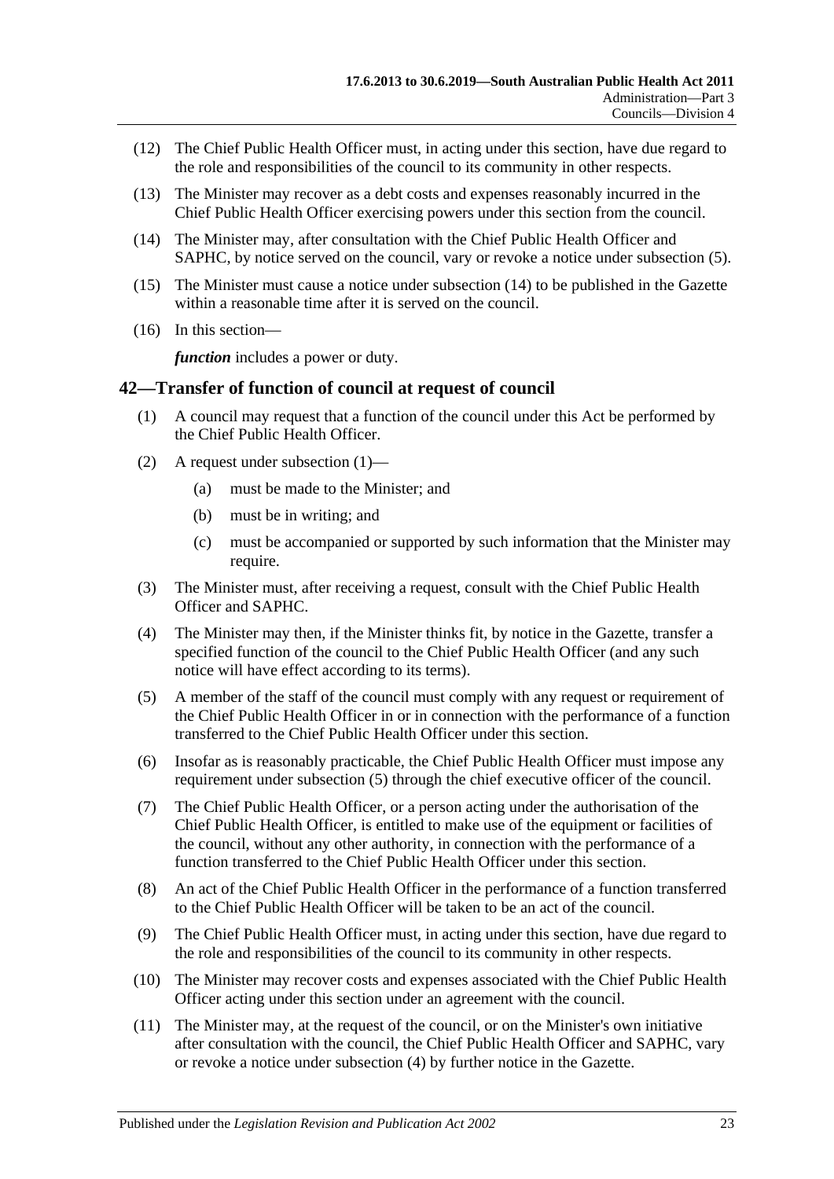(12) The Chief Public Health Officer must, in acting under this section, have due regard to the role and responsibilities of the council to its community in other respects.

(13) The Minister may recover as a debt costs and expenses reasonably incurred in the Chief Public Health Officer exercising powers under this section from the council.

(14) The Minister may, after consultation with the Chief Public Health Officer and SAPHC, by notice served on the council, vary or revoke a notice under subsection (5).

(15) The Minister must cause a notice under subsection (14) to be published in the Gazette within a reasonable time after it is served on the council.

(16) In this section—

***function*** includes a power or duty.

## 42—Transfer of function of council at request of council

(1) A council may request that a function of the council under this Act be performed by the Chief Public Health Officer.

(2) A request under subsection (1)—

(a) must be made to the Minister; and

(b) must be in writing; and

(c) must be accompanied or supported by such information that the Minister may require.

(3) The Minister must, after receiving a request, consult with the Chief Public Health Officer and SAPHC.

(4) The Minister may then, if the Minister thinks fit, by notice in the Gazette, transfer a specified function of the council to the Chief Public Health Officer (and any such notice will have effect according to its terms).

(5) A member of the staff of the council must comply with any request or requirement of the Chief Public Health Officer in or in connection with the performance of a function transferred to the Chief Public Health Officer under this section.

(6) Insofar as is reasonably practicable, the Chief Public Health Officer must impose any requirement under subsection (5) through the chief executive officer of the council.

(7) The Chief Public Health Officer, or a person acting under the authorisation of the Chief Public Health Officer, is entitled to make use of the equipment or facilities of the council, without any other authority, in connection with the performance of a function transferred to the Chief Public Health Officer under this section.

(8) An act of the Chief Public Health Officer in the performance of a function transferred to the Chief Public Health Officer will be taken to be an act of the council.

(9) The Chief Public Health Officer must, in acting under this section, have due regard to the role and responsibilities of the council to its community in other respects.

(10) The Minister may recover costs and expenses associated with the Chief Public Health Officer acting under this section under an agreement with the council.

(11) The Minister may, at the request of the council, or on the Minister's own initiative after consultation with the council, the Chief Public Health Officer and SAPHC, vary or revoke a notice under subsection (4) by further notice in the Gazette.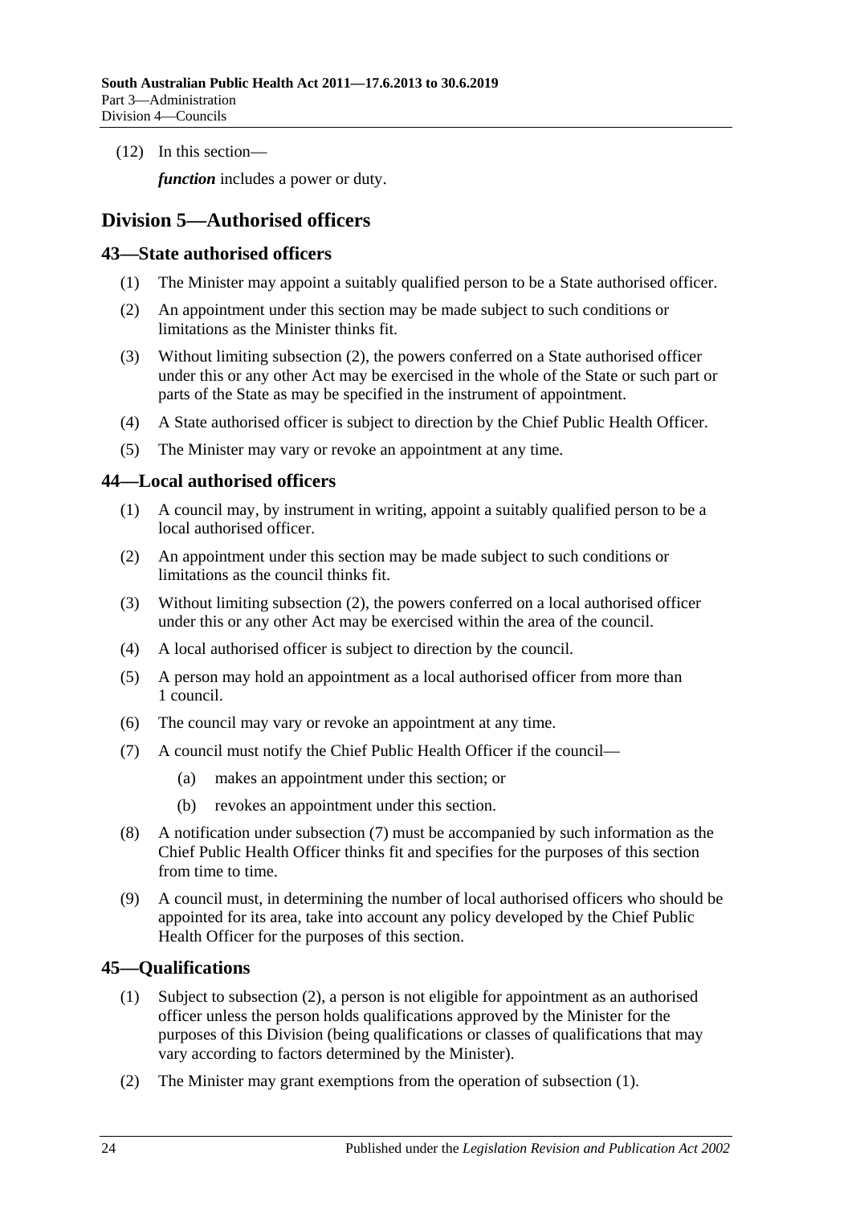(12) In this section—

*function* includes a power or duty.

## Division 5—Authorised officers

### 43—State authorised officers

(1) The Minister may appoint a suitably qualified person to be a State authorised officer.

(2) An appointment under this section may be made subject to such conditions or limitations as the Minister thinks fit.

(3) Without limiting subsection (2), the powers conferred on a State authorised officer under this or any other Act may be exercised in the whole of the State or such part or parts of the State as may be specified in the instrument of appointment.

(4) A State authorised officer is subject to direction by the Chief Public Health Officer.

(5) The Minister may vary or revoke an appointment at any time.

### 44—Local authorised officers

(1) A council may, by instrument in writing, appoint a suitably qualified person to be a local authorised officer.

(2) An appointment under this section may be made subject to such conditions or limitations as the council thinks fit.

(3) Without limiting subsection (2), the powers conferred on a local authorised officer under this or any other Act may be exercised within the area of the council.

(4) A local authorised officer is subject to direction by the council.

(5) A person may hold an appointment as a local authorised officer from more than 1 council.

(6) The council may vary or revoke an appointment at any time.

(7) A council must notify the Chief Public Health Officer if the council—

(a) makes an appointment under this section; or

(b) revokes an appointment under this section.

(8) A notification under subsection (7) must be accompanied by such information as the Chief Public Health Officer thinks fit and specifies for the purposes of this section from time to time.

(9) A council must, in determining the number of local authorised officers who should be appointed for its area, take into account any policy developed by the Chief Public Health Officer for the purposes of this section.

### 45—Qualifications

(1) Subject to subsection (2), a person is not eligible for appointment as an authorised officer unless the person holds qualifications approved by the Minister for the purposes of this Division (being qualifications or classes of qualifications that may vary according to factors determined by the Minister).

(2) The Minister may grant exemptions from the operation of subsection (1).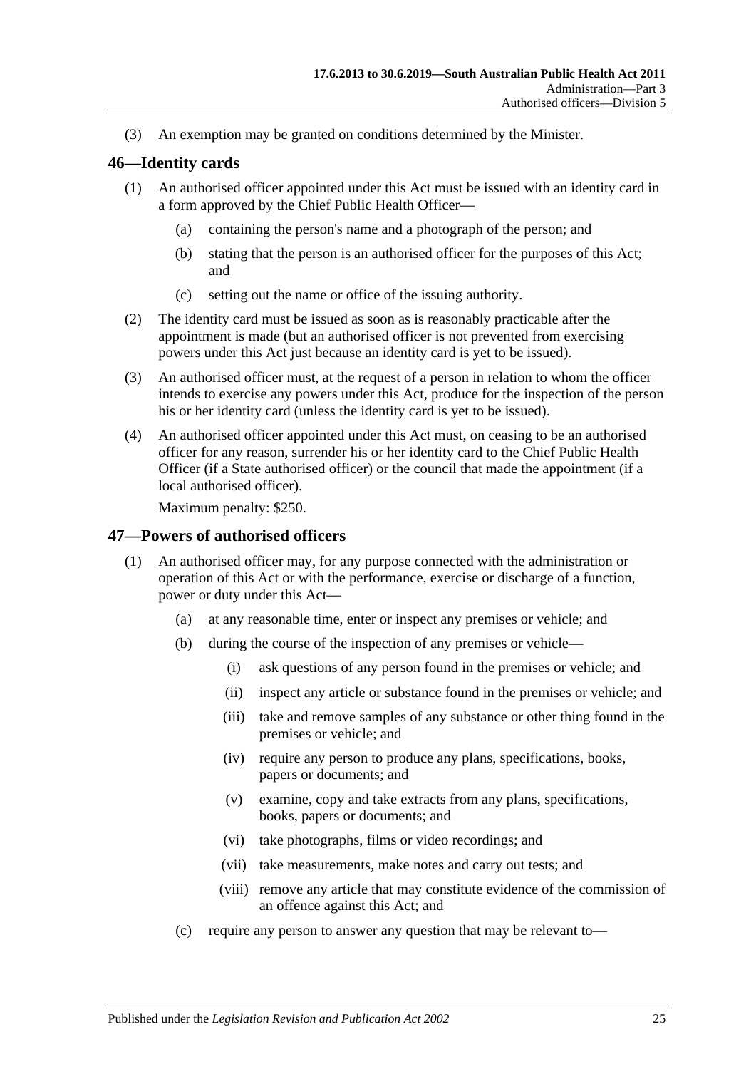(3) An exemption may be granted on conditions determined by the Minister.

## 46—Identity cards

(1) An authorised officer appointed under this Act must be issued with an identity card in a form approved by the Chief Public Health Officer—

  (a) containing the person's name and a photograph of the person; and

  (b) stating that the person is an authorised officer for the purposes of this Act; and

  (c) setting out the name or office of the issuing authority.

(2) The identity card must be issued as soon as is reasonably practicable after the appointment is made (but an authorised officer is not prevented from exercising powers under this Act just because an identity card is yet to be issued).

(3) An authorised officer must, at the request of a person in relation to whom the officer intends to exercise any powers under this Act, produce for the inspection of the person his or her identity card (unless the identity card is yet to be issued).

(4) An authorised officer appointed under this Act must, on ceasing to be an authorised officer for any reason, surrender his or her identity card to the Chief Public Health Officer (if a State authorised officer) or the council that made the appointment (if a local authorised officer).

Maximum penalty: $250.

## 47—Powers of authorised officers

(1) An authorised officer may, for any purpose connected with the administration or operation of this Act or with the performance, exercise or discharge of a function, power or duty under this Act—

  (a) at any reasonable time, enter or inspect any premises or vehicle; and

  (b) during the course of the inspection of any premises or vehicle—

    (i) ask questions of any person found in the premises or vehicle; and

    (ii) inspect any article or substance found in the premises or vehicle; and

    (iii) take and remove samples of any substance or other thing found in the premises or vehicle; and

    (iv) require any person to produce any plans, specifications, books, papers or documents; and

    (v) examine, copy and take extracts from any plans, specifications, books, papers or documents; and

    (vi) take photographs, films or video recordings; and

    (vii) take measurements, make notes and carry out tests; and

    (viii) remove any article that may constitute evidence of the commission of an offence against this Act; and

  (c) require any person to answer any question that may be relevant to—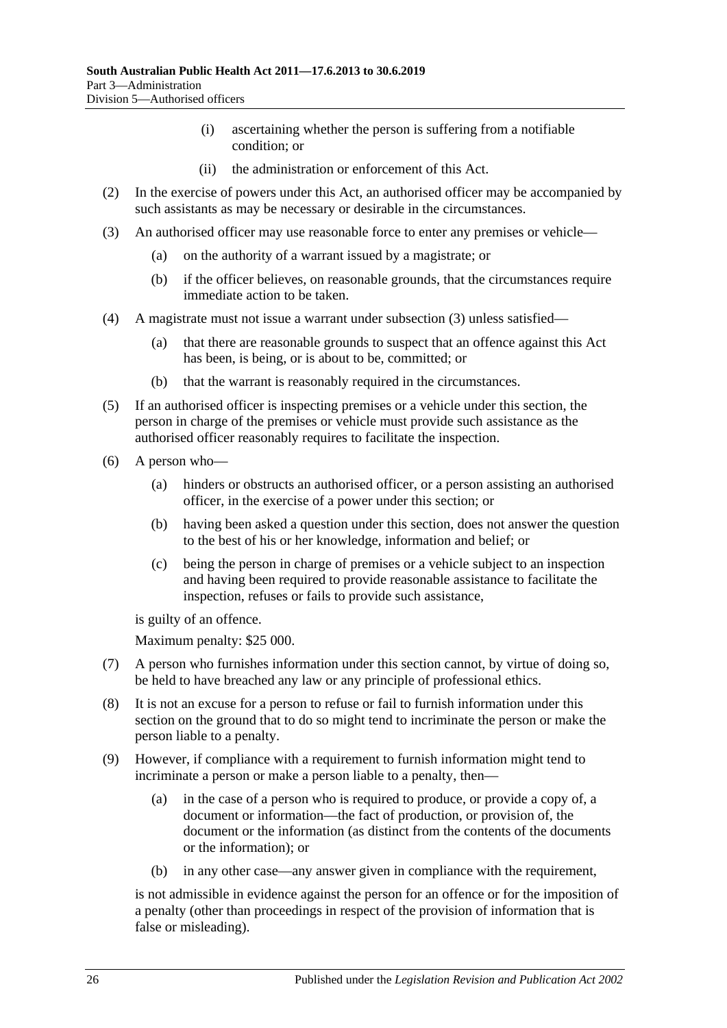(i) ascertaining whether the person is suffering from a notifiable condition; or

(ii) the administration or enforcement of this Act.

(2) In the exercise of powers under this Act, an authorised officer may be accompanied by such assistants as may be necessary or desirable in the circumstances.

(3) An authorised officer may use reasonable force to enter any premises or vehicle—

(a) on the authority of a warrant issued by a magistrate; or

(b) if the officer believes, on reasonable grounds, that the circumstances require immediate action to be taken.

(4) A magistrate must not issue a warrant under subsection (3) unless satisfied—

(a) that there are reasonable grounds to suspect that an offence against this Act has been, is being, or is about to be, committed; or

(b) that the warrant is reasonably required in the circumstances.

(5) If an authorised officer is inspecting premises or a vehicle under this section, the person in charge of the premises or vehicle must provide such assistance as the authorised officer reasonably requires to facilitate the inspection.

(6) A person who—

(a) hinders or obstructs an authorised officer, or a person assisting an authorised officer, in the exercise of a power under this section; or

(b) having been asked a question under this section, does not answer the question to the best of his or her knowledge, information and belief; or

(c) being the person in charge of premises or a vehicle subject to an inspection and having been required to provide reasonable assistance to facilitate the inspection, refuses or fails to provide such assistance,

is guilty of an offence.

Maximum penalty: $25 000.

(7) A person who furnishes information under this section cannot, by virtue of doing so, be held to have breached any law or any principle of professional ethics.

(8) It is not an excuse for a person to refuse or fail to furnish information under this section on the ground that to do so might tend to incriminate the person or make the person liable to a penalty.

(9) However, if compliance with a requirement to furnish information might tend to incriminate a person or make a person liable to a penalty, then—

(a) in the case of a person who is required to produce, or provide a copy of, a document or information—the fact of production, or provision of, the document or the information (as distinct from the contents of the documents or the information); or

(b) in any other case—any answer given in compliance with the requirement,

is not admissible in evidence against the person for an offence or for the imposition of a penalty (other than proceedings in respect of the provision of information that is false or misleading).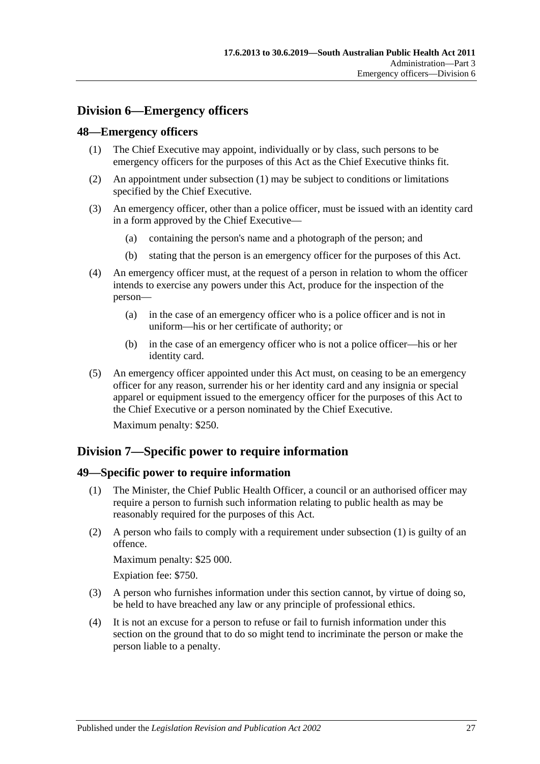## Division 6—Emergency officers

### 48—Emergency officers

(1) The Chief Executive may appoint, individually or by class, such persons to be emergency officers for the purposes of this Act as the Chief Executive thinks fit.

(2) An appointment under subsection (1) may be subject to conditions or limitations specified by the Chief Executive.

(3) An emergency officer, other than a police officer, must be issued with an identity card in a form approved by the Chief Executive—

(a) containing the person's name and a photograph of the person; and

(b) stating that the person is an emergency officer for the purposes of this Act.

(4) An emergency officer must, at the request of a person in relation to whom the officer intends to exercise any powers under this Act, produce for the inspection of the person—

(a) in the case of an emergency officer who is a police officer and is not in uniform—his or her certificate of authority; or

(b) in the case of an emergency officer who is not a police officer—his or her identity card.

(5) An emergency officer appointed under this Act must, on ceasing to be an emergency officer for any reason, surrender his or her identity card and any insignia or special apparel or equipment issued to the emergency officer for the purposes of this Act to the Chief Executive or a person nominated by the Chief Executive.

Maximum penalty: $250.

## Division 7—Specific power to require information

### 49—Specific power to require information

(1) The Minister, the Chief Public Health Officer, a council or an authorised officer may require a person to furnish such information relating to public health as may be reasonably required for the purposes of this Act.

(2) A person who fails to comply with a requirement under subsection (1) is guilty of an offence.

Maximum penalty: $25 000.

Expiation fee: $750.

(3) A person who furnishes information under this section cannot, by virtue of doing so, be held to have breached any law or any principle of professional ethics.

(4) It is not an excuse for a person to refuse or fail to furnish information under this section on the ground that to do so might tend to incriminate the person or make the person liable to a penalty.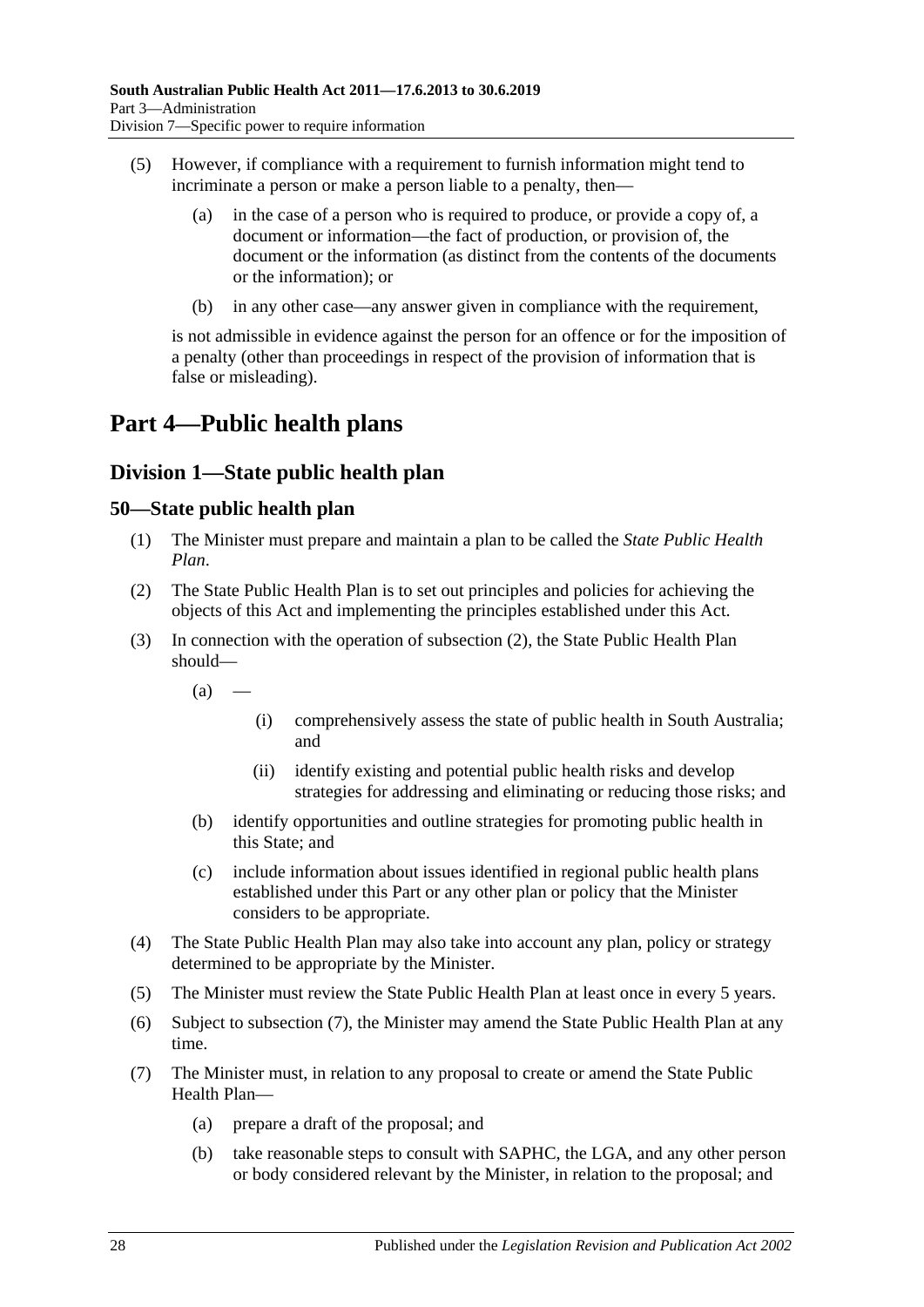(5) However, if compliance with a requirement to furnish information might tend to incriminate a person or make a person liable to a penalty, then—

  (a) in the case of a person who is required to produce, or provide a copy of, a document or information—the fact of production, or provision of, the document or the information (as distinct from the contents of the documents or the information); or

  (b) in any other case—any answer given in compliance with the requirement,

is not admissible in evidence against the person for an offence or for the imposition of a penalty (other than proceedings in respect of the provision of information that is false or misleading).

# Part 4—Public health plans

## Division 1—State public health plan

### 50—State public health plan

(1) The Minister must prepare and maintain a plan to be called the *State Public Health Plan*.

(2) The State Public Health Plan is to set out principles and policies for achieving the objects of this Act and implementing the principles established under this Act.

(3) In connection with the operation of subsection (2), the State Public Health Plan should—

  (a) —

    (i) comprehensively assess the state of public health in South Australia; and

    (ii) identify existing and potential public health risks and develop strategies for addressing and eliminating or reducing those risks; and

  (b) identify opportunities and outline strategies for promoting public health in this State; and

  (c) include information about issues identified in regional public health plans established under this Part or any other plan or policy that the Minister considers to be appropriate.

(4) The State Public Health Plan may also take into account any plan, policy or strategy determined to be appropriate by the Minister.

(5) The Minister must review the State Public Health Plan at least once in every 5 years.

(6) Subject to subsection (7), the Minister may amend the State Public Health Plan at any time.

(7) The Minister must, in relation to any proposal to create or amend the State Public Health Plan—

  (a) prepare a draft of the proposal; and

  (b) take reasonable steps to consult with SAPHC, the LGA, and any other person or body considered relevant by the Minister, in relation to the proposal; and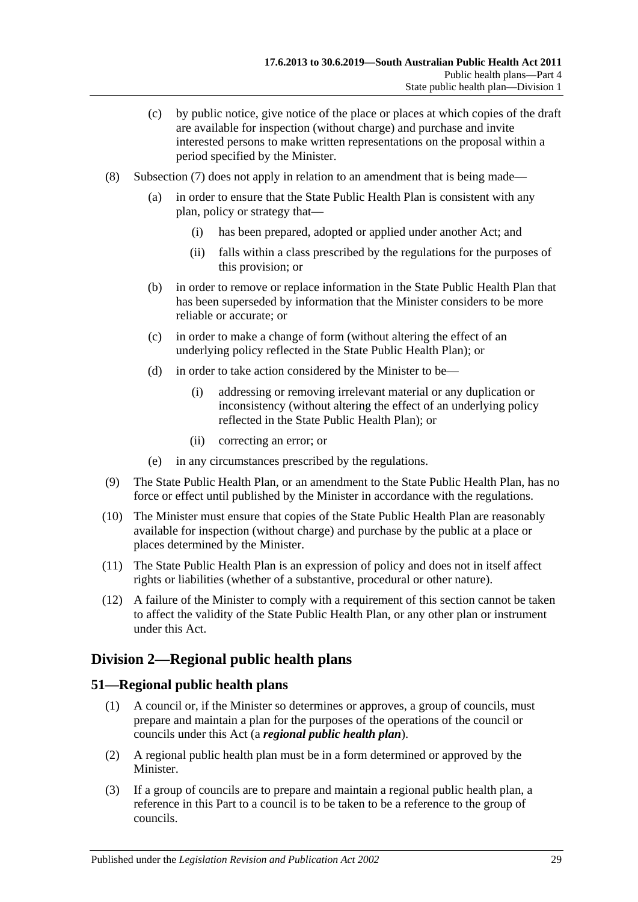(c) by public notice, give notice of the place or places at which copies of the draft are available for inspection (without charge) and purchase and invite interested persons to make written representations on the proposal within a period specified by the Minister.

(8) Subsection (7) does not apply in relation to an amendment that is being made—

(a) in order to ensure that the State Public Health Plan is consistent with any plan, policy or strategy that—

(i) has been prepared, adopted or applied under another Act; and

(ii) falls within a class prescribed by the regulations for the purposes of this provision; or

(b) in order to remove or replace information in the State Public Health Plan that has been superseded by information that the Minister considers to be more reliable or accurate; or

(c) in order to make a change of form (without altering the effect of an underlying policy reflected in the State Public Health Plan); or

(d) in order to take action considered by the Minister to be—

(i) addressing or removing irrelevant material or any duplication or inconsistency (without altering the effect of an underlying policy reflected in the State Public Health Plan); or

(ii) correcting an error; or

(e) in any circumstances prescribed by the regulations.

(9) The State Public Health Plan, or an amendment to the State Public Health Plan, has no force or effect until published by the Minister in accordance with the regulations.

(10) The Minister must ensure that copies of the State Public Health Plan are reasonably available for inspection (without charge) and purchase by the public at a place or places determined by the Minister.

(11) The State Public Health Plan is an expression of policy and does not in itself affect rights or liabilities (whether of a substantive, procedural or other nature).

(12) A failure of the Minister to comply with a requirement of this section cannot be taken to affect the validity of the State Public Health Plan, or any other plan or instrument under this Act.

## Division 2—Regional public health plans

### 51—Regional public health plans

(1) A council or, if the Minister so determines or approves, a group of councils, must prepare and maintain a plan for the purposes of the operations of the council or councils under this Act (a ***regional public health plan***).

(2) A regional public health plan must be in a form determined or approved by the Minister.

(3) If a group of councils are to prepare and maintain a regional public health plan, a reference in this Part to a council is to be taken to be a reference to the group of councils.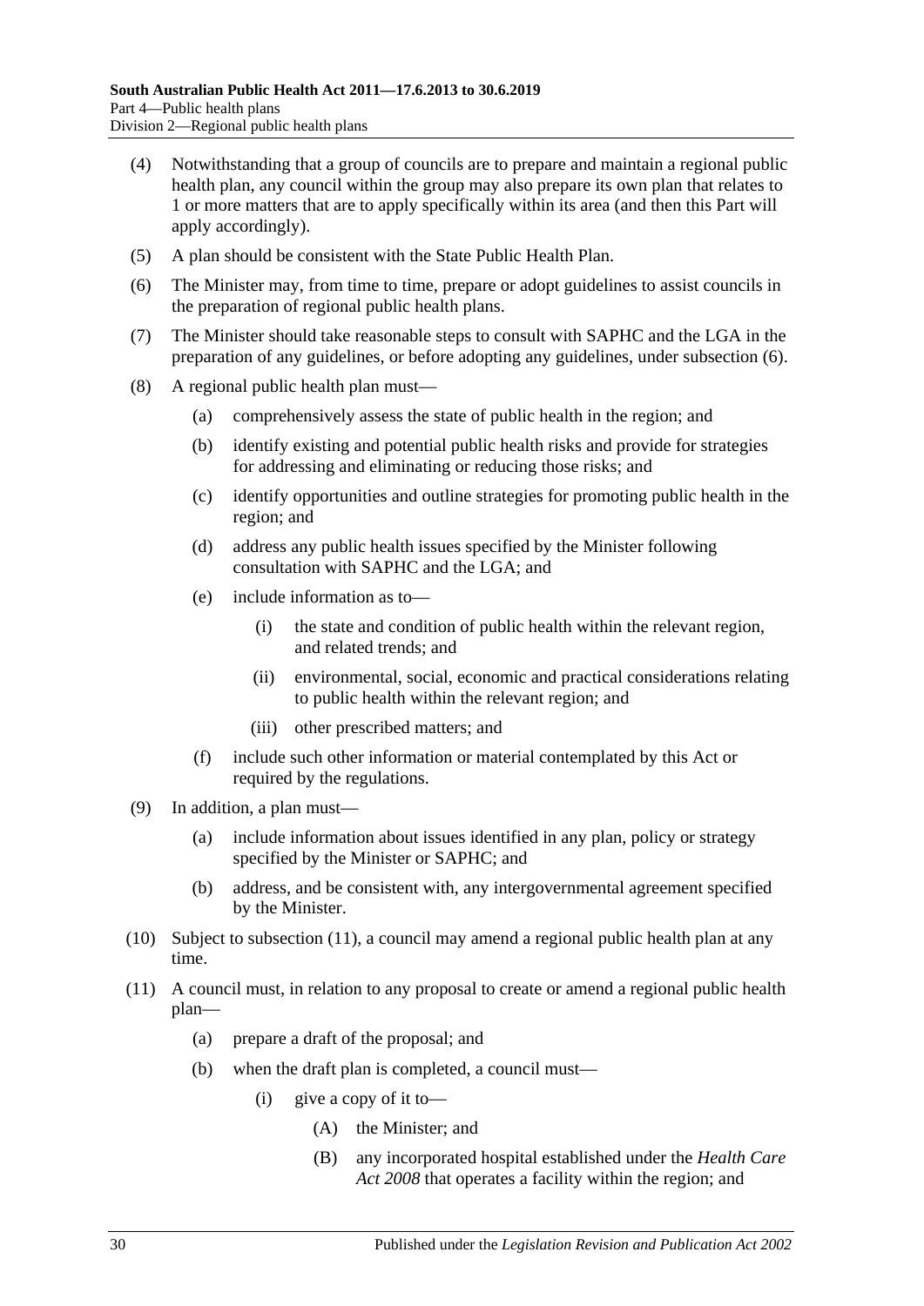(4) Notwithstanding that a group of councils are to prepare and maintain a regional public health plan, any council within the group may also prepare its own plan that relates to 1 or more matters that are to apply specifically within its area (and then this Part will apply accordingly).

(5) A plan should be consistent with the State Public Health Plan.

(6) The Minister may, from time to time, prepare or adopt guidelines to assist councils in the preparation of regional public health plans.

(7) The Minister should take reasonable steps to consult with SAPHC and the LGA in the preparation of any guidelines, or before adopting any guidelines, under subsection (6).

(8) A regional public health plan must—

- (a) comprehensively assess the state of public health in the region; and
- (b) identify existing and potential public health risks and provide for strategies for addressing and eliminating or reducing those risks; and
- (c) identify opportunities and outline strategies for promoting public health in the region; and
- (d) address any public health issues specified by the Minister following consultation with SAPHC and the LGA; and
- (e) include information as to—
  - (i) the state and condition of public health within the relevant region, and related trends; and
  - (ii) environmental, social, economic and practical considerations relating to public health within the relevant region; and
  - (iii) other prescribed matters; and
- (f) include such other information or material contemplated by this Act or required by the regulations.

(9) In addition, a plan must—

- (a) include information about issues identified in any plan, policy or strategy specified by the Minister or SAPHC; and
- (b) address, and be consistent with, any intergovernmental agreement specified by the Minister.

(10) Subject to subsection (11), a council may amend a regional public health plan at any time.

(11) A council must, in relation to any proposal to create or amend a regional public health plan—

- (a) prepare a draft of the proposal; and
- (b) when the draft plan is completed, a council must—
  - (i) give a copy of it to—
    - (A) the Minister; and
    - (B) any incorporated hospital established under the *Health Care Act 2008* that operates a facility within the region; and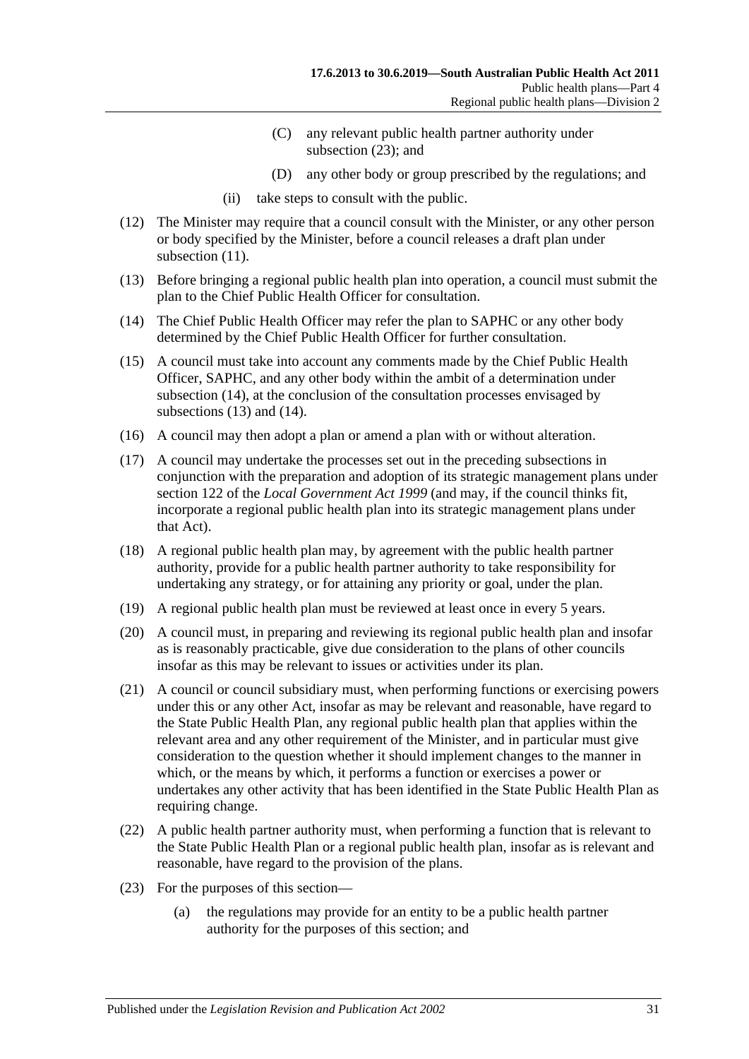(C) any relevant public health partner authority under subsection (23); and

(D) any other body or group prescribed by the regulations; and

(ii) take steps to consult with the public.

(12) The Minister may require that a council consult with the Minister, or any other person or body specified by the Minister, before a council releases a draft plan under subsection (11).

(13) Before bringing a regional public health plan into operation, a council must submit the plan to the Chief Public Health Officer for consultation.

(14) The Chief Public Health Officer may refer the plan to SAPHC or any other body determined by the Chief Public Health Officer for further consultation.

(15) A council must take into account any comments made by the Chief Public Health Officer, SAPHC, and any other body within the ambit of a determination under subsection (14), at the conclusion of the consultation processes envisaged by subsections (13) and (14).

(16) A council may then adopt a plan or amend a plan with or without alteration.

(17) A council may undertake the processes set out in the preceding subsections in conjunction with the preparation and adoption of its strategic management plans under section 122 of the *Local Government Act 1999* (and may, if the council thinks fit, incorporate a regional public health plan into its strategic management plans under that Act).

(18) A regional public health plan may, by agreement with the public health partner authority, provide for a public health partner authority to take responsibility for undertaking any strategy, or for attaining any priority or goal, under the plan.

(19) A regional public health plan must be reviewed at least once in every 5 years.

(20) A council must, in preparing and reviewing its regional public health plan and insofar as is reasonably practicable, give due consideration to the plans of other councils insofar as this may be relevant to issues or activities under its plan.

(21) A council or council subsidiary must, when performing functions or exercising powers under this or any other Act, insofar as may be relevant and reasonable, have regard to the State Public Health Plan, any regional public health plan that applies within the relevant area and any other requirement of the Minister, and in particular must give consideration to the question whether it should implement changes to the manner in which, or the means by which, it performs a function or exercises a power or undertakes any other activity that has been identified in the State Public Health Plan as requiring change.

(22) A public health partner authority must, when performing a function that is relevant to the State Public Health Plan or a regional public health plan, insofar as is relevant and reasonable, have regard to the provision of the plans.

(23) For the purposes of this section—

(a) the regulations may provide for an entity to be a public health partner authority for the purposes of this section; and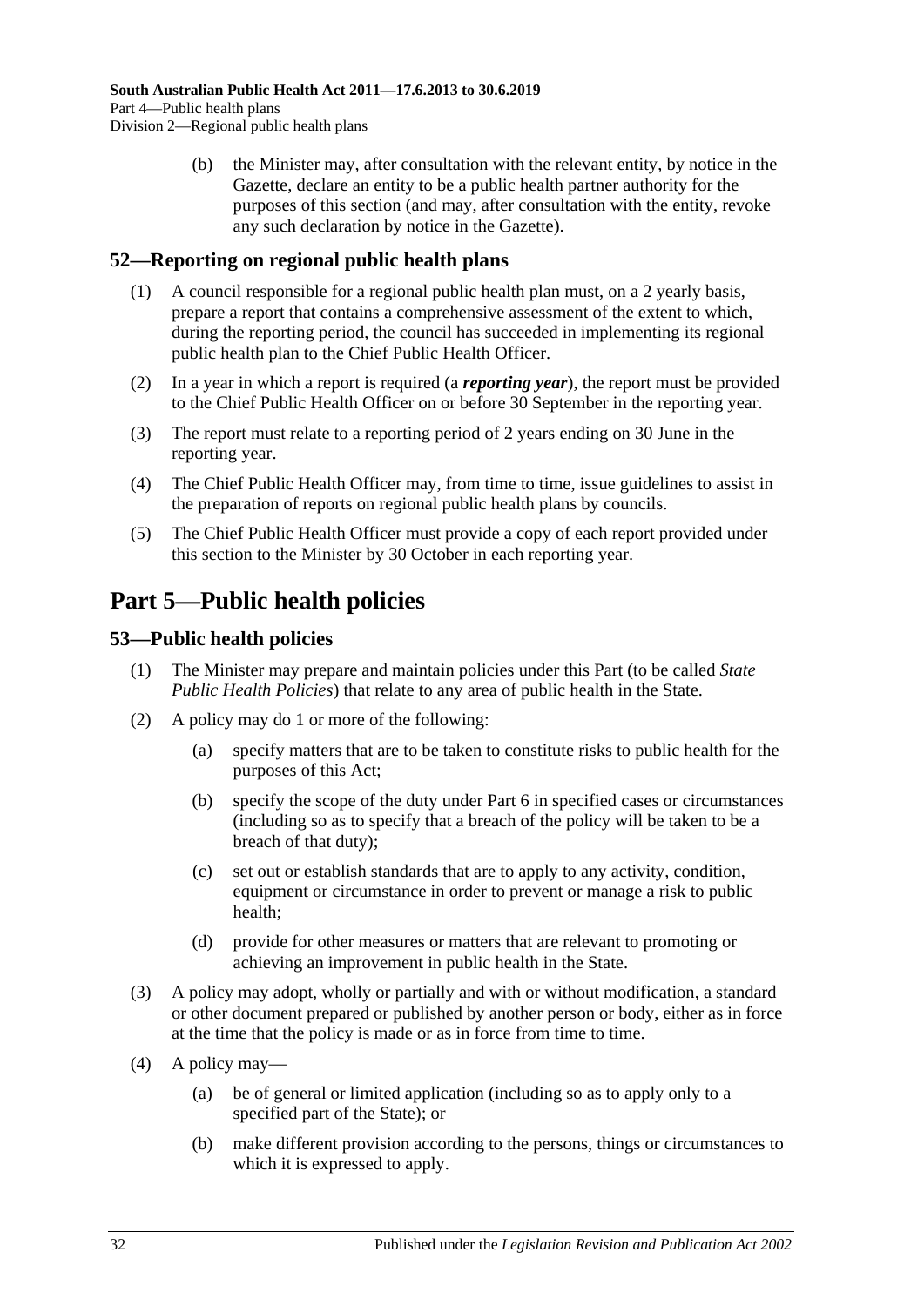(b) the Minister may, after consultation with the relevant entity, by notice in the Gazette, declare an entity to be a public health partner authority for the purposes of this section (and may, after consultation with the entity, revoke any such declaration by notice in the Gazette).

### 52—Reporting on regional public health plans

(1) A council responsible for a regional public health plan must, on a 2 yearly basis, prepare a report that contains a comprehensive assessment of the extent to which, during the reporting period, the council has succeeded in implementing its regional public health plan to the Chief Public Health Officer.

(2) In a year in which a report is required (a ***reporting year***), the report must be provided to the Chief Public Health Officer on or before 30 September in the reporting year.

(3) The report must relate to a reporting period of 2 years ending on 30 June in the reporting year.

(4) The Chief Public Health Officer may, from time to time, issue guidelines to assist in the preparation of reports on regional public health plans by councils.

(5) The Chief Public Health Officer must provide a copy of each report provided under this section to the Minister by 30 October in each reporting year.

## Part 5—Public health policies

### 53—Public health policies

(1) The Minister may prepare and maintain policies under this Part (to be called *State Public Health Policies*) that relate to any area of public health in the State.

(2) A policy may do 1 or more of the following:

- (a) specify matters that are to be taken to constitute risks to public health for the purposes of this Act;
- (b) specify the scope of the duty under Part 6 in specified cases or circumstances (including so as to specify that a breach of the policy will be taken to be a breach of that duty);
- (c) set out or establish standards that are to apply to any activity, condition, equipment or circumstance in order to prevent or manage a risk to public health;
- (d) provide for other measures or matters that are relevant to promoting or achieving an improvement in public health in the State.

(3) A policy may adopt, wholly or partially and with or without modification, a standard or other document prepared or published by another person or body, either as in force at the time that the policy is made or as in force from time to time.

(4) A policy may—

- (a) be of general or limited application (including so as to apply only to a specified part of the State); or
- (b) make different provision according to the persons, things or circumstances to which it is expressed to apply.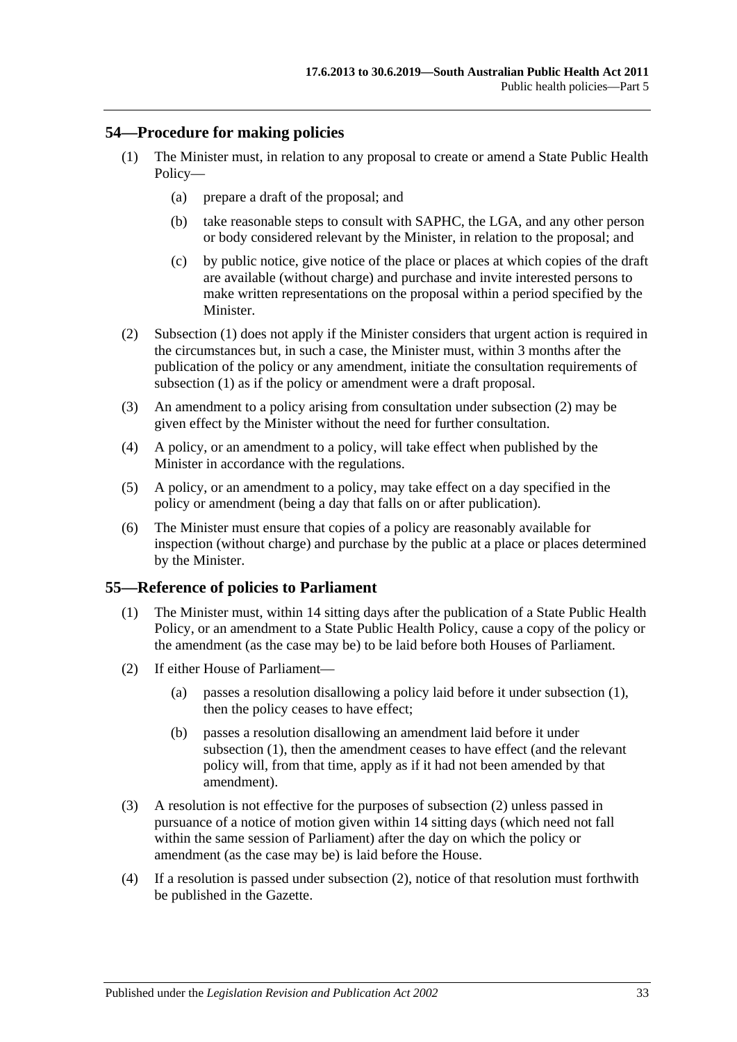## 54—Procedure for making policies

(1) The Minister must, in relation to any proposal to create or amend a State Public Health Policy—

  (a) prepare a draft of the proposal; and

  (b) take reasonable steps to consult with SAPHC, the LGA, and any other person or body considered relevant by the Minister, in relation to the proposal; and

  (c) by public notice, give notice of the place or places at which copies of the draft are available (without charge) and purchase and invite interested persons to make written representations on the proposal within a period specified by the Minister.

(2) Subsection (1) does not apply if the Minister considers that urgent action is required in the circumstances but, in such a case, the Minister must, within 3 months after the publication of the policy or any amendment, initiate the consultation requirements of subsection (1) as if the policy or amendment were a draft proposal.

(3) An amendment to a policy arising from consultation under subsection (2) may be given effect by the Minister without the need for further consultation.

(4) A policy, or an amendment to a policy, will take effect when published by the Minister in accordance with the regulations.

(5) A policy, or an amendment to a policy, may take effect on a day specified in the policy or amendment (being a day that falls on or after publication).

(6) The Minister must ensure that copies of a policy are reasonably available for inspection (without charge) and purchase by the public at a place or places determined by the Minister.

## 55—Reference of policies to Parliament

(1) The Minister must, within 14 sitting days after the publication of a State Public Health Policy, or an amendment to a State Public Health Policy, cause a copy of the policy or the amendment (as the case may be) to be laid before both Houses of Parliament.

(2) If either House of Parliament—

  (a) passes a resolution disallowing a policy laid before it under subsection (1), then the policy ceases to have effect;

  (b) passes a resolution disallowing an amendment laid before it under subsection (1), then the amendment ceases to have effect (and the relevant policy will, from that time, apply as if it had not been amended by that amendment).

(3) A resolution is not effective for the purposes of subsection (2) unless passed in pursuance of a notice of motion given within 14 sitting days (which need not fall within the same session of Parliament) after the day on which the policy or amendment (as the case may be) is laid before the House.

(4) If a resolution is passed under subsection (2), notice of that resolution must forthwith be published in the Gazette.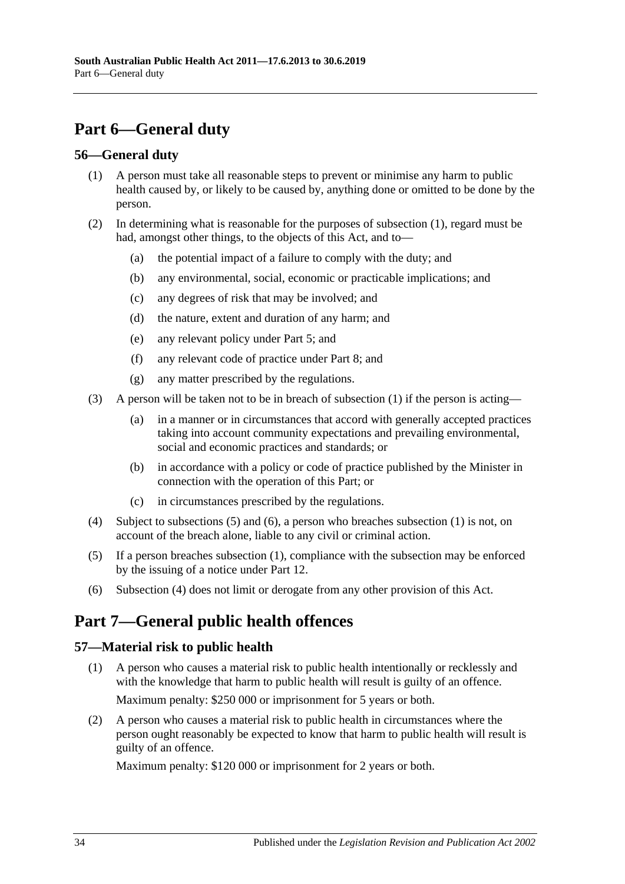# Part 6—General duty

## 56—General duty

(1) A person must take all reasonable steps to prevent or minimise any harm to public health caused by, or likely to be caused by, anything done or omitted to be done by the person.

(2) In determining what is reasonable for the purposes of subsection (1), regard must be had, amongst other things, to the objects of this Act, and to—

- (a) the potential impact of a failure to comply with the duty; and
- (b) any environmental, social, economic or practicable implications; and
- (c) any degrees of risk that may be involved; and
- (d) the nature, extent and duration of any harm; and
- (e) any relevant policy under Part 5; and
- (f) any relevant code of practice under Part 8; and
- (g) any matter prescribed by the regulations.

(3) A person will be taken not to be in breach of subsection (1) if the person is acting—

- (a) in a manner or in circumstances that accord with generally accepted practices taking into account community expectations and prevailing environmental, social and economic practices and standards; or
- (b) in accordance with a policy or code of practice published by the Minister in connection with the operation of this Part; or
- (c) in circumstances prescribed by the regulations.

(4) Subject to subsections (5) and (6), a person who breaches subsection (1) is not, on account of the breach alone, liable to any civil or criminal action.

(5) If a person breaches subsection (1), compliance with the subsection may be enforced by the issuing of a notice under Part 12.

(6) Subsection (4) does not limit or derogate from any other provision of this Act.

# Part 7—General public health offences

## 57—Material risk to public health

(1) A person who causes a material risk to public health intentionally or recklessly and with the knowledge that harm to public health will result is guilty of an offence.

Maximum penalty: $250 000 or imprisonment for 5 years or both.

(2) A person who causes a material risk to public health in circumstances where the person ought reasonably be expected to know that harm to public health will result is guilty of an offence.

Maximum penalty: $120 000 or imprisonment for 2 years or both.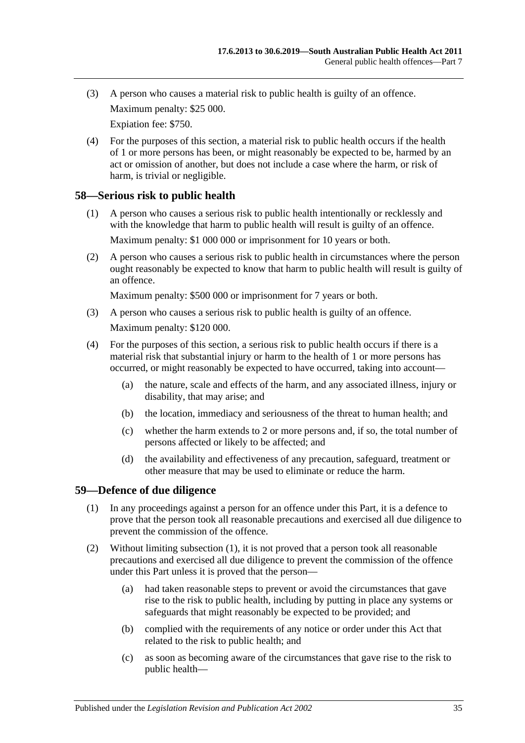(3) A person who causes a material risk to public health is guilty of an offence.

Maximum penalty: $25 000.

Expiation fee: $750.

(4) For the purposes of this section, a material risk to public health occurs if the health of 1 or more persons has been, or might reasonably be expected to be, harmed by an act or omission of another, but does not include a case where the harm, or risk of harm, is trivial or negligible.

## 58—Serious risk to public health

(1) A person who causes a serious risk to public health intentionally or recklessly and with the knowledge that harm to public health will result is guilty of an offence.

Maximum penalty: $1 000 000 or imprisonment for 10 years or both.

(2) A person who causes a serious risk to public health in circumstances where the person ought reasonably be expected to know that harm to public health will result is guilty of an offence.

Maximum penalty: $500 000 or imprisonment for 7 years or both.

(3) A person who causes a serious risk to public health is guilty of an offence.

Maximum penalty: $120 000.

(4) For the purposes of this section, a serious risk to public health occurs if there is a material risk that substantial injury or harm to the health of 1 or more persons has occurred, or might reasonably be expected to have occurred, taking into account—

(a) the nature, scale and effects of the harm, and any associated illness, injury or disability, that may arise; and

(b) the location, immediacy and seriousness of the threat to human health; and

(c) whether the harm extends to 2 or more persons and, if so, the total number of persons affected or likely to be affected; and

(d) the availability and effectiveness of any precaution, safeguard, treatment or other measure that may be used to eliminate or reduce the harm.

## 59—Defence of due diligence

(1) In any proceedings against a person for an offence under this Part, it is a defence to prove that the person took all reasonable precautions and exercised all due diligence to prevent the commission of the offence.

(2) Without limiting subsection (1), it is not proved that a person took all reasonable precautions and exercised all due diligence to prevent the commission of the offence under this Part unless it is proved that the person—

(a) had taken reasonable steps to prevent or avoid the circumstances that gave rise to the risk to public health, including by putting in place any systems or safeguards that might reasonably be expected to be provided; and

(b) complied with the requirements of any notice or order under this Act that related to the risk to public health; and

(c) as soon as becoming aware of the circumstances that gave rise to the risk to public health—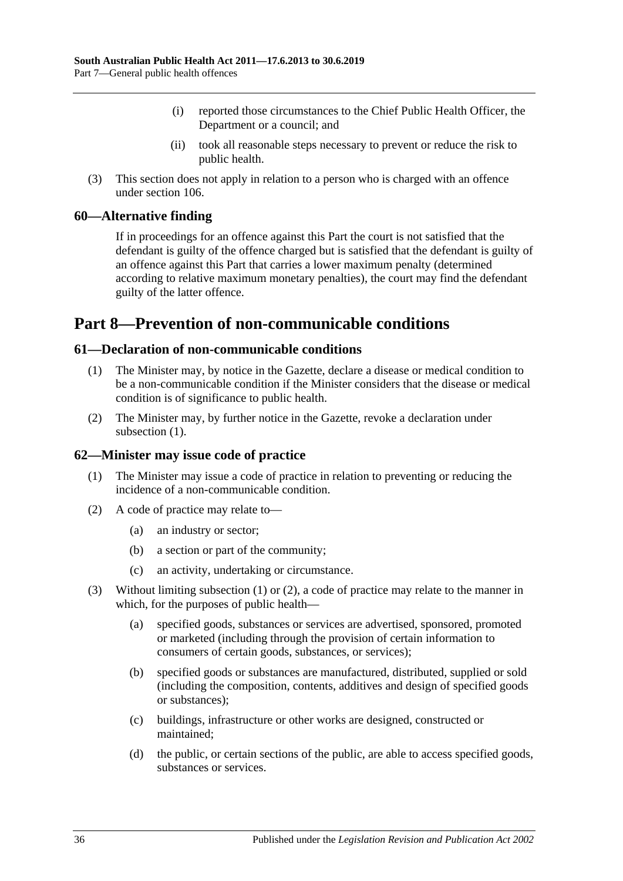(i) reported those circumstances to the Chief Public Health Officer, the Department or a council; and

(ii) took all reasonable steps necessary to prevent or reduce the risk to public health.

(3) This section does not apply in relation to a person who is charged with an offence under section 106.

### 60—Alternative finding

If in proceedings for an offence against this Part the court is not satisfied that the defendant is guilty of the offence charged but is satisfied that the defendant is guilty of an offence against this Part that carries a lower maximum penalty (determined according to relative maximum monetary penalties), the court may find the defendant guilty of the latter offence.

## Part 8—Prevention of non-communicable conditions

### 61—Declaration of non-communicable conditions

(1) The Minister may, by notice in the Gazette, declare a disease or medical condition to be a non-communicable condition if the Minister considers that the disease or medical condition is of significance to public health.

(2) The Minister may, by further notice in the Gazette, revoke a declaration under subsection (1).

### 62—Minister may issue code of practice

(1) The Minister may issue a code of practice in relation to preventing or reducing the incidence of a non-communicable condition.

(2) A code of practice may relate to—

(a) an industry or sector;

(b) a section or part of the community;

(c) an activity, undertaking or circumstance.

(3) Without limiting subsection (1) or (2), a code of practice may relate to the manner in which, for the purposes of public health—

(a) specified goods, substances or services are advertised, sponsored, promoted or marketed (including through the provision of certain information to consumers of certain goods, substances, or services);

(b) specified goods or substances are manufactured, distributed, supplied or sold (including the composition, contents, additives and design of specified goods or substances);

(c) buildings, infrastructure or other works are designed, constructed or maintained;

(d) the public, or certain sections of the public, are able to access specified goods, substances or services.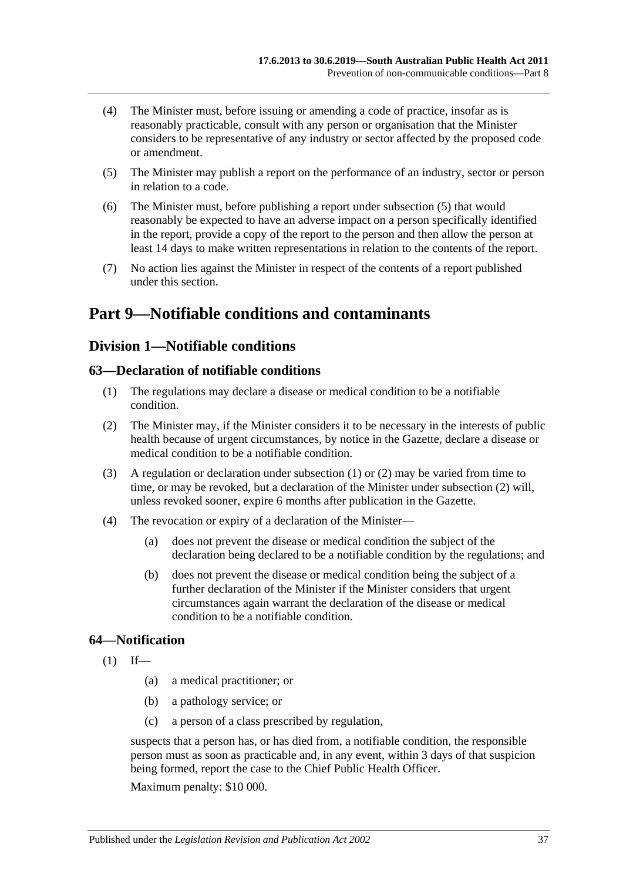(4) The Minister must, before issuing or amending a code of practice, insofar as is reasonably practicable, consult with any person or organisation that the Minister considers to be representative of any industry or sector affected by the proposed code or amendment.

(5) The Minister may publish a report on the performance of an industry, sector or person in relation to a code.

(6) The Minister must, before publishing a report under subsection (5) that would reasonably be expected to have an adverse impact on a person specifically identified in the report, provide a copy of the report to the person and then allow the person at least 14 days to make written representations in relation to the contents of the report.

(7) No action lies against the Minister in respect of the contents of a report published under this section.

# Part 9—Notifiable conditions and contaminants

## Division 1—Notifiable conditions

### 63—Declaration of notifiable conditions

(1) The regulations may declare a disease or medical condition to be a notifiable condition.

(2) The Minister may, if the Minister considers it to be necessary in the interests of public health because of urgent circumstances, by notice in the Gazette, declare a disease or medical condition to be a notifiable condition.

(3) A regulation or declaration under subsection (1) or (2) may be varied from time to time, or may be revoked, but a declaration of the Minister under subsection (2) will, unless revoked sooner, expire 6 months after publication in the Gazette.

(4) The revocation or expiry of a declaration of the Minister—

(a) does not prevent the disease or medical condition the subject of the declaration being declared to be a notifiable condition by the regulations; and

(b) does not prevent the disease or medical condition being the subject of a further declaration of the Minister if the Minister considers that urgent circumstances again warrant the declaration of the disease or medical condition to be a notifiable condition.

### 64—Notification

(1) If—

(a) a medical practitioner; or

(b) a pathology service; or

(c) a person of a class prescribed by regulation,

suspects that a person has, or has died from, a notifiable condition, the responsible person must as soon as practicable and, in any event, within 3 days of that suspicion being formed, report the case to the Chief Public Health Officer.

Maximum penalty: $10 000.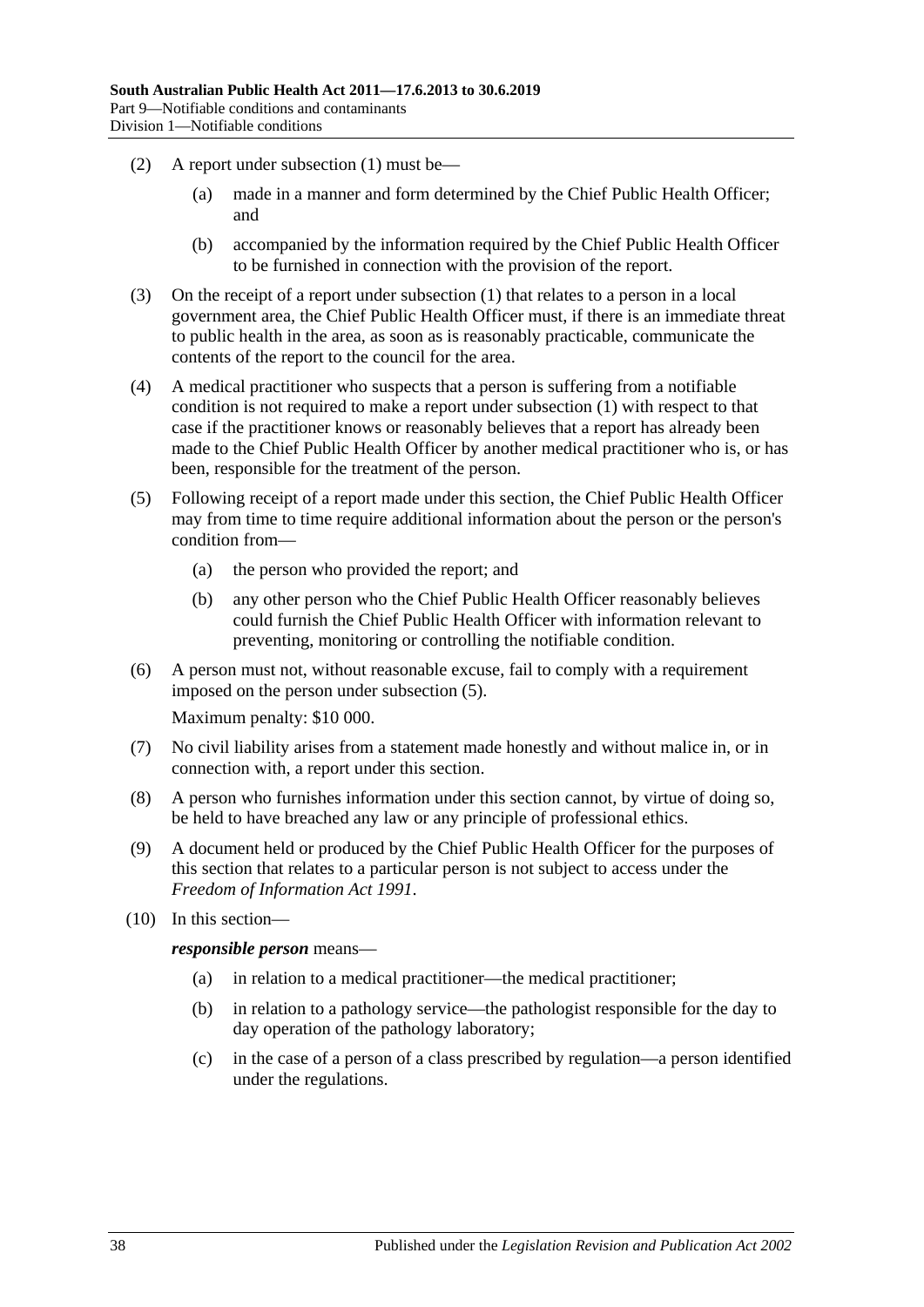(2) A report under subsection (1) must be—

(a) made in a manner and form determined by the Chief Public Health Officer; and

(b) accompanied by the information required by the Chief Public Health Officer to be furnished in connection with the provision of the report.

(3) On the receipt of a report under subsection (1) that relates to a person in a local government area, the Chief Public Health Officer must, if there is an immediate threat to public health in the area, as soon as is reasonably practicable, communicate the contents of the report to the council for the area.

(4) A medical practitioner who suspects that a person is suffering from a notifiable condition is not required to make a report under subsection (1) with respect to that case if the practitioner knows or reasonably believes that a report has already been made to the Chief Public Health Officer by another medical practitioner who is, or has been, responsible for the treatment of the person.

(5) Following receipt of a report made under this section, the Chief Public Health Officer may from time to time require additional information about the person or the person's condition from—

(a) the person who provided the report; and

(b) any other person who the Chief Public Health Officer reasonably believes could furnish the Chief Public Health Officer with information relevant to preventing, monitoring or controlling the notifiable condition.

(6) A person must not, without reasonable excuse, fail to comply with a requirement imposed on the person under subsection (5).

Maximum penalty: $10 000.

(7) No civil liability arises from a statement made honestly and without malice in, or in connection with, a report under this section.

(8) A person who furnishes information under this section cannot, by virtue of doing so, be held to have breached any law or any principle of professional ethics.

(9) A document held or produced by the Chief Public Health Officer for the purposes of this section that relates to a particular person is not subject to access under the *Freedom of Information Act 1991*.

(10) In this section—

***responsible person*** means—

(a) in relation to a medical practitioner—the medical practitioner;

(b) in relation to a pathology service—the pathologist responsible for the day to day operation of the pathology laboratory;

(c) in the case of a person of a class prescribed by regulation—a person identified under the regulations.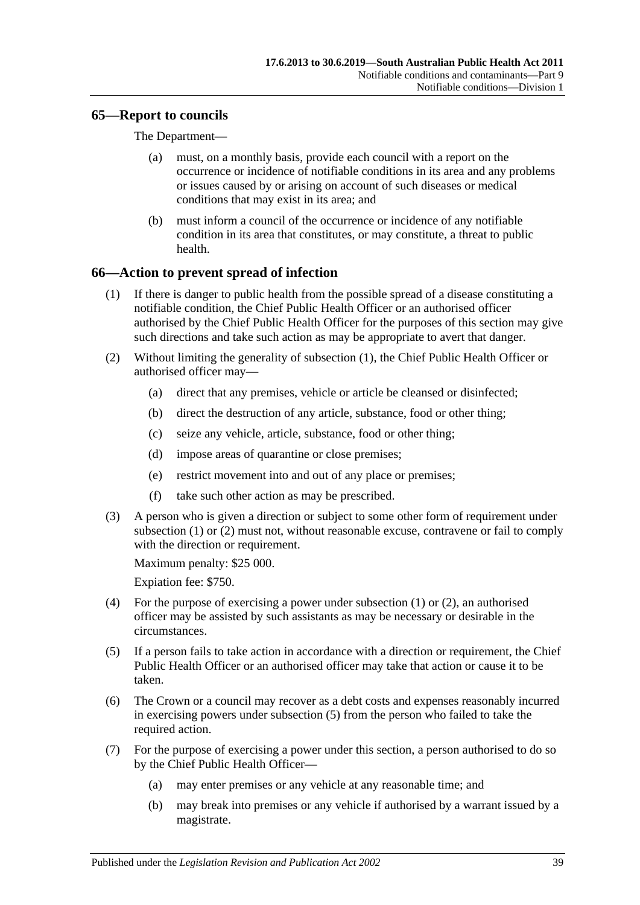## 65—Report to councils

The Department—

- (a) must, on a monthly basis, provide each council with a report on the occurrence or incidence of notifiable conditions in its area and any problems or issues caused by or arising on account of such diseases or medical conditions that may exist in its area; and
- (b) must inform a council of the occurrence or incidence of any notifiable condition in its area that constitutes, or may constitute, a threat to public health.

## 66—Action to prevent spread of infection

(1) If there is danger to public health from the possible spread of a disease constituting a notifiable condition, the Chief Public Health Officer or an authorised officer authorised by the Chief Public Health Officer for the purposes of this section may give such directions and take such action as may be appropriate to avert that danger.

(2) Without limiting the generality of subsection (1), the Chief Public Health Officer or authorised officer may—

- (a) direct that any premises, vehicle or article be cleansed or disinfected;
- (b) direct the destruction of any article, substance, food or other thing;
- (c) seize any vehicle, article, substance, food or other thing;
- (d) impose areas of quarantine or close premises;
- (e) restrict movement into and out of any place or premises;
- (f) take such other action as may be prescribed.

(3) A person who is given a direction or subject to some other form of requirement under subsection (1) or (2) must not, without reasonable excuse, contravene or fail to comply with the direction or requirement.

Maximum penalty: $25 000.

Expiation fee: $750.

(4) For the purpose of exercising a power under subsection (1) or (2), an authorised officer may be assisted by such assistants as may be necessary or desirable in the circumstances.

(5) If a person fails to take action in accordance with a direction or requirement, the Chief Public Health Officer or an authorised officer may take that action or cause it to be taken.

(6) The Crown or a council may recover as a debt costs and expenses reasonably incurred in exercising powers under subsection (5) from the person who failed to take the required action.

(7) For the purpose of exercising a power under this section, a person authorised to do so by the Chief Public Health Officer—

- (a) may enter premises or any vehicle at any reasonable time; and
- (b) may break into premises or any vehicle if authorised by a warrant issued by a magistrate.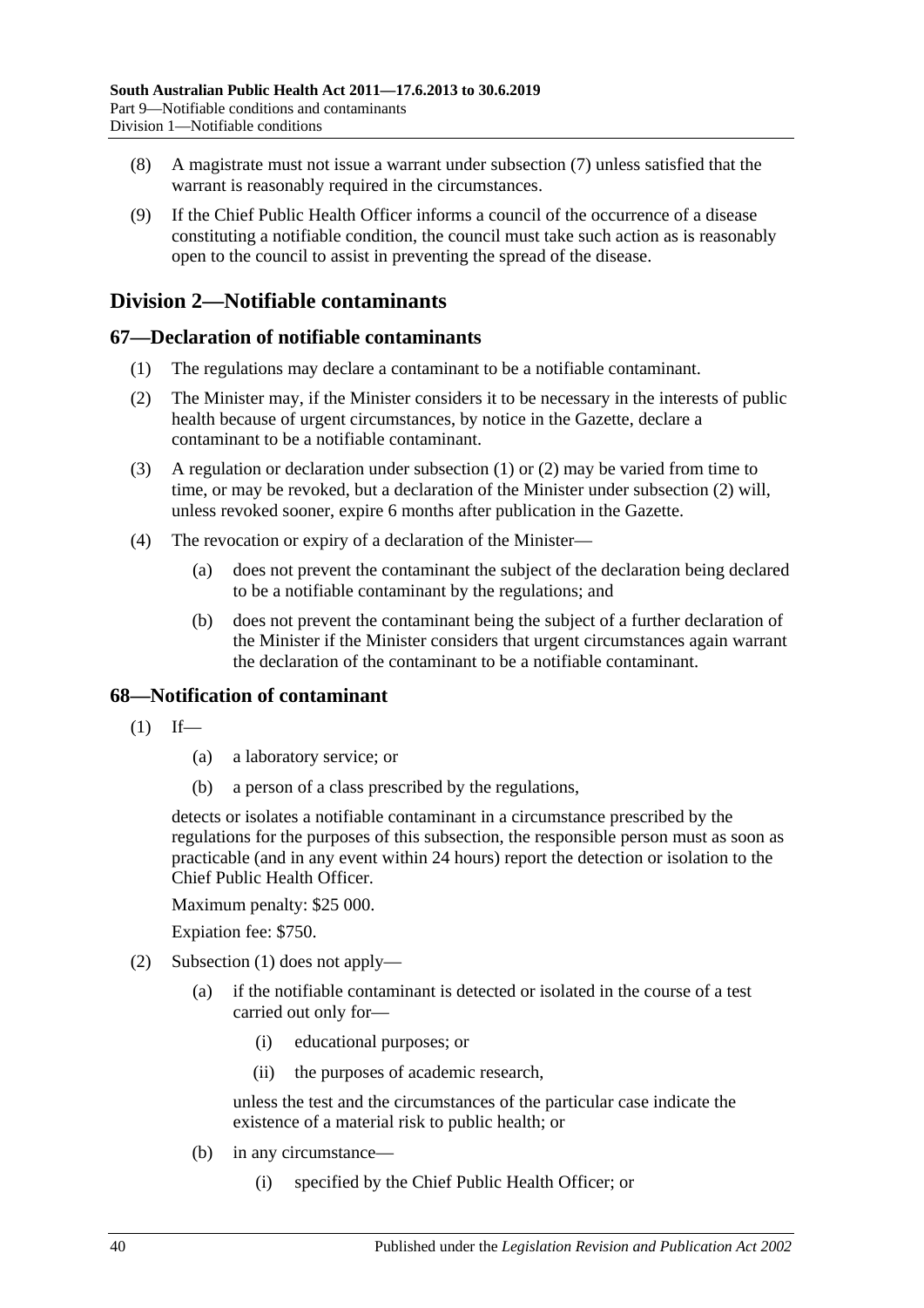(8) A magistrate must not issue a warrant under subsection (7) unless satisfied that the warrant is reasonably required in the circumstances.

(9) If the Chief Public Health Officer informs a council of the occurrence of a disease constituting a notifiable condition, the council must take such action as is reasonably open to the council to assist in preventing the spread of the disease.

## Division 2—Notifiable contaminants

### 67—Declaration of notifiable contaminants

(1) The regulations may declare a contaminant to be a notifiable contaminant.

(2) The Minister may, if the Minister considers it to be necessary in the interests of public health because of urgent circumstances, by notice in the Gazette, declare a contaminant to be a notifiable contaminant.

(3) A regulation or declaration under subsection (1) or (2) may be varied from time to time, or may be revoked, but a declaration of the Minister under subsection (2) will, unless revoked sooner, expire 6 months after publication in the Gazette.

(4) The revocation or expiry of a declaration of the Minister—

(a) does not prevent the contaminant the subject of the declaration being declared to be a notifiable contaminant by the regulations; and

(b) does not prevent the contaminant being the subject of a further declaration of the Minister if the Minister considers that urgent circumstances again warrant the declaration of the contaminant to be a notifiable contaminant.

### 68—Notification of contaminant

(1) If—

(a) a laboratory service; or

(b) a person of a class prescribed by the regulations,

detects or isolates a notifiable contaminant in a circumstance prescribed by the regulations for the purposes of this subsection, the responsible person must as soon as practicable (and in any event within 24 hours) report the detection or isolation to the Chief Public Health Officer.

Maximum penalty: $25 000.

Expiation fee: $750.

(2) Subsection (1) does not apply—

(a) if the notifiable contaminant is detected or isolated in the course of a test carried out only for—

(i) educational purposes; or

(ii) the purposes of academic research,

unless the test and the circumstances of the particular case indicate the existence of a material risk to public health; or

(b) in any circumstance—

(i) specified by the Chief Public Health Officer; or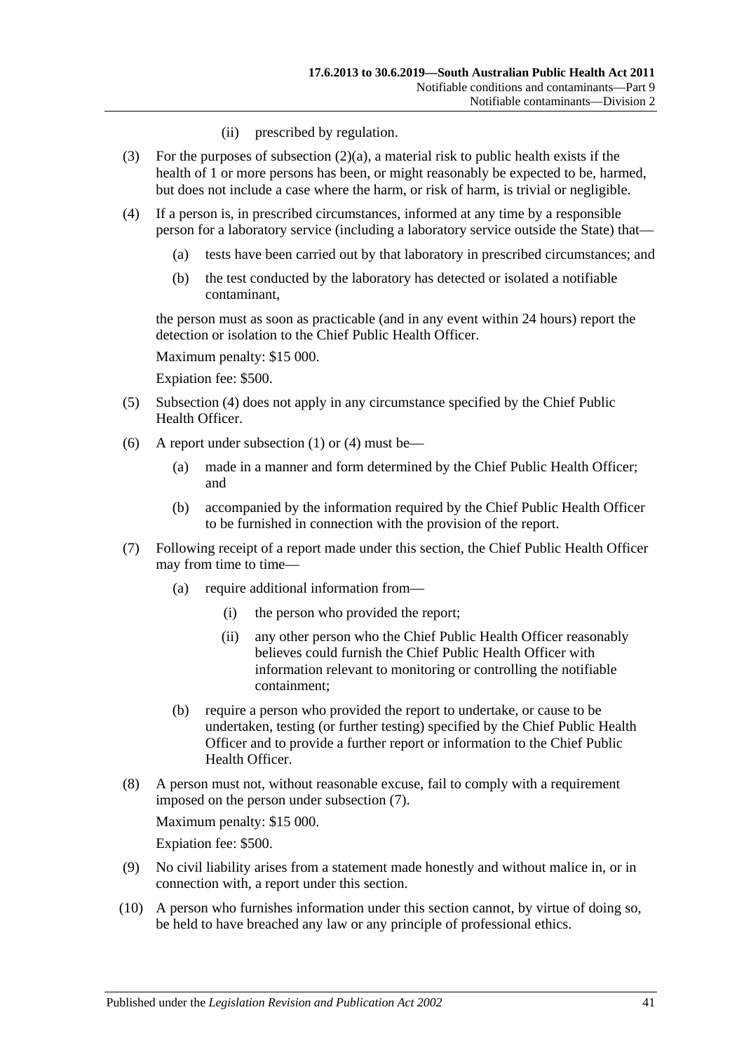(ii) prescribed by regulation.

(3) For the purposes of subsection (2)(a), a material risk to public health exists if the health of 1 or more persons has been, or might reasonably be expected to be, harmed, but does not include a case where the harm, or risk of harm, is trivial or negligible.

(4) If a person is, in prescribed circumstances, informed at any time by a responsible person for a laboratory service (including a laboratory service outside the State) that—

(a) tests have been carried out by that laboratory in prescribed circumstances; and

(b) the test conducted by the laboratory has detected or isolated a notifiable contaminant,

the person must as soon as practicable (and in any event within 24 hours) report the detection or isolation to the Chief Public Health Officer.

Maximum penalty: $15 000.

Expiation fee: $500.

(5) Subsection (4) does not apply in any circumstance specified by the Chief Public Health Officer.

(6) A report under subsection (1) or (4) must be—

(a) made in a manner and form determined by the Chief Public Health Officer; and

(b) accompanied by the information required by the Chief Public Health Officer to be furnished in connection with the provision of the report.

(7) Following receipt of a report made under this section, the Chief Public Health Officer may from time to time—

(a) require additional information from—

(i) the person who provided the report;

(ii) any other person who the Chief Public Health Officer reasonably believes could furnish the Chief Public Health Officer with information relevant to monitoring or controlling the notifiable containment;

(b) require a person who provided the report to undertake, or cause to be undertaken, testing (or further testing) specified by the Chief Public Health Officer and to provide a further report or information to the Chief Public Health Officer.

(8) A person must not, without reasonable excuse, fail to comply with a requirement imposed on the person under subsection (7).

Maximum penalty: $15 000.

Expiation fee: $500.

(9) No civil liability arises from a statement made honestly and without malice in, or in connection with, a report under this section.

(10) A person who furnishes information under this section cannot, by virtue of doing so, be held to have breached any law or any principle of professional ethics.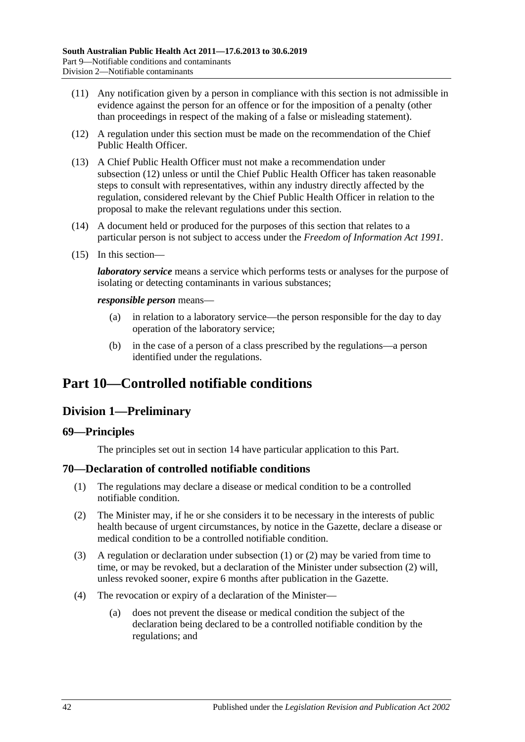(11) Any notification given by a person in compliance with this section is not admissible in evidence against the person for an offence or for the imposition of a penalty (other than proceedings in respect of the making of a false or misleading statement).

(12) A regulation under this section must be made on the recommendation of the Chief Public Health Officer.

(13) A Chief Public Health Officer must not make a recommendation under subsection (12) unless or until the Chief Public Health Officer has taken reasonable steps to consult with representatives, within any industry directly affected by the regulation, considered relevant by the Chief Public Health Officer in relation to the proposal to make the relevant regulations under this section.

(14) A document held or produced for the purposes of this section that relates to a particular person is not subject to access under the *Freedom of Information Act 1991*.

(15) In this section—

***laboratory service*** means a service which performs tests or analyses for the purpose of isolating or detecting contaminants in various substances;

***responsible person*** means—

(a) in relation to a laboratory service—the person responsible for the day to day operation of the laboratory service;

(b) in the case of a person of a class prescribed by the regulations—a person identified under the regulations.

# Part 10—Controlled notifiable conditions

## Division 1—Preliminary

### 69—Principles

The principles set out in section 14 have particular application to this Part.

### 70—Declaration of controlled notifiable conditions

(1) The regulations may declare a disease or medical condition to be a controlled notifiable condition.

(2) The Minister may, if he or she considers it to be necessary in the interests of public health because of urgent circumstances, by notice in the Gazette, declare a disease or medical condition to be a controlled notifiable condition.

(3) A regulation or declaration under subsection (1) or (2) may be varied from time to time, or may be revoked, but a declaration of the Minister under subsection (2) will, unless revoked sooner, expire 6 months after publication in the Gazette.

(4) The revocation or expiry of a declaration of the Minister—

(a) does not prevent the disease or medical condition the subject of the declaration being declared to be a controlled notifiable condition by the regulations; and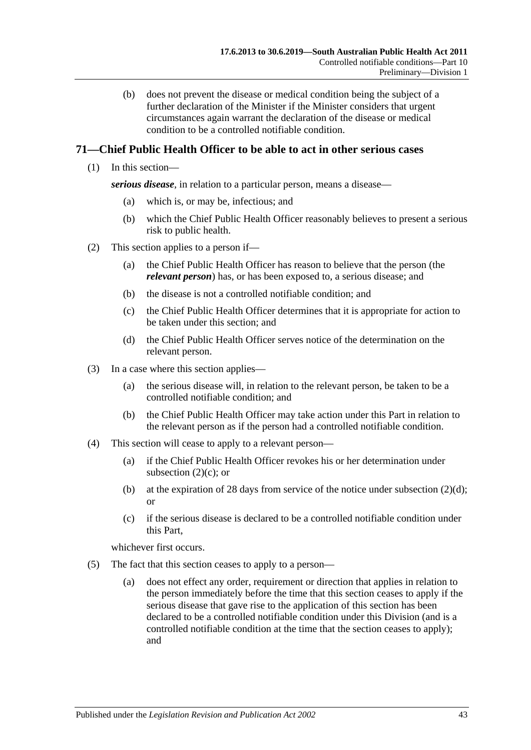(b) does not prevent the disease or medical condition being the subject of a further declaration of the Minister if the Minister considers that urgent circumstances again warrant the declaration of the disease or medical condition to be a controlled notifiable condition.

## 71—Chief Public Health Officer to be able to act in other serious cases

(1) In this section—

***serious disease***, in relation to a particular person, means a disease—

(a) which is, or may be, infectious; and

(b) which the Chief Public Health Officer reasonably believes to present a serious risk to public health.

(2) This section applies to a person if—

(a) the Chief Public Health Officer has reason to believe that the person (the ***relevant person***) has, or has been exposed to, a serious disease; and

(b) the disease is not a controlled notifiable condition; and

(c) the Chief Public Health Officer determines that it is appropriate for action to be taken under this section; and

(d) the Chief Public Health Officer serves notice of the determination on the relevant person.

(3) In a case where this section applies—

(a) the serious disease will, in relation to the relevant person, be taken to be a controlled notifiable condition; and

(b) the Chief Public Health Officer may take action under this Part in relation to the relevant person as if the person had a controlled notifiable condition.

(4) This section will cease to apply to a relevant person—

(a) if the Chief Public Health Officer revokes his or her determination under subsection (2)(c); or

(b) at the expiration of 28 days from service of the notice under subsection (2)(d); or

(c) if the serious disease is declared to be a controlled notifiable condition under this Part,

whichever first occurs.

(5) The fact that this section ceases to apply to a person—

(a) does not effect any order, requirement or direction that applies in relation to the person immediately before the time that this section ceases to apply if the serious disease that gave rise to the application of this section has been declared to be a controlled notifiable condition under this Division (and is a controlled notifiable condition at the time that the section ceases to apply); and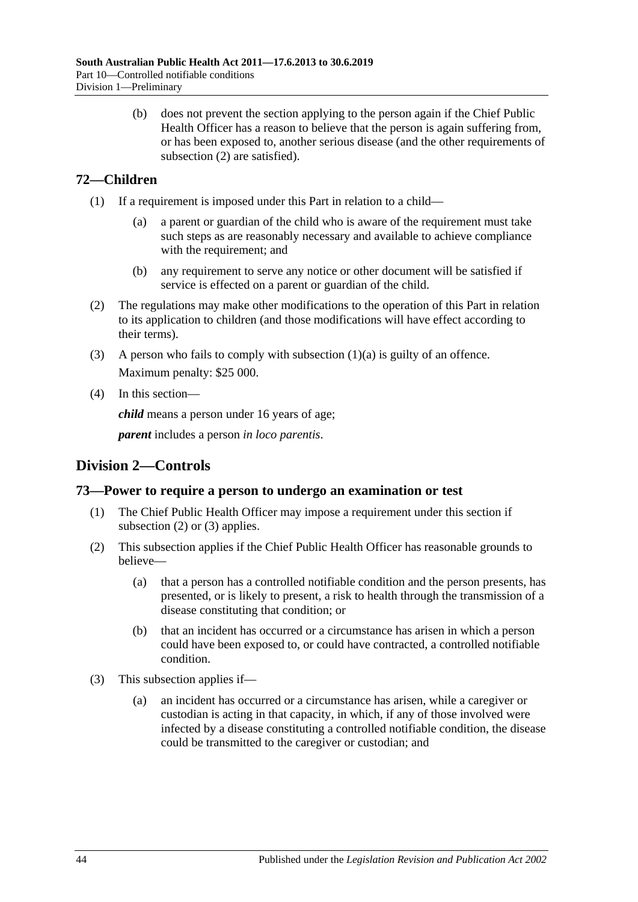(b) does not prevent the section applying to the person again if the Chief Public Health Officer has a reason to believe that the person is again suffering from, or has been exposed to, another serious disease (and the other requirements of subsection (2) are satisfied).

## 72—Children

(1) If a requirement is imposed under this Part in relation to a child—

(a) a parent or guardian of the child who is aware of the requirement must take such steps as are reasonably necessary and available to achieve compliance with the requirement; and

(b) any requirement to serve any notice or other document will be satisfied if service is effected on a parent or guardian of the child.

(2) The regulations may make other modifications to the operation of this Part in relation to its application to children (and those modifications will have effect according to their terms).

(3) A person who fails to comply with subsection (1)(a) is guilty of an offence.

Maximum penalty: $25 000.

(4) In this section—

***child*** means a person under 16 years of age;

***parent*** includes a person *in loco parentis*.

# Division 2—Controls

## 73—Power to require a person to undergo an examination or test

(1) The Chief Public Health Officer may impose a requirement under this section if subsection (2) or (3) applies.

(2) This subsection applies if the Chief Public Health Officer has reasonable grounds to believe—

(a) that a person has a controlled notifiable condition and the person presents, has presented, or is likely to present, a risk to health through the transmission of a disease constituting that condition; or

(b) that an incident has occurred or a circumstance has arisen in which a person could have been exposed to, or could have contracted, a controlled notifiable condition.

(3) This subsection applies if—

(a) an incident has occurred or a circumstance has arisen, while a caregiver or custodian is acting in that capacity, in which, if any of those involved were infected by a disease constituting a controlled notifiable condition, the disease could be transmitted to the caregiver or custodian; and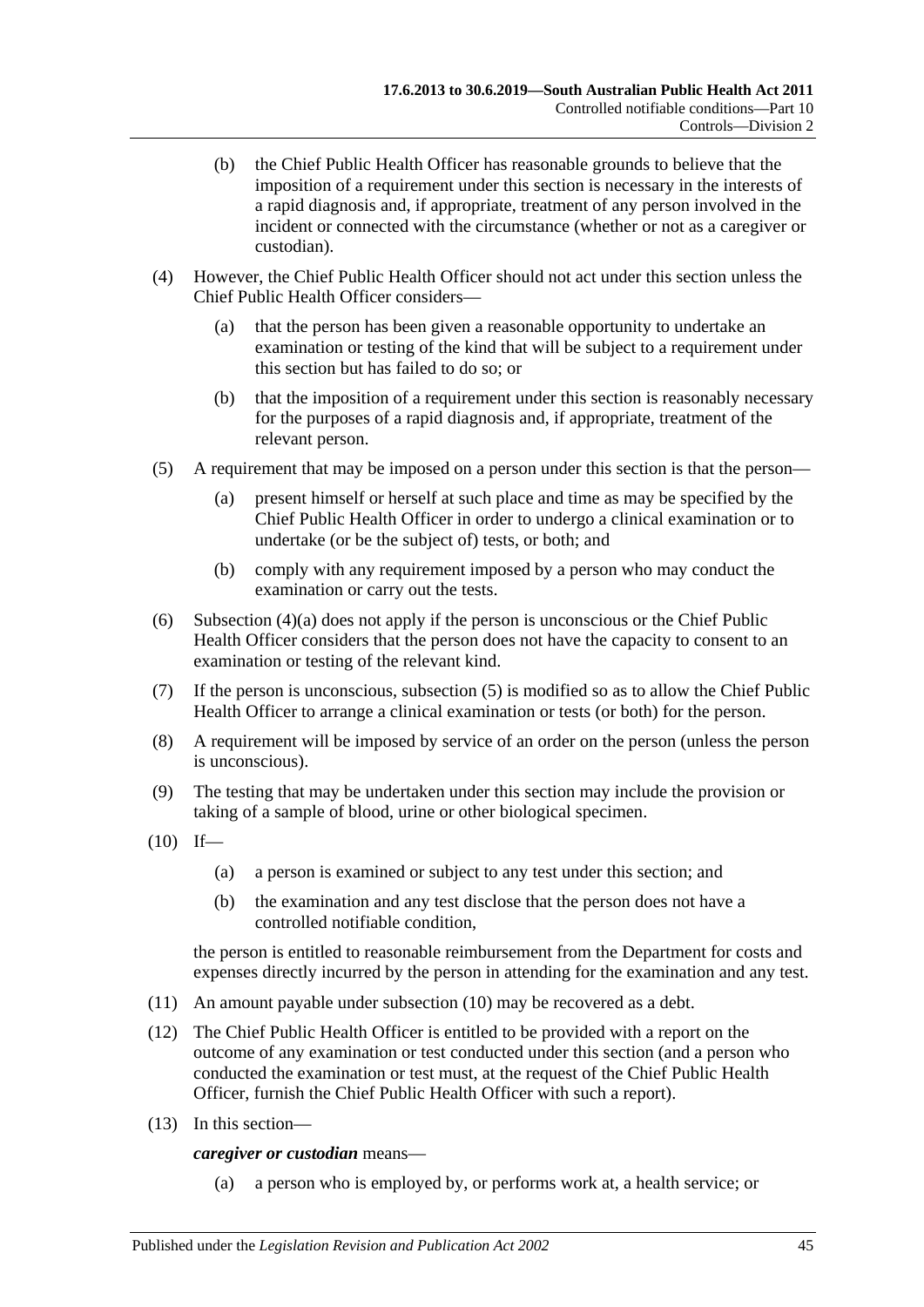(b) the Chief Public Health Officer has reasonable grounds to believe that the imposition of a requirement under this section is necessary in the interests of a rapid diagnosis and, if appropriate, treatment of any person involved in the incident or connected with the circumstance (whether or not as a caregiver or custodian).

(4) However, the Chief Public Health Officer should not act under this section unless the Chief Public Health Officer considers—

(a) that the person has been given a reasonable opportunity to undertake an examination or testing of the kind that will be subject to a requirement under this section but has failed to do so; or

(b) that the imposition of a requirement under this section is reasonably necessary for the purposes of a rapid diagnosis and, if appropriate, treatment of the relevant person.

(5) A requirement that may be imposed on a person under this section is that the person—

(a) present himself or herself at such place and time as may be specified by the Chief Public Health Officer in order to undergo a clinical examination or to undertake (or be the subject of) tests, or both; and

(b) comply with any requirement imposed by a person who may conduct the examination or carry out the tests.

(6) Subsection (4)(a) does not apply if the person is unconscious or the Chief Public Health Officer considers that the person does not have the capacity to consent to an examination or testing of the relevant kind.

(7) If the person is unconscious, subsection (5) is modified so as to allow the Chief Public Health Officer to arrange a clinical examination or tests (or both) for the person.

(8) A requirement will be imposed by service of an order on the person (unless the person is unconscious).

(9) The testing that may be undertaken under this section may include the provision or taking of a sample of blood, urine or other biological specimen.

(10) If—

(a) a person is examined or subject to any test under this section; and

(b) the examination and any test disclose that the person does not have a controlled notifiable condition,

the person is entitled to reasonable reimbursement from the Department for costs and expenses directly incurred by the person in attending for the examination and any test.

(11) An amount payable under subsection (10) may be recovered as a debt.

(12) The Chief Public Health Officer is entitled to be provided with a report on the outcome of any examination or test conducted under this section (and a person who conducted the examination or test must, at the request of the Chief Public Health Officer, furnish the Chief Public Health Officer with such a report).

(13) In this section—

***caregiver or custodian*** means—

(a) a person who is employed by, or performs work at, a health service; or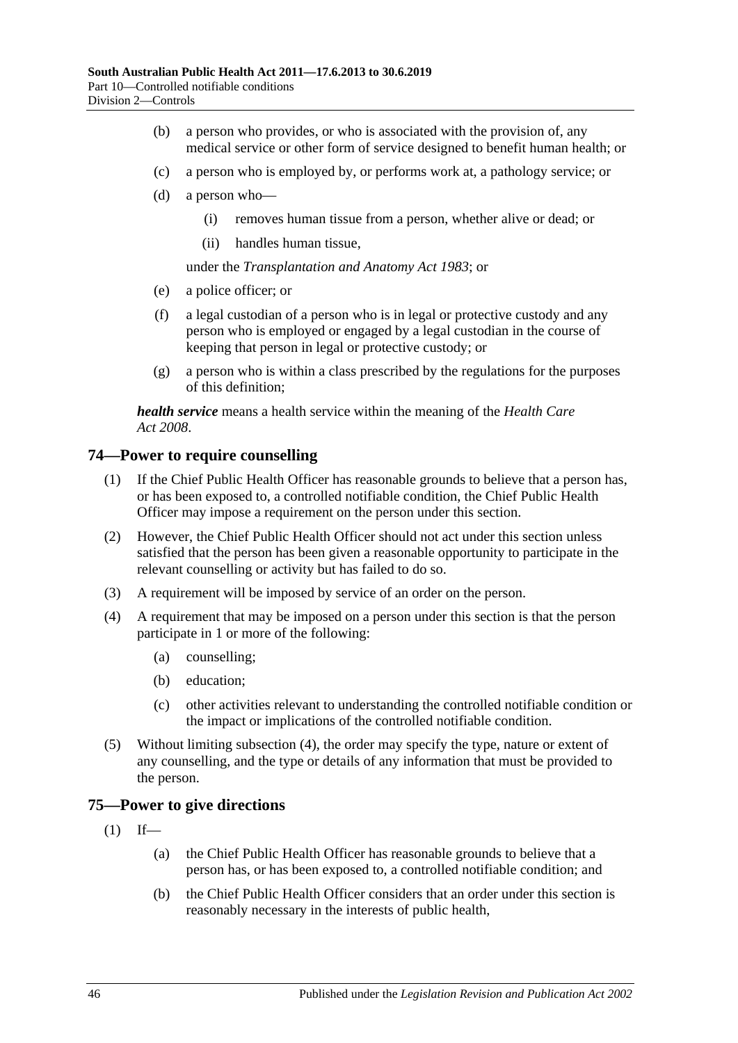(b) a person who provides, or who is associated with the provision of, any medical service or other form of service designed to benefit human health; or

(c) a person who is employed by, or performs work at, a pathology service; or

(d) a person who—

(i) removes human tissue from a person, whether alive or dead; or

(ii) handles human tissue,

under the *Transplantation and Anatomy Act 1983*; or

(e) a police officer; or

(f) a legal custodian of a person who is in legal or protective custody and any person who is employed or engaged by a legal custodian in the course of keeping that person in legal or protective custody; or

(g) a person who is within a class prescribed by the regulations for the purposes of this definition;

***health service*** means a health service within the meaning of the *Health Care Act 2008*.

## 74—Power to require counselling

(1) If the Chief Public Health Officer has reasonable grounds to believe that a person has, or has been exposed to, a controlled notifiable condition, the Chief Public Health Officer may impose a requirement on the person under this section.

(2) However, the Chief Public Health Officer should not act under this section unless satisfied that the person has been given a reasonable opportunity to participate in the relevant counselling or activity but has failed to do so.

(3) A requirement will be imposed by service of an order on the person.

(4) A requirement that may be imposed on a person under this section is that the person participate in 1 or more of the following:

(a) counselling;

(b) education;

(c) other activities relevant to understanding the controlled notifiable condition or the impact or implications of the controlled notifiable condition.

(5) Without limiting subsection (4), the order may specify the type, nature or extent of any counselling, and the type or details of any information that must be provided to the person.

## 75—Power to give directions

(1) If—

(a) the Chief Public Health Officer has reasonable grounds to believe that a person has, or has been exposed to, a controlled notifiable condition; and

(b) the Chief Public Health Officer considers that an order under this section is reasonably necessary in the interests of public health,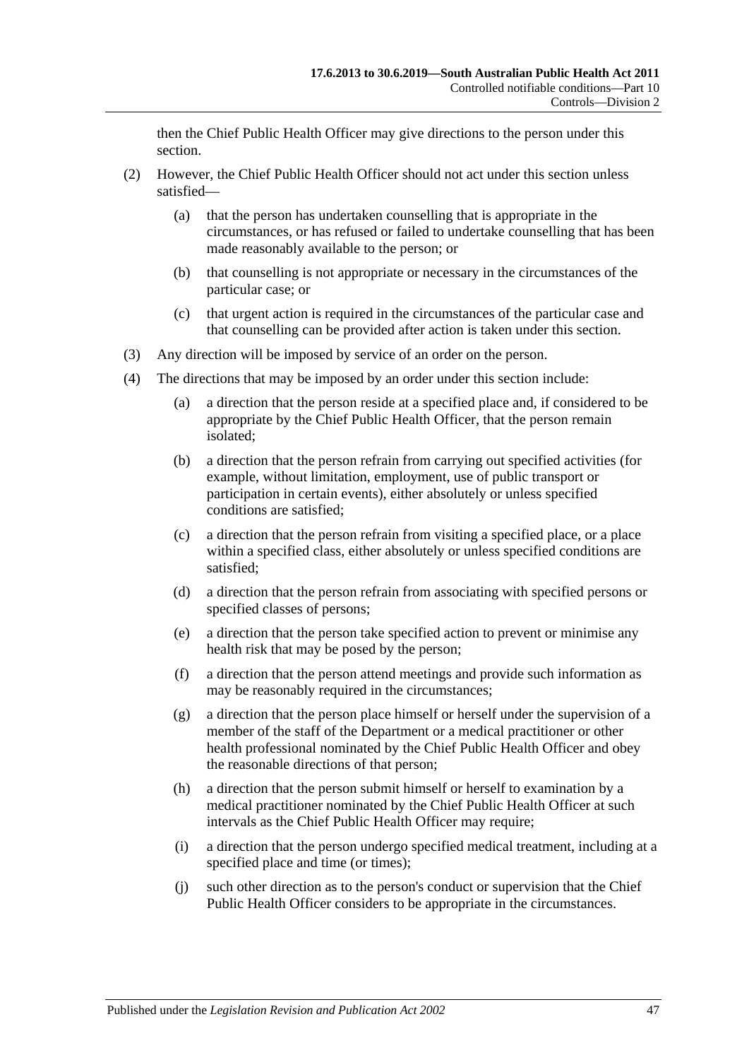then the Chief Public Health Officer may give directions to the person under this section.

(2) However, the Chief Public Health Officer should not act under this section unless satisfied—

(a) that the person has undertaken counselling that is appropriate in the circumstances, or has refused or failed to undertake counselling that has been made reasonably available to the person; or

(b) that counselling is not appropriate or necessary in the circumstances of the particular case; or

(c) that urgent action is required in the circumstances of the particular case and that counselling can be provided after action is taken under this section.

(3) Any direction will be imposed by service of an order on the person.

(4) The directions that may be imposed by an order under this section include:

(a) a direction that the person reside at a specified place and, if considered to be appropriate by the Chief Public Health Officer, that the person remain isolated;

(b) a direction that the person refrain from carrying out specified activities (for example, without limitation, employment, use of public transport or participation in certain events), either absolutely or unless specified conditions are satisfied;

(c) a direction that the person refrain from visiting a specified place, or a place within a specified class, either absolutely or unless specified conditions are satisfied;

(d) a direction that the person refrain from associating with specified persons or specified classes of persons;

(e) a direction that the person take specified action to prevent or minimise any health risk that may be posed by the person;

(f) a direction that the person attend meetings and provide such information as may be reasonably required in the circumstances;

(g) a direction that the person place himself or herself under the supervision of a member of the staff of the Department or a medical practitioner or other health professional nominated by the Chief Public Health Officer and obey the reasonable directions of that person;

(h) a direction that the person submit himself or herself to examination by a medical practitioner nominated by the Chief Public Health Officer at such intervals as the Chief Public Health Officer may require;

(i) a direction that the person undergo specified medical treatment, including at a specified place and time (or times);

(j) such other direction as to the person's conduct or supervision that the Chief Public Health Officer considers to be appropriate in the circumstances.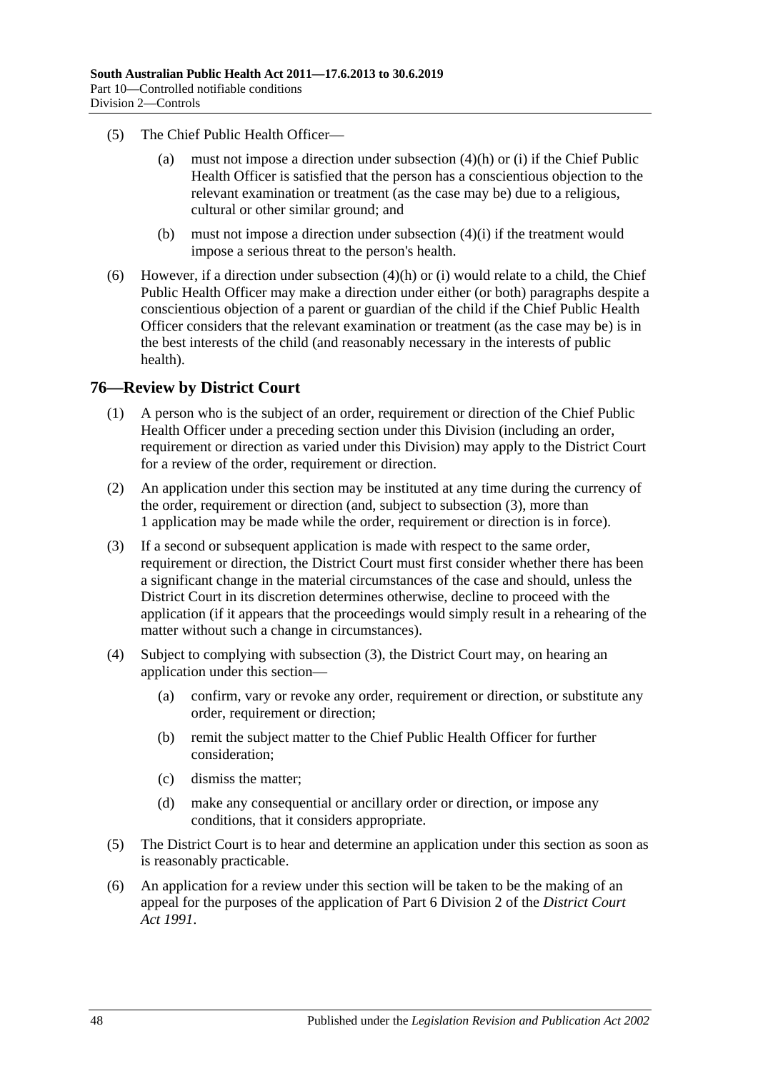(5) The Chief Public Health Officer—

(a) must not impose a direction under subsection (4)(h) or (i) if the Chief Public Health Officer is satisfied that the person has a conscientious objection to the relevant examination or treatment (as the case may be) due to a religious, cultural or other similar ground; and

(b) must not impose a direction under subsection (4)(i) if the treatment would impose a serious threat to the person's health.

(6) However, if a direction under subsection (4)(h) or (i) would relate to a child, the Chief Public Health Officer may make a direction under either (or both) paragraphs despite a conscientious objection of a parent or guardian of the child if the Chief Public Health Officer considers that the relevant examination or treatment (as the case may be) is in the best interests of the child (and reasonably necessary in the interests of public health).

## 76—Review by District Court

(1) A person who is the subject of an order, requirement or direction of the Chief Public Health Officer under a preceding section under this Division (including an order, requirement or direction as varied under this Division) may apply to the District Court for a review of the order, requirement or direction.

(2) An application under this section may be instituted at any time during the currency of the order, requirement or direction (and, subject to subsection (3), more than 1 application may be made while the order, requirement or direction is in force).

(3) If a second or subsequent application is made with respect to the same order, requirement or direction, the District Court must first consider whether there has been a significant change in the material circumstances of the case and should, unless the District Court in its discretion determines otherwise, decline to proceed with the application (if it appears that the proceedings would simply result in a rehearing of the matter without such a change in circumstances).

(4) Subject to complying with subsection (3), the District Court may, on hearing an application under this section—

(a) confirm, vary or revoke any order, requirement or direction, or substitute any order, requirement or direction;

(b) remit the subject matter to the Chief Public Health Officer for further consideration;

(c) dismiss the matter;

(d) make any consequential or ancillary order or direction, or impose any conditions, that it considers appropriate.

(5) The District Court is to hear and determine an application under this section as soon as is reasonably practicable.

(6) An application for a review under this section will be taken to be the making of an appeal for the purposes of the application of Part 6 Division 2 of the *District Court Act 1991*.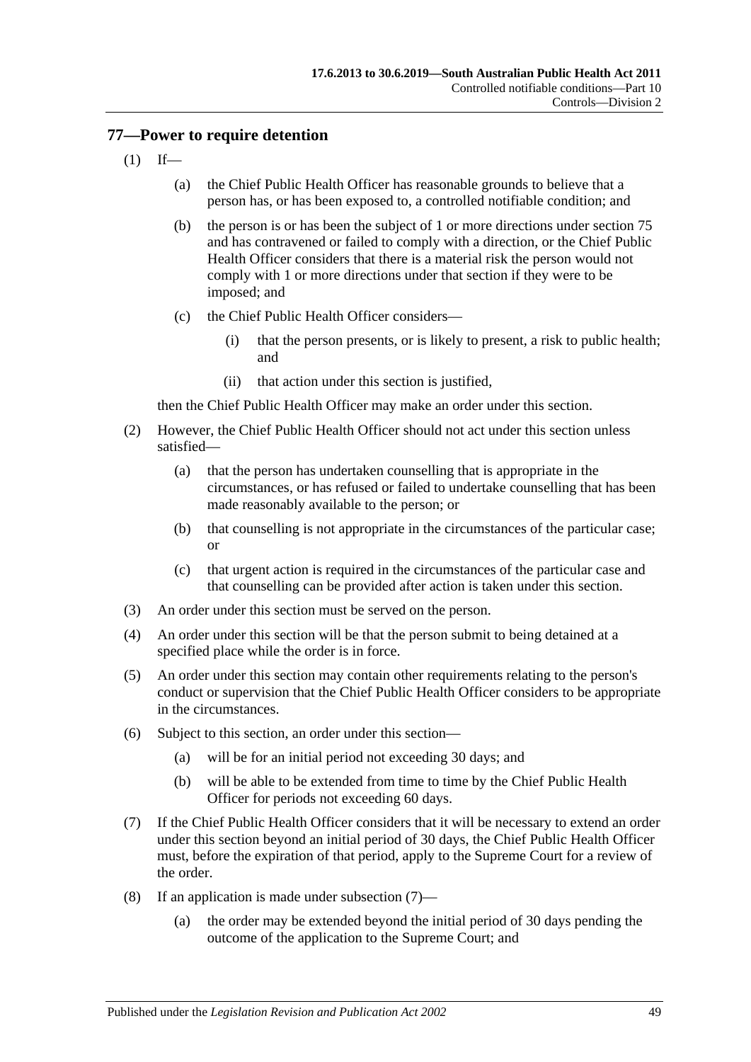## 77—Power to require detention

(1) If—

(a) the Chief Public Health Officer has reasonable grounds to believe that a person has, or has been exposed to, a controlled notifiable condition; and

(b) the person is or has been the subject of 1 or more directions under section 75 and has contravened or failed to comply with a direction, or the Chief Public Health Officer considers that there is a material risk the person would not comply with 1 or more directions under that section if they were to be imposed; and

(c) the Chief Public Health Officer considers—

(i) that the person presents, or is likely to present, a risk to public health; and

(ii) that action under this section is justified,

then the Chief Public Health Officer may make an order under this section.

(2) However, the Chief Public Health Officer should not act under this section unless satisfied—

(a) that the person has undertaken counselling that is appropriate in the circumstances, or has refused or failed to undertake counselling that has been made reasonably available to the person; or

(b) that counselling is not appropriate in the circumstances of the particular case; or

(c) that urgent action is required in the circumstances of the particular case and that counselling can be provided after action is taken under this section.

(3) An order under this section must be served on the person.

(4) An order under this section will be that the person submit to being detained at a specified place while the order is in force.

(5) An order under this section may contain other requirements relating to the person's conduct or supervision that the Chief Public Health Officer considers to be appropriate in the circumstances.

(6) Subject to this section, an order under this section—

(a) will be for an initial period not exceeding 30 days; and

(b) will be able to be extended from time to time by the Chief Public Health Officer for periods not exceeding 60 days.

(7) If the Chief Public Health Officer considers that it will be necessary to extend an order under this section beyond an initial period of 30 days, the Chief Public Health Officer must, before the expiration of that period, apply to the Supreme Court for a review of the order.

(8) If an application is made under subsection (7)—

(a) the order may be extended beyond the initial period of 30 days pending the outcome of the application to the Supreme Court; and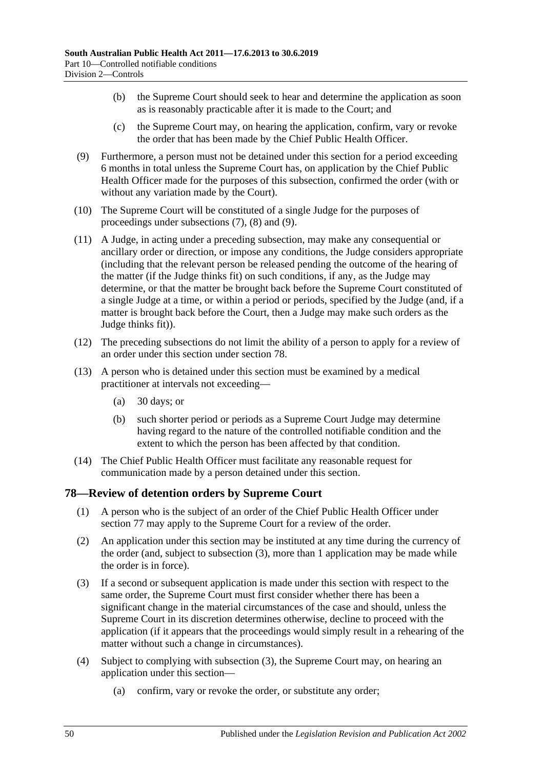(b) the Supreme Court should seek to hear and determine the application as soon as is reasonably practicable after it is made to the Court; and

(c) the Supreme Court may, on hearing the application, confirm, vary or revoke the order that has been made by the Chief Public Health Officer.

(9) Furthermore, a person must not be detained under this section for a period exceeding 6 months in total unless the Supreme Court has, on application by the Chief Public Health Officer made for the purposes of this subsection, confirmed the order (with or without any variation made by the Court).

(10) The Supreme Court will be constituted of a single Judge for the purposes of proceedings under subsections (7), (8) and (9).

(11) A Judge, in acting under a preceding subsection, may make any consequential or ancillary order or direction, or impose any conditions, the Judge considers appropriate (including that the relevant person be released pending the outcome of the hearing of the matter (if the Judge thinks fit) on such conditions, if any, as the Judge may determine, or that the matter be brought back before the Supreme Court constituted of a single Judge at a time, or within a period or periods, specified by the Judge (and, if a matter is brought back before the Court, then a Judge may make such orders as the Judge thinks fit)).

(12) The preceding subsections do not limit the ability of a person to apply for a review of an order under this section under section 78.

(13) A person who is detained under this section must be examined by a medical practitioner at intervals not exceeding—

(a) 30 days; or

(b) such shorter period or periods as a Supreme Court Judge may determine having regard to the nature of the controlled notifiable condition and the extent to which the person has been affected by that condition.

(14) The Chief Public Health Officer must facilitate any reasonable request for communication made by a person detained under this section.

## 78—Review of detention orders by Supreme Court

(1) A person who is the subject of an order of the Chief Public Health Officer under section 77 may apply to the Supreme Court for a review of the order.

(2) An application under this section may be instituted at any time during the currency of the order (and, subject to subsection (3), more than 1 application may be made while the order is in force).

(3) If a second or subsequent application is made under this section with respect to the same order, the Supreme Court must first consider whether there has been a significant change in the material circumstances of the case and should, unless the Supreme Court in its discretion determines otherwise, decline to proceed with the application (if it appears that the proceedings would simply result in a rehearing of the matter without such a change in circumstances).

(4) Subject to complying with subsection (3), the Supreme Court may, on hearing an application under this section—

(a) confirm, vary or revoke the order, or substitute any order;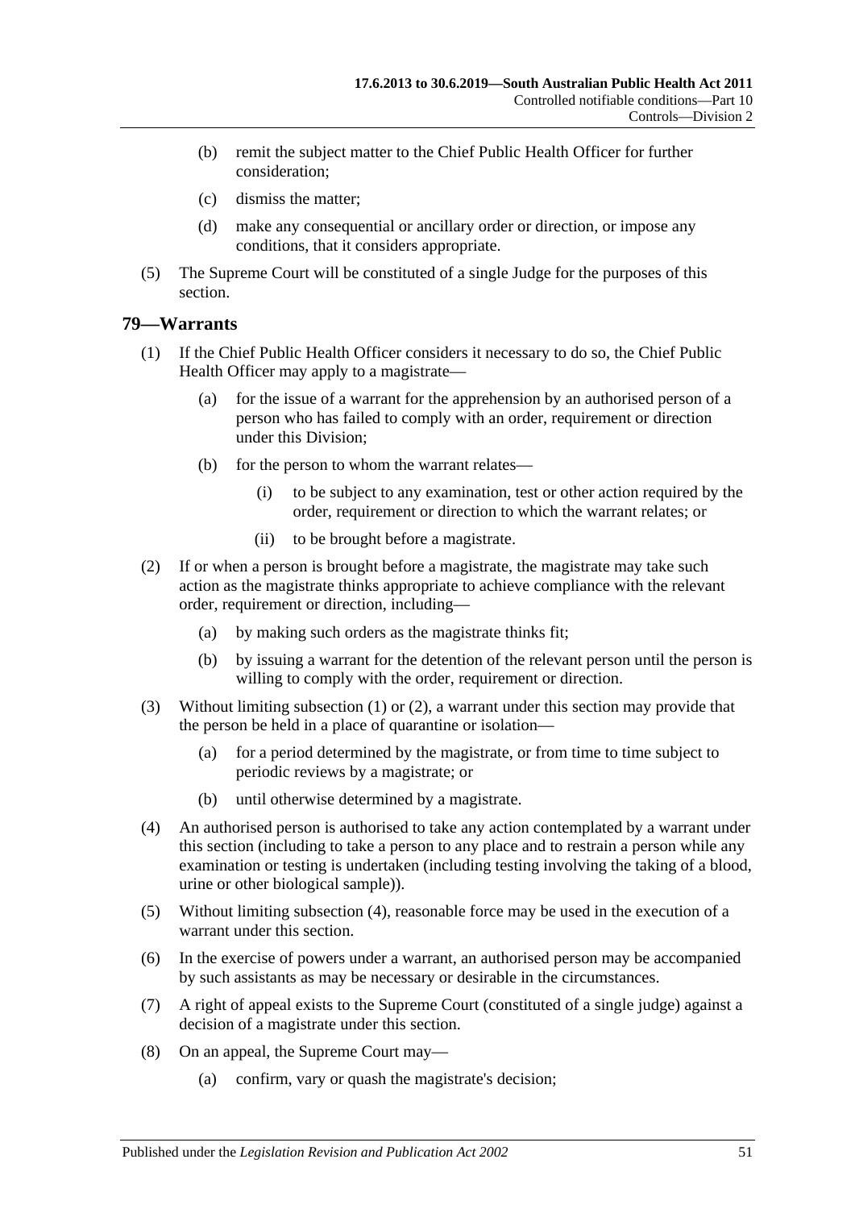- (b) remit the subject matter to the Chief Public Health Officer for further consideration;
- (c) dismiss the matter;
- (d) make any consequential or ancillary order or direction, or impose any conditions, that it considers appropriate.

(5) The Supreme Court will be constituted of a single Judge for the purposes of this section.

## 79—Warrants

(1) If the Chief Public Health Officer considers it necessary to do so, the Chief Public Health Officer may apply to a magistrate—

- (a) for the issue of a warrant for the apprehension by an authorised person of a person who has failed to comply with an order, requirement or direction under this Division;
- (b) for the person to whom the warrant relates—
  - (i) to be subject to any examination, test or other action required by the order, requirement or direction to which the warrant relates; or
  - (ii) to be brought before a magistrate.

(2) If or when a person is brought before a magistrate, the magistrate may take such action as the magistrate thinks appropriate to achieve compliance with the relevant order, requirement or direction, including—

- (a) by making such orders as the magistrate thinks fit;
- (b) by issuing a warrant for the detention of the relevant person until the person is willing to comply with the order, requirement or direction.

(3) Without limiting subsection (1) or (2), a warrant under this section may provide that the person be held in a place of quarantine or isolation—

- (a) for a period determined by the magistrate, or from time to time subject to periodic reviews by a magistrate; or
- (b) until otherwise determined by a magistrate.

(4) An authorised person is authorised to take any action contemplated by a warrant under this section (including to take a person to any place and to restrain a person while any examination or testing is undertaken (including testing involving the taking of a blood, urine or other biological sample)).

(5) Without limiting subsection (4), reasonable force may be used in the execution of a warrant under this section.

(6) In the exercise of powers under a warrant, an authorised person may be accompanied by such assistants as may be necessary or desirable in the circumstances.

(7) A right of appeal exists to the Supreme Court (constituted of a single judge) against a decision of a magistrate under this section.

(8) On an appeal, the Supreme Court may—

- (a) confirm, vary or quash the magistrate's decision;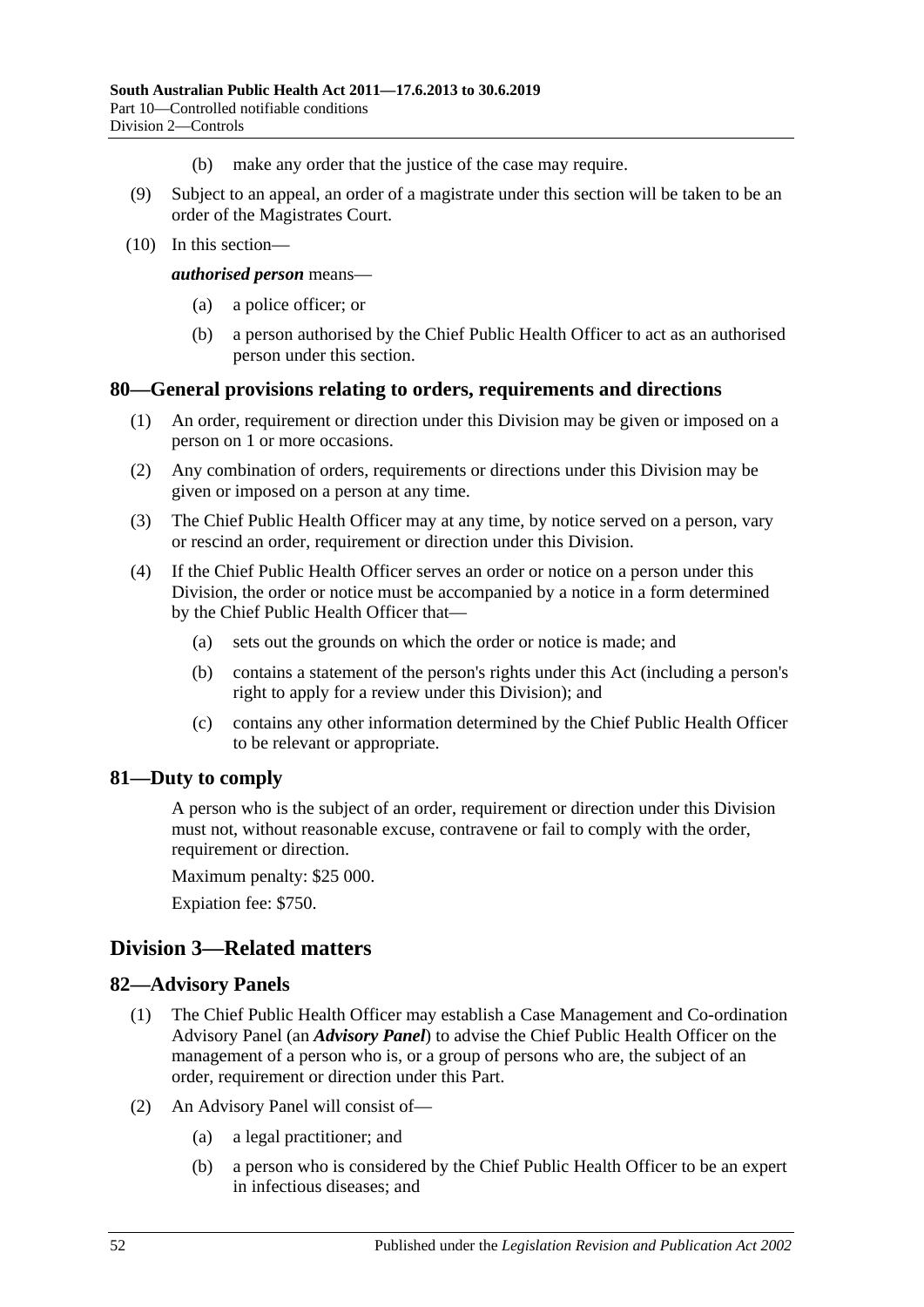(b) make any order that the justice of the case may require.

(9) Subject to an appeal, an order of a magistrate under this section will be taken to be an order of the Magistrates Court.

(10) In this section—

***authorised person*** means—

(a) a police officer; or

(b) a person authorised by the Chief Public Health Officer to act as an authorised person under this section.

## 80—General provisions relating to orders, requirements and directions

(1) An order, requirement or direction under this Division may be given or imposed on a person on 1 or more occasions.

(2) Any combination of orders, requirements or directions under this Division may be given or imposed on a person at any time.

(3) The Chief Public Health Officer may at any time, by notice served on a person, vary or rescind an order, requirement or direction under this Division.

(4) If the Chief Public Health Officer serves an order or notice on a person under this Division, the order or notice must be accompanied by a notice in a form determined by the Chief Public Health Officer that—

(a) sets out the grounds on which the order or notice is made; and

(b) contains a statement of the person's rights under this Act (including a person's right to apply for a review under this Division); and

(c) contains any other information determined by the Chief Public Health Officer to be relevant or appropriate.

## 81—Duty to comply

A person who is the subject of an order, requirement or direction under this Division must not, without reasonable excuse, contravene or fail to comply with the order, requirement or direction.

Maximum penalty: $25 000.

Expiation fee: $750.

# Division 3—Related matters

## 82—Advisory Panels

(1) The Chief Public Health Officer may establish a Case Management and Co-ordination Advisory Panel (an ***Advisory Panel***) to advise the Chief Public Health Officer on the management of a person who is, or a group of persons who are, the subject of an order, requirement or direction under this Part.

(2) An Advisory Panel will consist of—

(a) a legal practitioner; and

(b) a person who is considered by the Chief Public Health Officer to be an expert in infectious diseases; and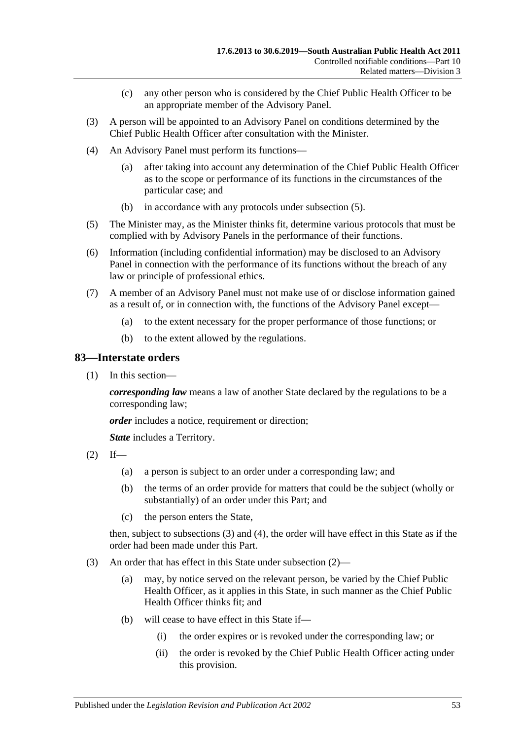(c) any other person who is considered by the Chief Public Health Officer to be an appropriate member of the Advisory Panel.

(3) A person will be appointed to an Advisory Panel on conditions determined by the Chief Public Health Officer after consultation with the Minister.

(4) An Advisory Panel must perform its functions—

(a) after taking into account any determination of the Chief Public Health Officer as to the scope or performance of its functions in the circumstances of the particular case; and

(b) in accordance with any protocols under subsection (5).

(5) The Minister may, as the Minister thinks fit, determine various protocols that must be complied with by Advisory Panels in the performance of their functions.

(6) Information (including confidential information) may be disclosed to an Advisory Panel in connection with the performance of its functions without the breach of any law or principle of professional ethics.

(7) A member of an Advisory Panel must not make use of or disclose information gained as a result of, or in connection with, the functions of the Advisory Panel except—

(a) to the extent necessary for the proper performance of those functions; or

(b) to the extent allowed by the regulations.

## 83—Interstate orders

(1) In this section—

***corresponding law*** means a law of another State declared by the regulations to be a corresponding law;

***order*** includes a notice, requirement or direction;

***State*** includes a Territory.

(2) If—

(a) a person is subject to an order under a corresponding law; and

(b) the terms of an order provide for matters that could be the subject (wholly or substantially) of an order under this Part; and

(c) the person enters the State,

then, subject to subsections (3) and (4), the order will have effect in this State as if the order had been made under this Part.

(3) An order that has effect in this State under subsection (2)—

(a) may, by notice served on the relevant person, be varied by the Chief Public Health Officer, as it applies in this State, in such manner as the Chief Public Health Officer thinks fit; and

(b) will cease to have effect in this State if—

(i) the order expires or is revoked under the corresponding law; or

(ii) the order is revoked by the Chief Public Health Officer acting under this provision.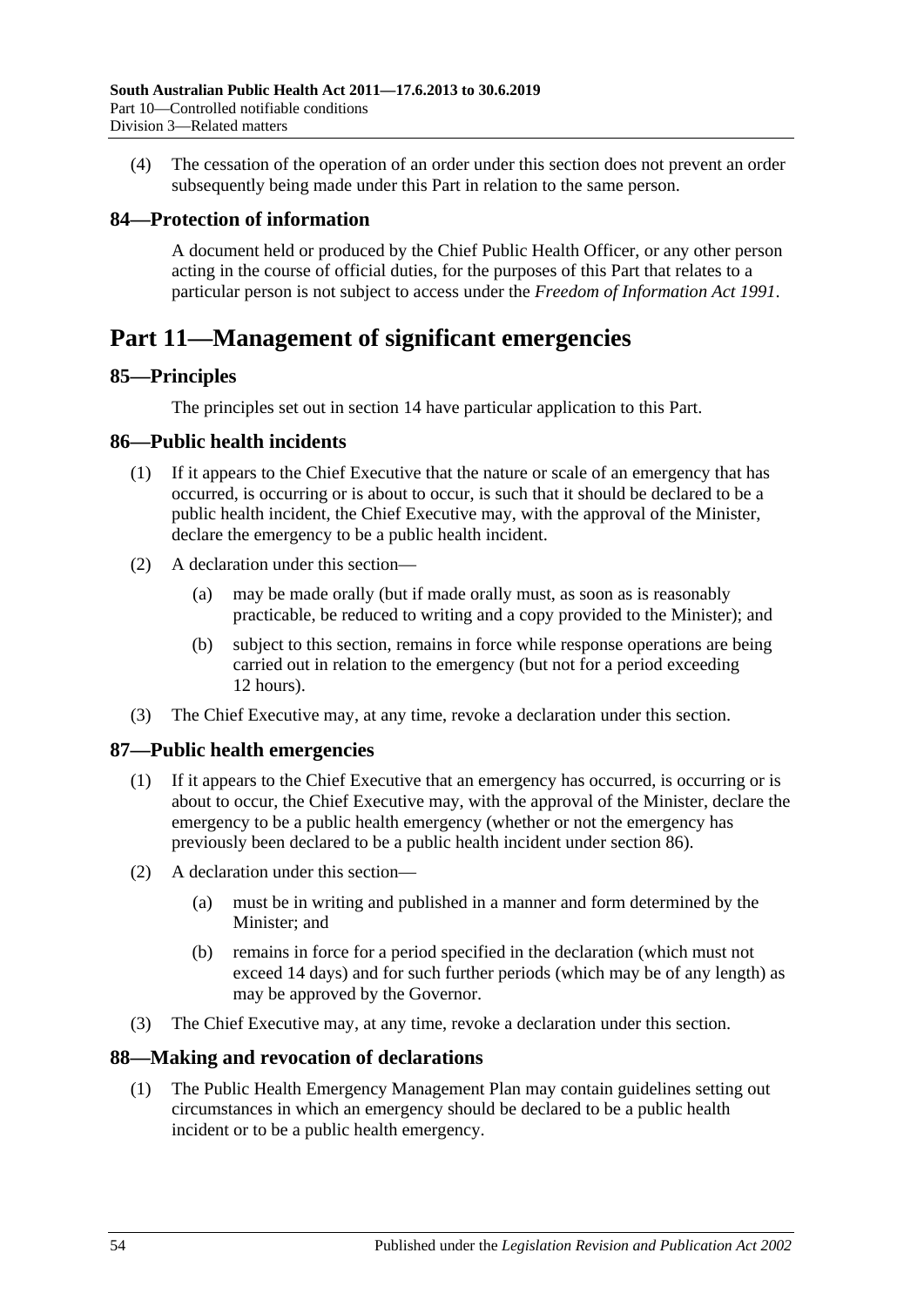(4) The cessation of the operation of an order under this section does not prevent an order subsequently being made under this Part in relation to the same person.

### 84—Protection of information

A document held or produced by the Chief Public Health Officer, or any other person acting in the course of official duties, for the purposes of this Part that relates to a particular person is not subject to access under the *Freedom of Information Act 1991*.

## Part 11—Management of significant emergencies

### 85—Principles

The principles set out in section 14 have particular application to this Part.

### 86—Public health incidents

(1) If it appears to the Chief Executive that the nature or scale of an emergency that has occurred, is occurring or is about to occur, is such that it should be declared to be a public health incident, the Chief Executive may, with the approval of the Minister, declare the emergency to be a public health incident.

(2) A declaration under this section—

(a) may be made orally (but if made orally must, as soon as is reasonably practicable, be reduced to writing and a copy provided to the Minister); and

(b) subject to this section, remains in force while response operations are being carried out in relation to the emergency (but not for a period exceeding 12 hours).

(3) The Chief Executive may, at any time, revoke a declaration under this section.

### 87—Public health emergencies

(1) If it appears to the Chief Executive that an emergency has occurred, is occurring or is about to occur, the Chief Executive may, with the approval of the Minister, declare the emergency to be a public health emergency (whether or not the emergency has previously been declared to be a public health incident under section 86).

(2) A declaration under this section—

(a) must be in writing and published in a manner and form determined by the Minister; and

(b) remains in force for a period specified in the declaration (which must not exceed 14 days) and for such further periods (which may be of any length) as may be approved by the Governor.

(3) The Chief Executive may, at any time, revoke a declaration under this section.

### 88—Making and revocation of declarations

(1) The Public Health Emergency Management Plan may contain guidelines setting out circumstances in which an emergency should be declared to be a public health incident or to be a public health emergency.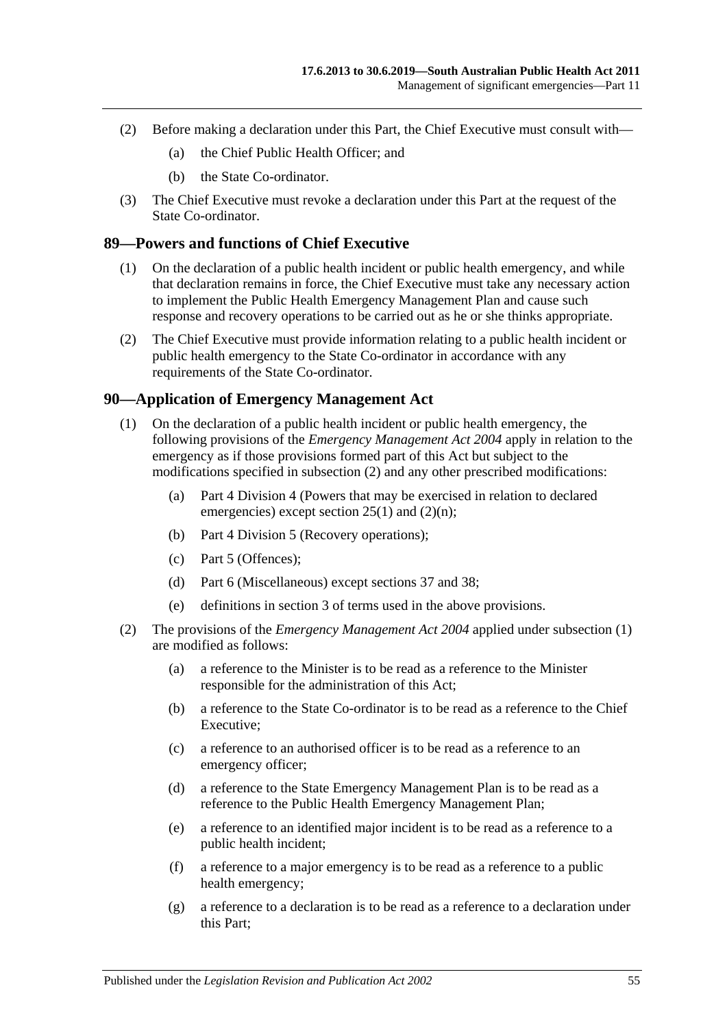(2) Before making a declaration under this Part, the Chief Executive must consult with—

  (a) the Chief Public Health Officer; and

  (b) the State Co-ordinator.

(3) The Chief Executive must revoke a declaration under this Part at the request of the State Co-ordinator.

## 89—Powers and functions of Chief Executive

(1) On the declaration of a public health incident or public health emergency, and while that declaration remains in force, the Chief Executive must take any necessary action to implement the Public Health Emergency Management Plan and cause such response and recovery operations to be carried out as he or she thinks appropriate.

(2) The Chief Executive must provide information relating to a public health incident or public health emergency to the State Co-ordinator in accordance with any requirements of the State Co-ordinator.

## 90—Application of Emergency Management Act

(1) On the declaration of a public health incident or public health emergency, the following provisions of the *Emergency Management Act 2004* apply in relation to the emergency as if those provisions formed part of this Act but subject to the modifications specified in subsection (2) and any other prescribed modifications:

  (a) Part 4 Division 4 (Powers that may be exercised in relation to declared emergencies) except section 25(1) and (2)(n);

  (b) Part 4 Division 5 (Recovery operations);

  (c) Part 5 (Offences);

  (d) Part 6 (Miscellaneous) except sections 37 and 38;

  (e) definitions in section 3 of terms used in the above provisions.

(2) The provisions of the *Emergency Management Act 2004* applied under subsection (1) are modified as follows:

  (a) a reference to the Minister is to be read as a reference to the Minister responsible for the administration of this Act;

  (b) a reference to the State Co-ordinator is to be read as a reference to the Chief Executive;

  (c) a reference to an authorised officer is to be read as a reference to an emergency officer;

  (d) a reference to the State Emergency Management Plan is to be read as a reference to the Public Health Emergency Management Plan;

  (e) a reference to an identified major incident is to be read as a reference to a public health incident;

  (f) a reference to a major emergency is to be read as a reference to a public health emergency;

  (g) a reference to a declaration is to be read as a reference to a declaration under this Part;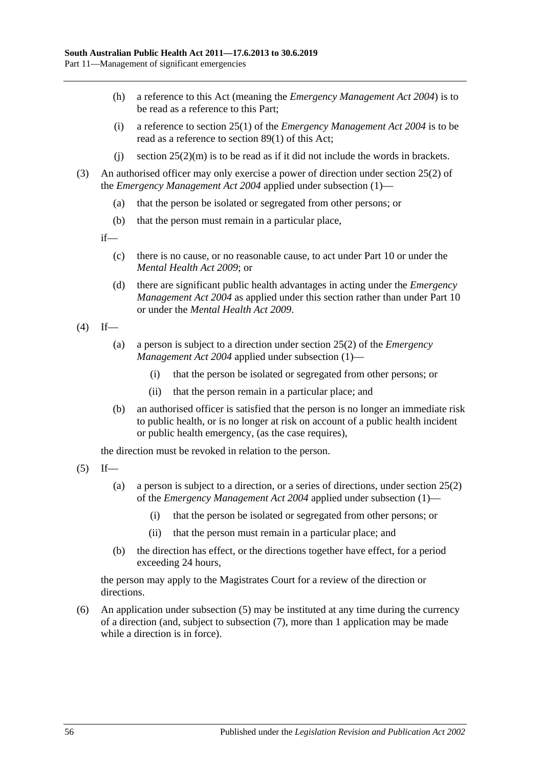(h) a reference to this Act (meaning the *Emergency Management Act 2004*) is to be read as a reference to this Part;

(i) a reference to section 25(1) of the *Emergency Management Act 2004* is to be read as a reference to section 89(1) of this Act;

(j) section 25(2)(m) is to be read as if it did not include the words in brackets.

(3) An authorised officer may only exercise a power of direction under section 25(2) of the *Emergency Management Act 2004* applied under subsection (1)—

(a) that the person be isolated or segregated from other persons; or

(b) that the person must remain in a particular place,

if—

(c) there is no cause, or no reasonable cause, to act under Part 10 or under the *Mental Health Act 2009*; or

(d) there are significant public health advantages in acting under the *Emergency Management Act 2004* as applied under this section rather than under Part 10 or under the *Mental Health Act 2009*.

(4) If—

(a) a person is subject to a direction under section 25(2) of the *Emergency Management Act 2004* applied under subsection (1)—

(i) that the person be isolated or segregated from other persons; or

(ii) that the person remain in a particular place; and

(b) an authorised officer is satisfied that the person is no longer an immediate risk to public health, or is no longer at risk on account of a public health incident or public health emergency, (as the case requires),

the direction must be revoked in relation to the person.

(5) If—

(a) a person is subject to a direction, or a series of directions, under section 25(2) of the *Emergency Management Act 2004* applied under subsection (1)—

(i) that the person be isolated or segregated from other persons; or

(ii) that the person must remain in a particular place; and

(b) the direction has effect, or the directions together have effect, for a period exceeding 24 hours,

the person may apply to the Magistrates Court for a review of the direction or directions.

(6) An application under subsection (5) may be instituted at any time during the currency of a direction (and, subject to subsection (7), more than 1 application may be made while a direction is in force).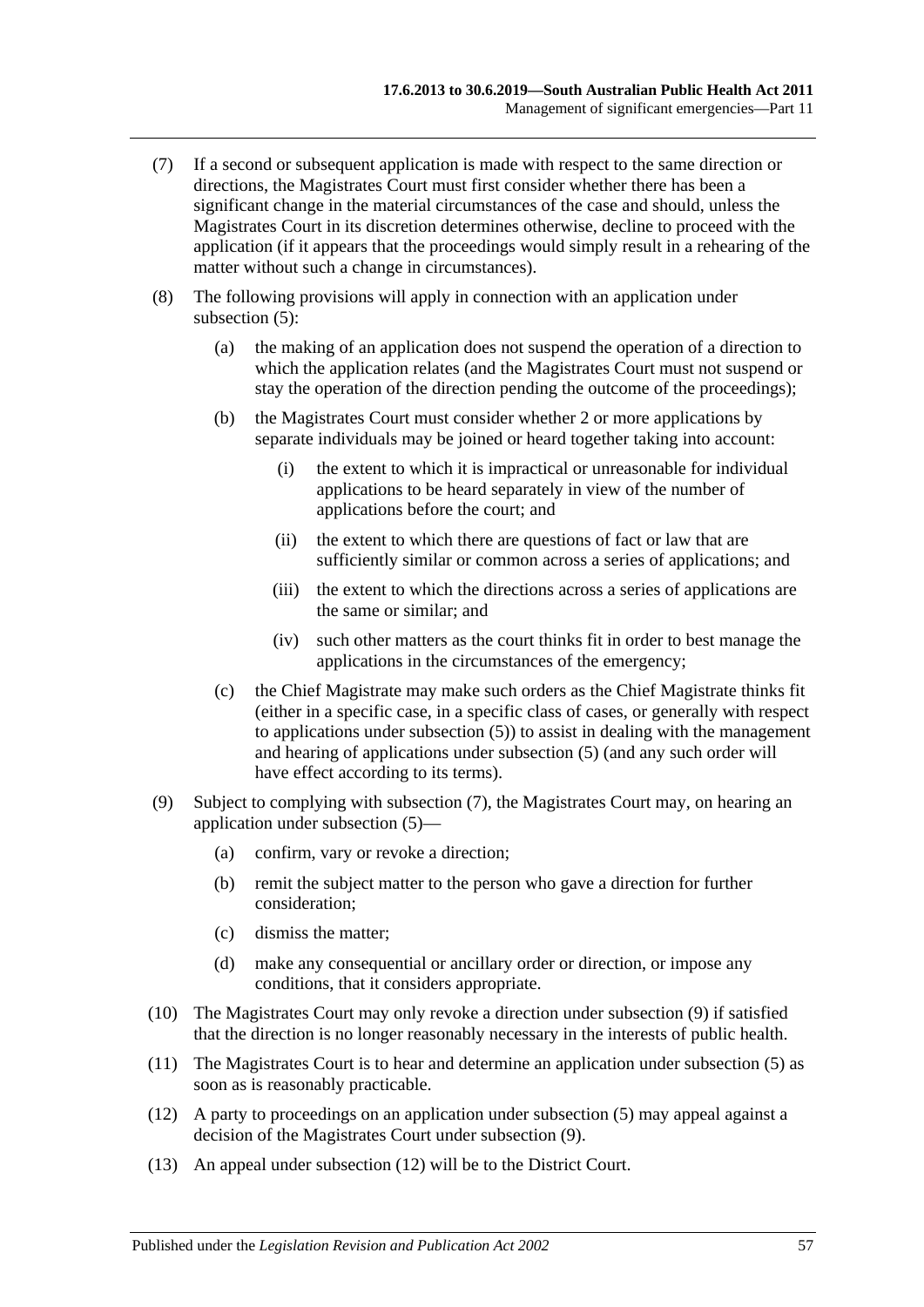(7) If a second or subsequent application is made with respect to the same direction or directions, the Magistrates Court must first consider whether there has been a significant change in the material circumstances of the case and should, unless the Magistrates Court in its discretion determines otherwise, decline to proceed with the application (if it appears that the proceedings would simply result in a rehearing of the matter without such a change in circumstances).

(8) The following provisions will apply in connection with an application under subsection (5):

   (a) the making of an application does not suspend the operation of a direction to which the application relates (and the Magistrates Court must not suspend or stay the operation of the direction pending the outcome of the proceedings);

   (b) the Magistrates Court must consider whether 2 or more applications by separate individuals may be joined or heard together taking into account:

      (i) the extent to which it is impractical or unreasonable for individual applications to be heard separately in view of the number of applications before the court; and

      (ii) the extent to which there are questions of fact or law that are sufficiently similar or common across a series of applications; and

      (iii) the extent to which the directions across a series of applications are the same or similar; and

      (iv) such other matters as the court thinks fit in order to best manage the applications in the circumstances of the emergency;

   (c) the Chief Magistrate may make such orders as the Chief Magistrate thinks fit (either in a specific case, in a specific class of cases, or generally with respect to applications under subsection (5)) to assist in dealing with the management and hearing of applications under subsection (5) (and any such order will have effect according to its terms).

(9) Subject to complying with subsection (7), the Magistrates Court may, on hearing an application under subsection (5)—

   (a) confirm, vary or revoke a direction;

   (b) remit the subject matter to the person who gave a direction for further consideration;

   (c) dismiss the matter;

   (d) make any consequential or ancillary order or direction, or impose any conditions, that it considers appropriate.

(10) The Magistrates Court may only revoke a direction under subsection (9) if satisfied that the direction is no longer reasonably necessary in the interests of public health.

(11) The Magistrates Court is to hear and determine an application under subsection (5) as soon as is reasonably practicable.

(12) A party to proceedings on an application under subsection (5) may appeal against a decision of the Magistrates Court under subsection (9).

(13) An appeal under subsection (12) will be to the District Court.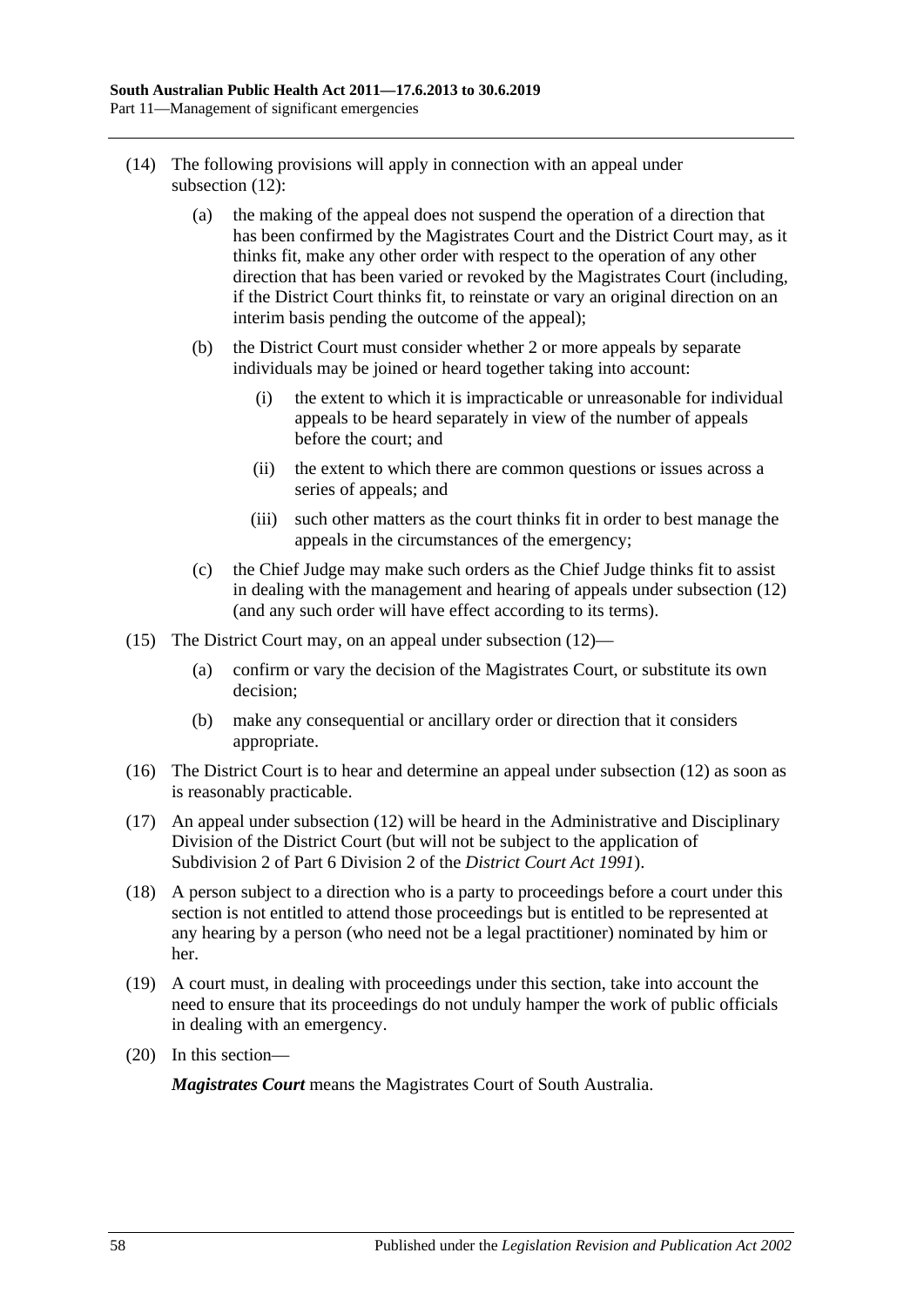(14) The following provisions will apply in connection with an appeal under subsection (12):

   (a) the making of the appeal does not suspend the operation of a direction that has been confirmed by the Magistrates Court and the District Court may, as it thinks fit, make any other order with respect to the operation of any other direction that has been varied or revoked by the Magistrates Court (including, if the District Court thinks fit, to reinstate or vary an original direction on an interim basis pending the outcome of the appeal);

   (b) the District Court must consider whether 2 or more appeals by separate individuals may be joined or heard together taking into account:

      (i) the extent to which it is impracticable or unreasonable for individual appeals to be heard separately in view of the number of appeals before the court; and

      (ii) the extent to which there are common questions or issues across a series of appeals; and

      (iii) such other matters as the court thinks fit in order to best manage the appeals in the circumstances of the emergency;

   (c) the Chief Judge may make such orders as the Chief Judge thinks fit to assist in dealing with the management and hearing of appeals under subsection (12) (and any such order will have effect according to its terms).

(15) The District Court may, on an appeal under subsection (12)—

   (a) confirm or vary the decision of the Magistrates Court, or substitute its own decision;

   (b) make any consequential or ancillary order or direction that it considers appropriate.

(16) The District Court is to hear and determine an appeal under subsection (12) as soon as is reasonably practicable.

(17) An appeal under subsection (12) will be heard in the Administrative and Disciplinary Division of the District Court (but will not be subject to the application of Subdivision 2 of Part 6 Division 2 of the *District Court Act 1991*).

(18) A person subject to a direction who is a party to proceedings before a court under this section is not entitled to attend those proceedings but is entitled to be represented at any hearing by a person (who need not be a legal practitioner) nominated by him or her.

(19) A court must, in dealing with proceedings under this section, take into account the need to ensure that its proceedings do not unduly hamper the work of public officials in dealing with an emergency.

(20) In this section—

***Magistrates Court*** means the Magistrates Court of South Australia.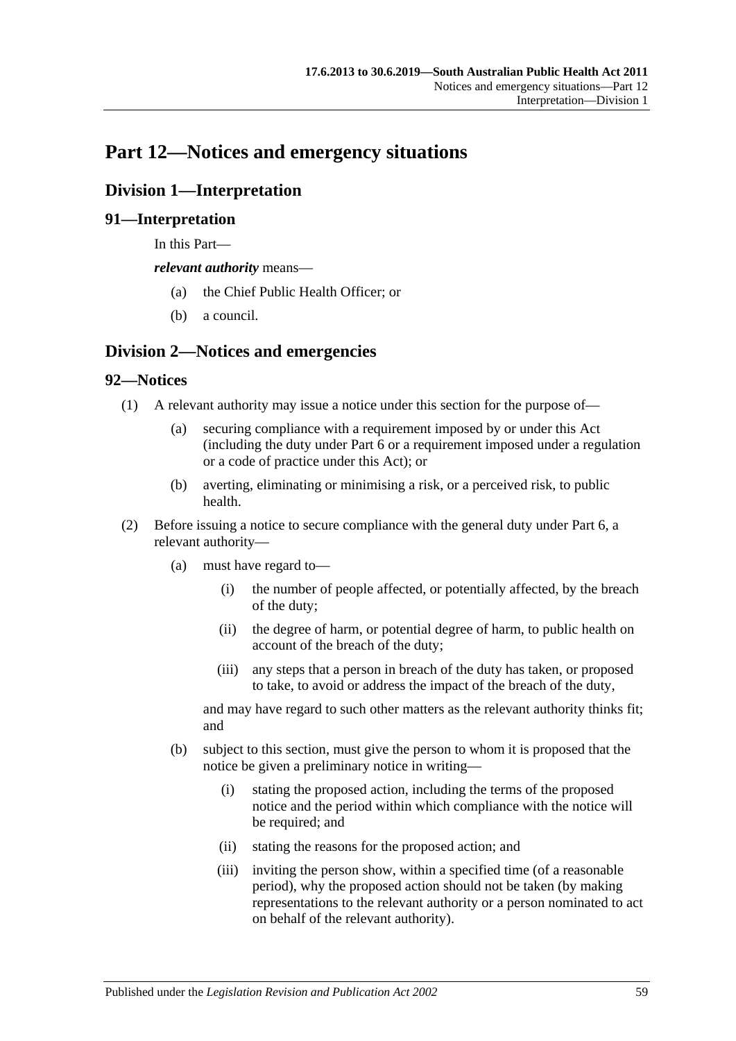# Part 12—Notices and emergency situations

## Division 1—Interpretation

### 91—Interpretation

In this Part—

***relevant authority*** means—

- (a) the Chief Public Health Officer; or
- (b) a council.

## Division 2—Notices and emergencies

### 92—Notices

(1) A relevant authority may issue a notice under this section for the purpose of—

- (a) securing compliance with a requirement imposed by or under this Act (including the duty under Part 6 or a requirement imposed under a regulation or a code of practice under this Act); or
- (b) averting, eliminating or minimising a risk, or a perceived risk, to public health.

(2) Before issuing a notice to secure compliance with the general duty under Part 6, a relevant authority—

- (a) must have regard to—
  - (i) the number of people affected, or potentially affected, by the breach of the duty;
  - (ii) the degree of harm, or potential degree of harm, to public health on account of the breach of the duty;
  - (iii) any steps that a person in breach of the duty has taken, or proposed to take, to avoid or address the impact of the breach of the duty,

  and may have regard to such other matters as the relevant authority thinks fit; and

- (b) subject to this section, must give the person to whom it is proposed that the notice be given a preliminary notice in writing—
  - (i) stating the proposed action, including the terms of the proposed notice and the period within which compliance with the notice will be required; and
  - (ii) stating the reasons for the proposed action; and
  - (iii) inviting the person show, within a specified time (of a reasonable period), why the proposed action should not be taken (by making representations to the relevant authority or a person nominated to act on behalf of the relevant authority).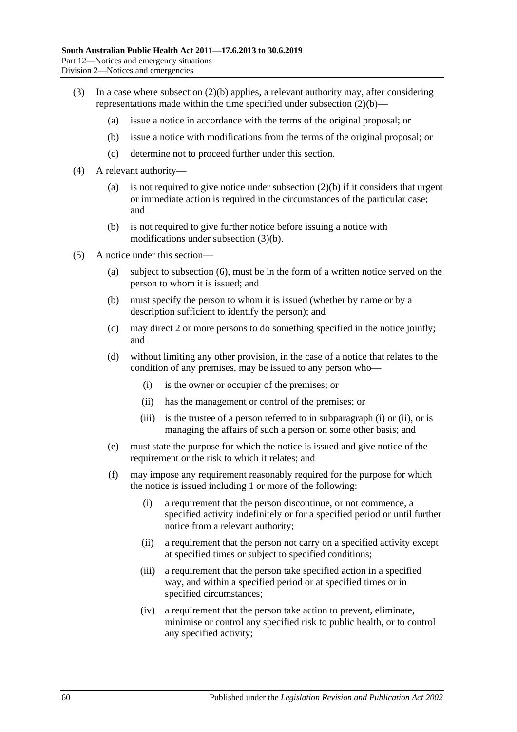(3) In a case where subsection (2)(b) applies, a relevant authority may, after considering representations made within the time specified under subsection (2)(b)—

 (a) issue a notice in accordance with the terms of the original proposal; or

 (b) issue a notice with modifications from the terms of the original proposal; or

 (c) determine not to proceed further under this section.

(4) A relevant authority—

 (a) is not required to give notice under subsection (2)(b) if it considers that urgent or immediate action is required in the circumstances of the particular case; and

 (b) is not required to give further notice before issuing a notice with modifications under subsection (3)(b).

(5) A notice under this section—

 (a) subject to subsection (6), must be in the form of a written notice served on the person to whom it is issued; and

 (b) must specify the person to whom it is issued (whether by name or by a description sufficient to identify the person); and

 (c) may direct 2 or more persons to do something specified in the notice jointly; and

 (d) without limiting any other provision, in the case of a notice that relates to the condition of any premises, may be issued to any person who—

  (i) is the owner or occupier of the premises; or

  (ii) has the management or control of the premises; or

  (iii) is the trustee of a person referred to in subparagraph (i) or (ii), or is managing the affairs of such a person on some other basis; and

 (e) must state the purpose for which the notice is issued and give notice of the requirement or the risk to which it relates; and

 (f) may impose any requirement reasonably required for the purpose for which the notice is issued including 1 or more of the following:

  (i) a requirement that the person discontinue, or not commence, a specified activity indefinitely or for a specified period or until further notice from a relevant authority;

  (ii) a requirement that the person not carry on a specified activity except at specified times or subject to specified conditions;

  (iii) a requirement that the person take specified action in a specified way, and within a specified period or at specified times or in specified circumstances;

  (iv) a requirement that the person take action to prevent, eliminate, minimise or control any specified risk to public health, or to control any specified activity;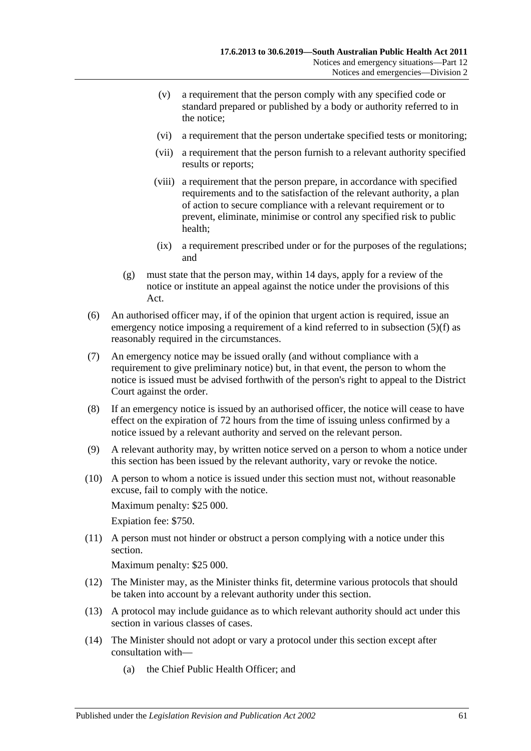(v) a requirement that the person comply with any specified code or standard prepared or published by a body or authority referred to in the notice;

(vi) a requirement that the person undertake specified tests or monitoring;

(vii) a requirement that the person furnish to a relevant authority specified results or reports;

(viii) a requirement that the person prepare, in accordance with specified requirements and to the satisfaction of the relevant authority, a plan of action to secure compliance with a relevant requirement or to prevent, eliminate, minimise or control any specified risk to public health;

(ix) a requirement prescribed under or for the purposes of the regulations; and

(g) must state that the person may, within 14 days, apply for a review of the notice or institute an appeal against the notice under the provisions of this Act.

(6) An authorised officer may, if of the opinion that urgent action is required, issue an emergency notice imposing a requirement of a kind referred to in subsection (5)(f) as reasonably required in the circumstances.

(7) An emergency notice may be issued orally (and without compliance with a requirement to give preliminary notice) but, in that event, the person to whom the notice is issued must be advised forthwith of the person's right to appeal to the District Court against the order.

(8) If an emergency notice is issued by an authorised officer, the notice will cease to have effect on the expiration of 72 hours from the time of issuing unless confirmed by a notice issued by a relevant authority and served on the relevant person.

(9) A relevant authority may, by written notice served on a person to whom a notice under this section has been issued by the relevant authority, vary or revoke the notice.

(10) A person to whom a notice is issued under this section must not, without reasonable excuse, fail to comply with the notice.

Maximum penalty: $25 000.

Expiation fee: $750.

(11) A person must not hinder or obstruct a person complying with a notice under this section.

Maximum penalty: $25 000.

(12) The Minister may, as the Minister thinks fit, determine various protocols that should be taken into account by a relevant authority under this section.

(13) A protocol may include guidance as to which relevant authority should act under this section in various classes of cases.

(14) The Minister should not adopt or vary a protocol under this section except after consultation with—

(a) the Chief Public Health Officer; and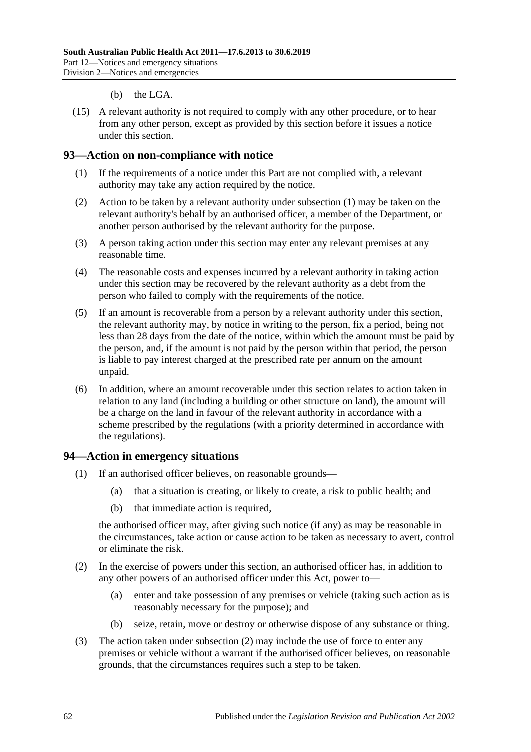(b) the LGA.

(15) A relevant authority is not required to comply with any other procedure, or to hear from any other person, except as provided by this section before it issues a notice under this section.

## 93—Action on non-compliance with notice

(1) If the requirements of a notice under this Part are not complied with, a relevant authority may take any action required by the notice.

(2) Action to be taken by a relevant authority under subsection (1) may be taken on the relevant authority's behalf by an authorised officer, a member of the Department, or another person authorised by the relevant authority for the purpose.

(3) A person taking action under this section may enter any relevant premises at any reasonable time.

(4) The reasonable costs and expenses incurred by a relevant authority in taking action under this section may be recovered by the relevant authority as a debt from the person who failed to comply with the requirements of the notice.

(5) If an amount is recoverable from a person by a relevant authority under this section, the relevant authority may, by notice in writing to the person, fix a period, being not less than 28 days from the date of the notice, within which the amount must be paid by the person, and, if the amount is not paid by the person within that period, the person is liable to pay interest charged at the prescribed rate per annum on the amount unpaid.

(6) In addition, where an amount recoverable under this section relates to action taken in relation to any land (including a building or other structure on land), the amount will be a charge on the land in favour of the relevant authority in accordance with a scheme prescribed by the regulations (with a priority determined in accordance with the regulations).

## 94—Action in emergency situations

(1) If an authorised officer believes, on reasonable grounds—

(a) that a situation is creating, or likely to create, a risk to public health; and

(b) that immediate action is required,

the authorised officer may, after giving such notice (if any) as may be reasonable in the circumstances, take action or cause action to be taken as necessary to avert, control or eliminate the risk.

(2) In the exercise of powers under this section, an authorised officer has, in addition to any other powers of an authorised officer under this Act, power to—

(a) enter and take possession of any premises or vehicle (taking such action as is reasonably necessary for the purpose); and

(b) seize, retain, move or destroy or otherwise dispose of any substance or thing.

(3) The action taken under subsection (2) may include the use of force to enter any premises or vehicle without a warrant if the authorised officer believes, on reasonable grounds, that the circumstances requires such a step to be taken.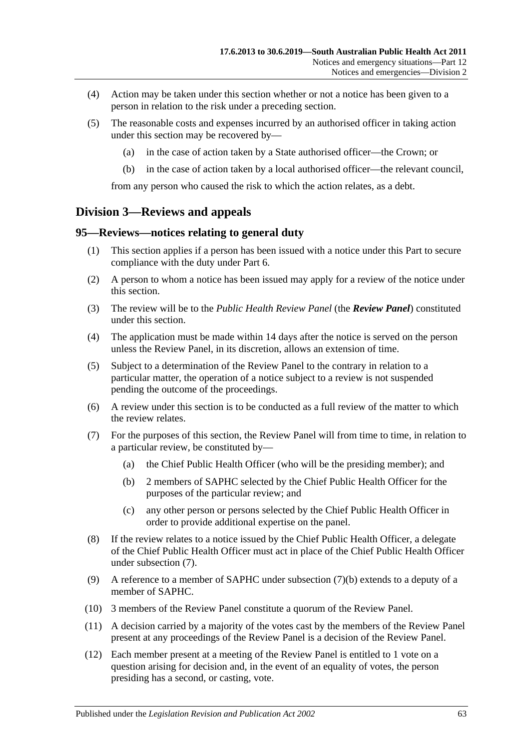(4) Action may be taken under this section whether or not a notice has been given to a person in relation to the risk under a preceding section.

(5) The reasonable costs and expenses incurred by an authorised officer in taking action under this section may be recovered by—

(a) in the case of action taken by a State authorised officer—the Crown; or

(b) in the case of action taken by a local authorised officer—the relevant council,

from any person who caused the risk to which the action relates, as a debt.

## Division 3—Reviews and appeals

### 95—Reviews—notices relating to general duty

(1) This section applies if a person has been issued with a notice under this Part to secure compliance with the duty under Part 6.

(2) A person to whom a notice has been issued may apply for a review of the notice under this section.

(3) The review will be to the *Public Health Review Panel* (the ***Review Panel***) constituted under this section.

(4) The application must be made within 14 days after the notice is served on the person unless the Review Panel, in its discretion, allows an extension of time.

(5) Subject to a determination of the Review Panel to the contrary in relation to a particular matter, the operation of a notice subject to a review is not suspended pending the outcome of the proceedings.

(6) A review under this section is to be conducted as a full review of the matter to which the review relates.

(7) For the purposes of this section, the Review Panel will from time to time, in relation to a particular review, be constituted by—

(a) the Chief Public Health Officer (who will be the presiding member); and

(b) 2 members of SAPHC selected by the Chief Public Health Officer for the purposes of the particular review; and

(c) any other person or persons selected by the Chief Public Health Officer in order to provide additional expertise on the panel.

(8) If the review relates to a notice issued by the Chief Public Health Officer, a delegate of the Chief Public Health Officer must act in place of the Chief Public Health Officer under subsection (7).

(9) A reference to a member of SAPHC under subsection (7)(b) extends to a deputy of a member of SAPHC.

(10) 3 members of the Review Panel constitute a quorum of the Review Panel.

(11) A decision carried by a majority of the votes cast by the members of the Review Panel present at any proceedings of the Review Panel is a decision of the Review Panel.

(12) Each member present at a meeting of the Review Panel is entitled to 1 vote on a question arising for decision and, in the event of an equality of votes, the person presiding has a second, or casting, vote.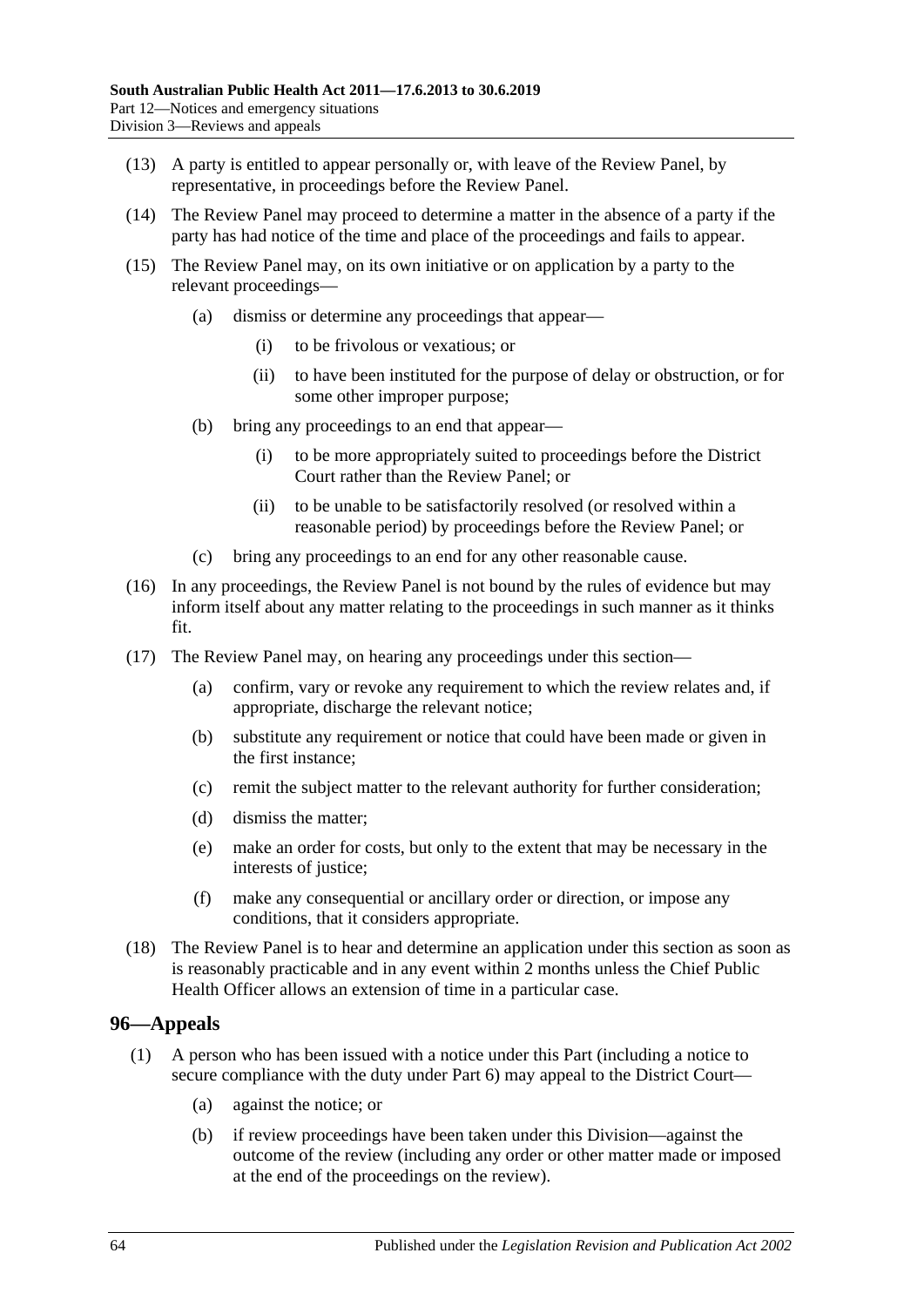(13) A party is entitled to appear personally or, with leave of the Review Panel, by representative, in proceedings before the Review Panel.

(14) The Review Panel may proceed to determine a matter in the absence of a party if the party has had notice of the time and place of the proceedings and fails to appear.

(15) The Review Panel may, on its own initiative or on application by a party to the relevant proceedings—

- (a) dismiss or determine any proceedings that appear—
  - (i) to be frivolous or vexatious; or
  - (ii) to have been instituted for the purpose of delay or obstruction, or for some other improper purpose;
- (b) bring any proceedings to an end that appear—
  - (i) to be more appropriately suited to proceedings before the District Court rather than the Review Panel; or
  - (ii) to be unable to be satisfactorily resolved (or resolved within a reasonable period) by proceedings before the Review Panel; or
- (c) bring any proceedings to an end for any other reasonable cause.

(16) In any proceedings, the Review Panel is not bound by the rules of evidence but may inform itself about any matter relating to the proceedings in such manner as it thinks fit.

(17) The Review Panel may, on hearing any proceedings under this section—

- (a) confirm, vary or revoke any requirement to which the review relates and, if appropriate, discharge the relevant notice;
- (b) substitute any requirement or notice that could have been made or given in the first instance;
- (c) remit the subject matter to the relevant authority for further consideration;
- (d) dismiss the matter;
- (e) make an order for costs, but only to the extent that may be necessary in the interests of justice;
- (f) make any consequential or ancillary order or direction, or impose any conditions, that it considers appropriate.

(18) The Review Panel is to hear and determine an application under this section as soon as is reasonably practicable and in any event within 2 months unless the Chief Public Health Officer allows an extension of time in a particular case.

## 96—Appeals

(1) A person who has been issued with a notice under this Part (including a notice to secure compliance with the duty under Part 6) may appeal to the District Court—

- (a) against the notice; or
- (b) if review proceedings have been taken under this Division—against the outcome of the review (including any order or other matter made or imposed at the end of the proceedings on the review).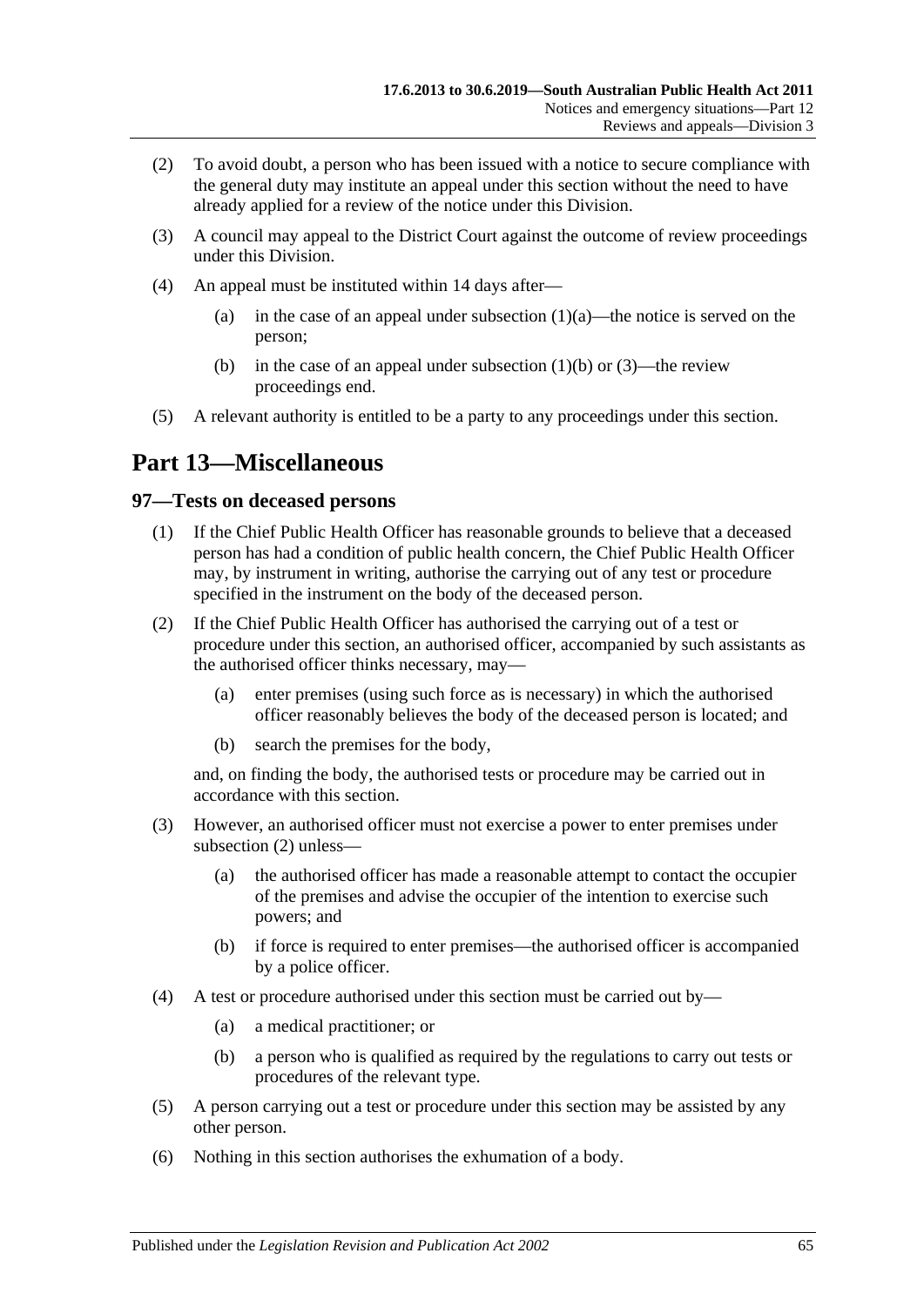(2) To avoid doubt, a person who has been issued with a notice to secure compliance with the general duty may institute an appeal under this section without the need to have already applied for a review of the notice under this Division.

(3) A council may appeal to the District Court against the outcome of review proceedings under this Division.

(4) An appeal must be instituted within 14 days after—

(a) in the case of an appeal under subsection (1)(a)—the notice is served on the person;

(b) in the case of an appeal under subsection (1)(b) or (3)—the review proceedings end.

(5) A relevant authority is entitled to be a party to any proceedings under this section.

# Part 13—Miscellaneous

## 97—Tests on deceased persons

(1) If the Chief Public Health Officer has reasonable grounds to believe that a deceased person has had a condition of public health concern, the Chief Public Health Officer may, by instrument in writing, authorise the carrying out of any test or procedure specified in the instrument on the body of the deceased person.

(2) If the Chief Public Health Officer has authorised the carrying out of a test or procedure under this section, an authorised officer, accompanied by such assistants as the authorised officer thinks necessary, may—

(a) enter premises (using such force as is necessary) in which the authorised officer reasonably believes the body of the deceased person is located; and

(b) search the premises for the body,

and, on finding the body, the authorised tests or procedure may be carried out in accordance with this section.

(3) However, an authorised officer must not exercise a power to enter premises under subsection (2) unless—

(a) the authorised officer has made a reasonable attempt to contact the occupier of the premises and advise the occupier of the intention to exercise such powers; and

(b) if force is required to enter premises—the authorised officer is accompanied by a police officer.

(4) A test or procedure authorised under this section must be carried out by—

(a) a medical practitioner; or

(b) a person who is qualified as required by the regulations to carry out tests or procedures of the relevant type.

(5) A person carrying out a test or procedure under this section may be assisted by any other person.

(6) Nothing in this section authorises the exhumation of a body.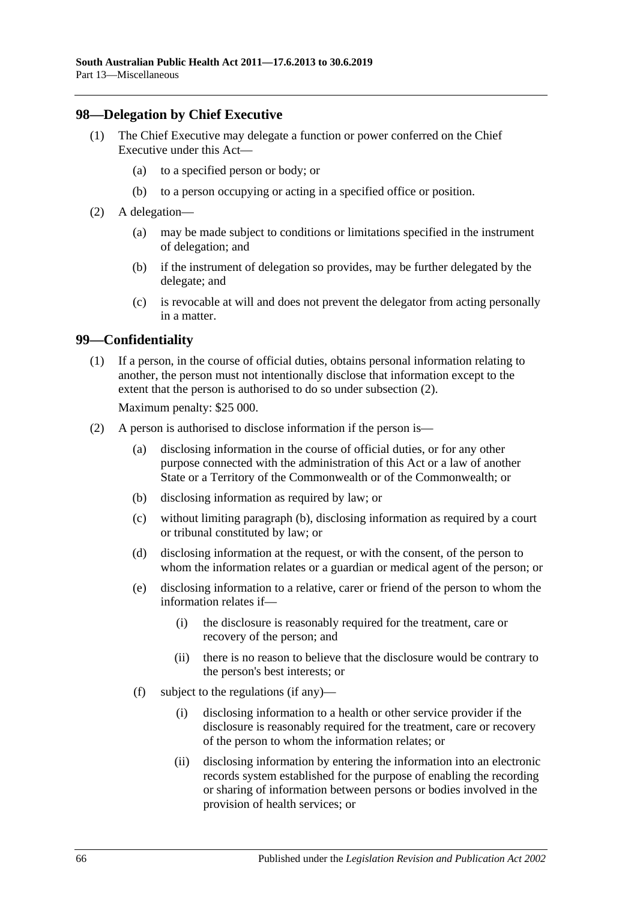## 98—Delegation by Chief Executive

(1) The Chief Executive may delegate a function or power conferred on the Chief Executive under this Act—

   (a) to a specified person or body; or

   (b) to a person occupying or acting in a specified office or position.

(2) A delegation—

   (a) may be made subject to conditions or limitations specified in the instrument of delegation; and

   (b) if the instrument of delegation so provides, may be further delegated by the delegate; and

   (c) is revocable at will and does not prevent the delegator from acting personally in a matter.

## 99—Confidentiality

(1) If a person, in the course of official duties, obtains personal information relating to another, the person must not intentionally disclose that information except to the extent that the person is authorised to do so under subsection (2).

Maximum penalty: $25 000.

(2) A person is authorised to disclose information if the person is—

   (a) disclosing information in the course of official duties, or for any other purpose connected with the administration of this Act or a law of another State or a Territory of the Commonwealth or of the Commonwealth; or

   (b) disclosing information as required by law; or

   (c) without limiting paragraph (b), disclosing information as required by a court or tribunal constituted by law; or

   (d) disclosing information at the request, or with the consent, of the person to whom the information relates or a guardian or medical agent of the person; or

   (e) disclosing information to a relative, carer or friend of the person to whom the information relates if—

      (i) the disclosure is reasonably required for the treatment, care or recovery of the person; and

      (ii) there is no reason to believe that the disclosure would be contrary to the person's best interests; or

   (f) subject to the regulations (if any)—

      (i) disclosing information to a health or other service provider if the disclosure is reasonably required for the treatment, care or recovery of the person to whom the information relates; or

      (ii) disclosing information by entering the information into an electronic records system established for the purpose of enabling the recording or sharing of information between persons or bodies involved in the provision of health services; or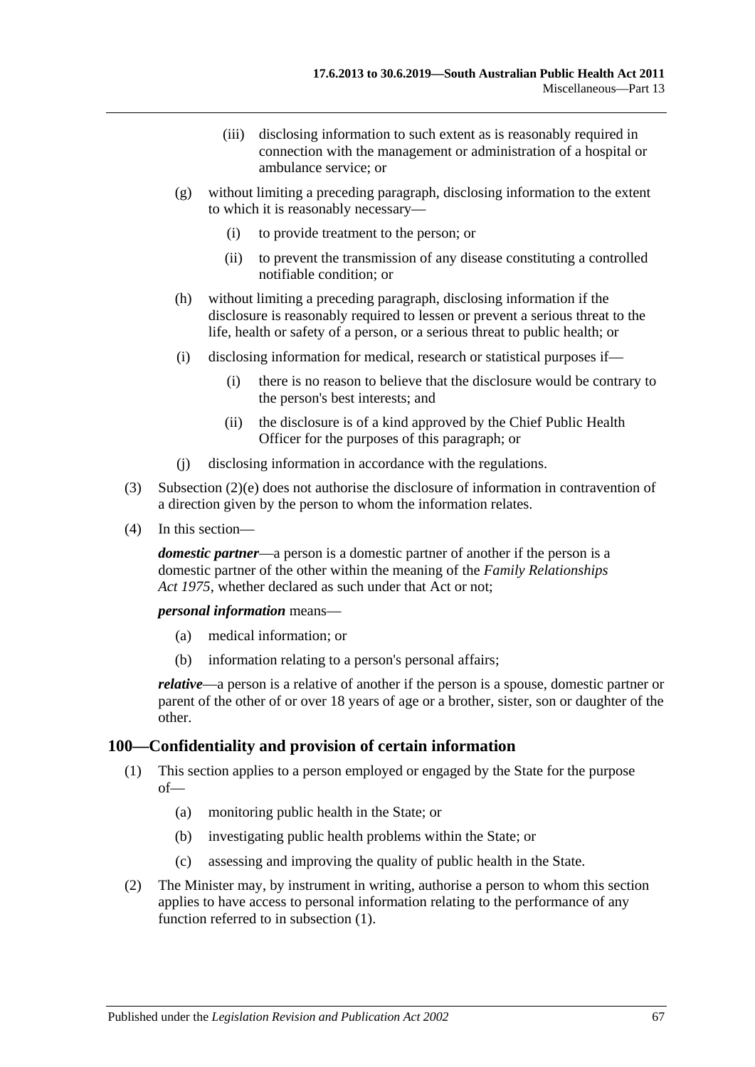(iii) disclosing information to such extent as is reasonably required in connection with the management or administration of a hospital or ambulance service; or

(g) without limiting a preceding paragraph, disclosing information to the extent to which it is reasonably necessary—

(i) to provide treatment to the person; or

(ii) to prevent the transmission of any disease constituting a controlled notifiable condition; or

(h) without limiting a preceding paragraph, disclosing information if the disclosure is reasonably required to lessen or prevent a serious threat to the life, health or safety of a person, or a serious threat to public health; or

(i) disclosing information for medical, research or statistical purposes if—

(i) there is no reason to believe that the disclosure would be contrary to the person's best interests; and

(ii) the disclosure is of a kind approved by the Chief Public Health Officer for the purposes of this paragraph; or

(j) disclosing information in accordance with the regulations.

(3) Subsection (2)(e) does not authorise the disclosure of information in contravention of a direction given by the person to whom the information relates.

(4) In this section—

***domestic partner***—a person is a domestic partner of another if the person is a domestic partner of the other within the meaning of the *Family Relationships Act 1975*, whether declared as such under that Act or not;

***personal information*** means—

(a) medical information; or

(b) information relating to a person's personal affairs;

***relative***—a person is a relative of another if the person is a spouse, domestic partner or parent of the other of or over 18 years of age or a brother, sister, son or daughter of the other.

## 100—Confidentiality and provision of certain information

(1) This section applies to a person employed or engaged by the State for the purpose of—

(a) monitoring public health in the State; or

(b) investigating public health problems within the State; or

(c) assessing and improving the quality of public health in the State.

(2) The Minister may, by instrument in writing, authorise a person to whom this section applies to have access to personal information relating to the performance of any function referred to in subsection (1).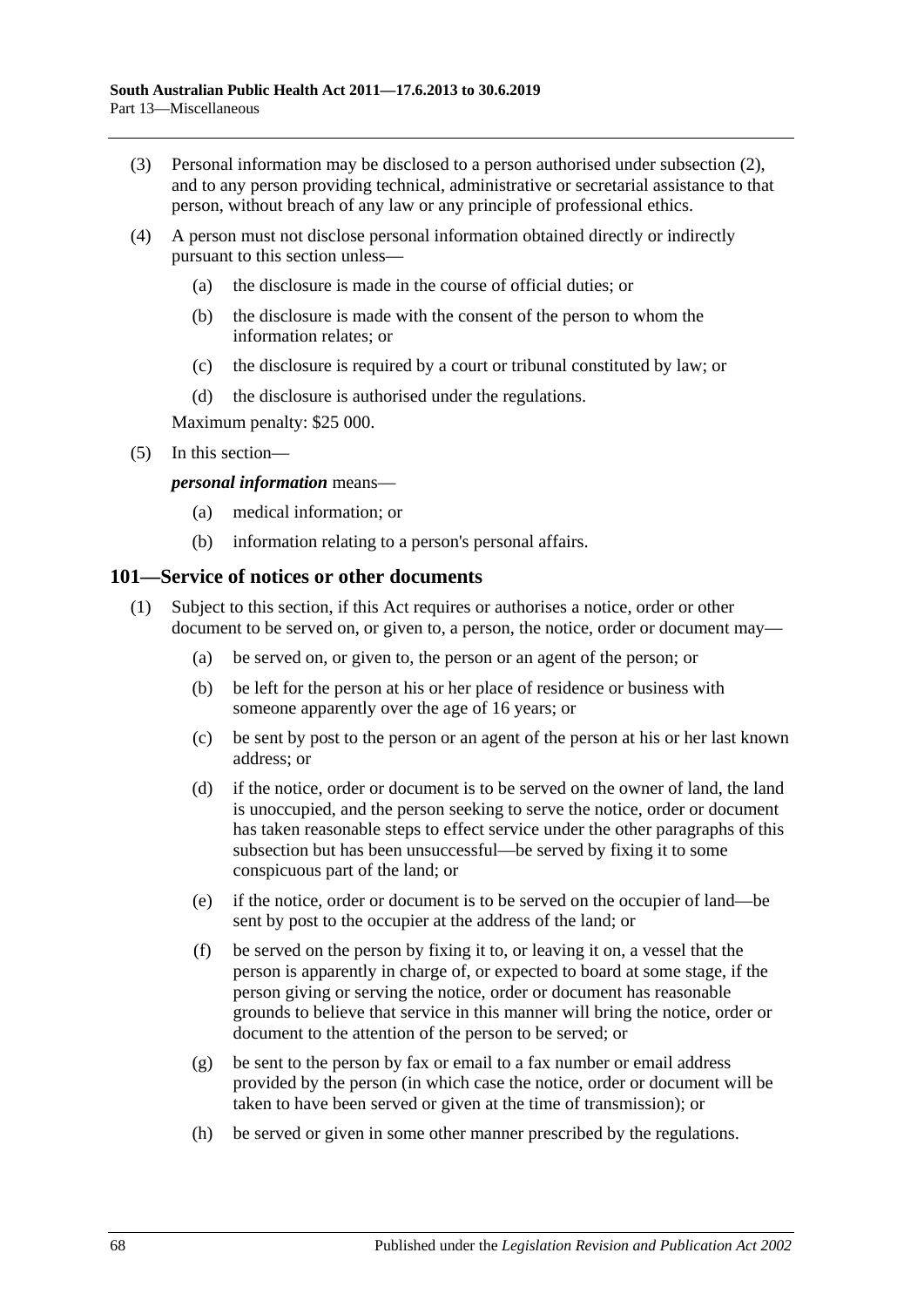(3) Personal information may be disclosed to a person authorised under subsection (2), and to any person providing technical, administrative or secretarial assistance to that person, without breach of any law or any principle of professional ethics.

(4) A person must not disclose personal information obtained directly or indirectly pursuant to this section unless—

(a) the disclosure is made in the course of official duties; or

(b) the disclosure is made with the consent of the person to whom the information relates; or

(c) the disclosure is required by a court or tribunal constituted by law; or

(d) the disclosure is authorised under the regulations.

Maximum penalty: $25 000.

(5) In this section—

***personal information*** means—

(a) medical information; or

(b) information relating to a person's personal affairs.

## 101—Service of notices or other documents

(1) Subject to this section, if this Act requires or authorises a notice, order or other document to be served on, or given to, a person, the notice, order or document may—

(a) be served on, or given to, the person or an agent of the person; or

(b) be left for the person at his or her place of residence or business with someone apparently over the age of 16 years; or

(c) be sent by post to the person or an agent of the person at his or her last known address; or

(d) if the notice, order or document is to be served on the owner of land, the land is unoccupied, and the person seeking to serve the notice, order or document has taken reasonable steps to effect service under the other paragraphs of this subsection but has been unsuccessful—be served by fixing it to some conspicuous part of the land; or

(e) if the notice, order or document is to be served on the occupier of land—be sent by post to the occupier at the address of the land; or

(f) be served on the person by fixing it to, or leaving it on, a vessel that the person is apparently in charge of, or expected to board at some stage, if the person giving or serving the notice, order or document has reasonable grounds to believe that service in this manner will bring the notice, order or document to the attention of the person to be served; or

(g) be sent to the person by fax or email to a fax number or email address provided by the person (in which case the notice, order or document will be taken to have been served or given at the time of transmission); or

(h) be served or given in some other manner prescribed by the regulations.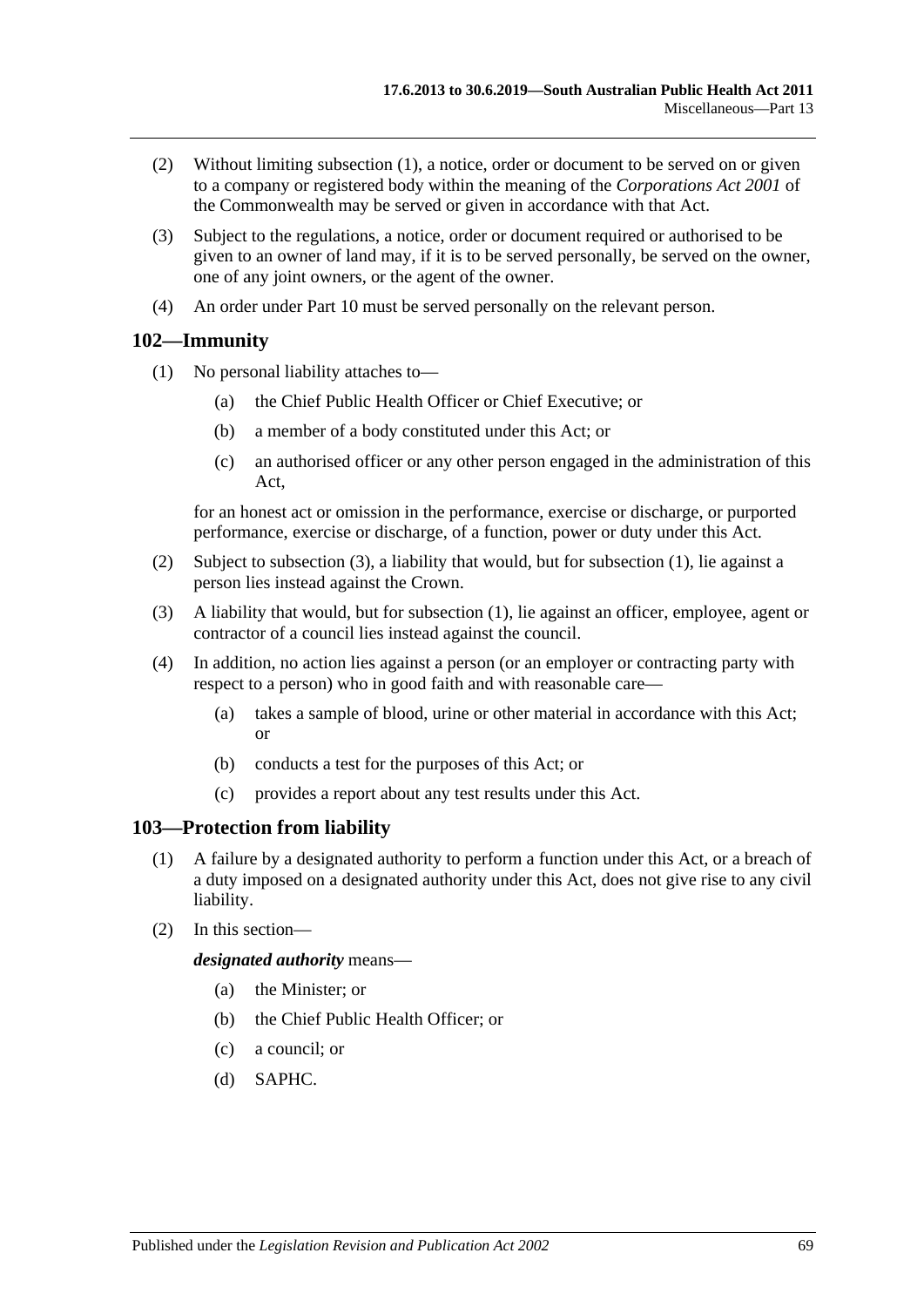(2) Without limiting subsection (1), a notice, order or document to be served on or given to a company or registered body within the meaning of the *Corporations Act 2001* of the Commonwealth may be served or given in accordance with that Act.

(3) Subject to the regulations, a notice, order or document required or authorised to be given to an owner of land may, if it is to be served personally, be served on the owner, one of any joint owners, or the agent of the owner.

(4) An order under Part 10 must be served personally on the relevant person.

## 102—Immunity

(1) No personal liability attaches to—

 (a) the Chief Public Health Officer or Chief Executive; or

 (b) a member of a body constituted under this Act; or

 (c) an authorised officer or any other person engaged in the administration of this Act,

 for an honest act or omission in the performance, exercise or discharge, or purported performance, exercise or discharge, of a function, power or duty under this Act.

(2) Subject to subsection (3), a liability that would, but for subsection (1), lie against a person lies instead against the Crown.

(3) A liability that would, but for subsection (1), lie against an officer, employee, agent or contractor of a council lies instead against the council.

(4) In addition, no action lies against a person (or an employer or contracting party with respect to a person) who in good faith and with reasonable care—

 (a) takes a sample of blood, urine or other material in accordance with this Act; or

 (b) conducts a test for the purposes of this Act; or

 (c) provides a report about any test results under this Act.

## 103—Protection from liability

(1) A failure by a designated authority to perform a function under this Act, or a breach of a duty imposed on a designated authority under this Act, does not give rise to any civil liability.

(2) In this section—

 ***designated authority*** means—

 (a) the Minister; or

 (b) the Chief Public Health Officer; or

 (c) a council; or

 (d) SAPHC.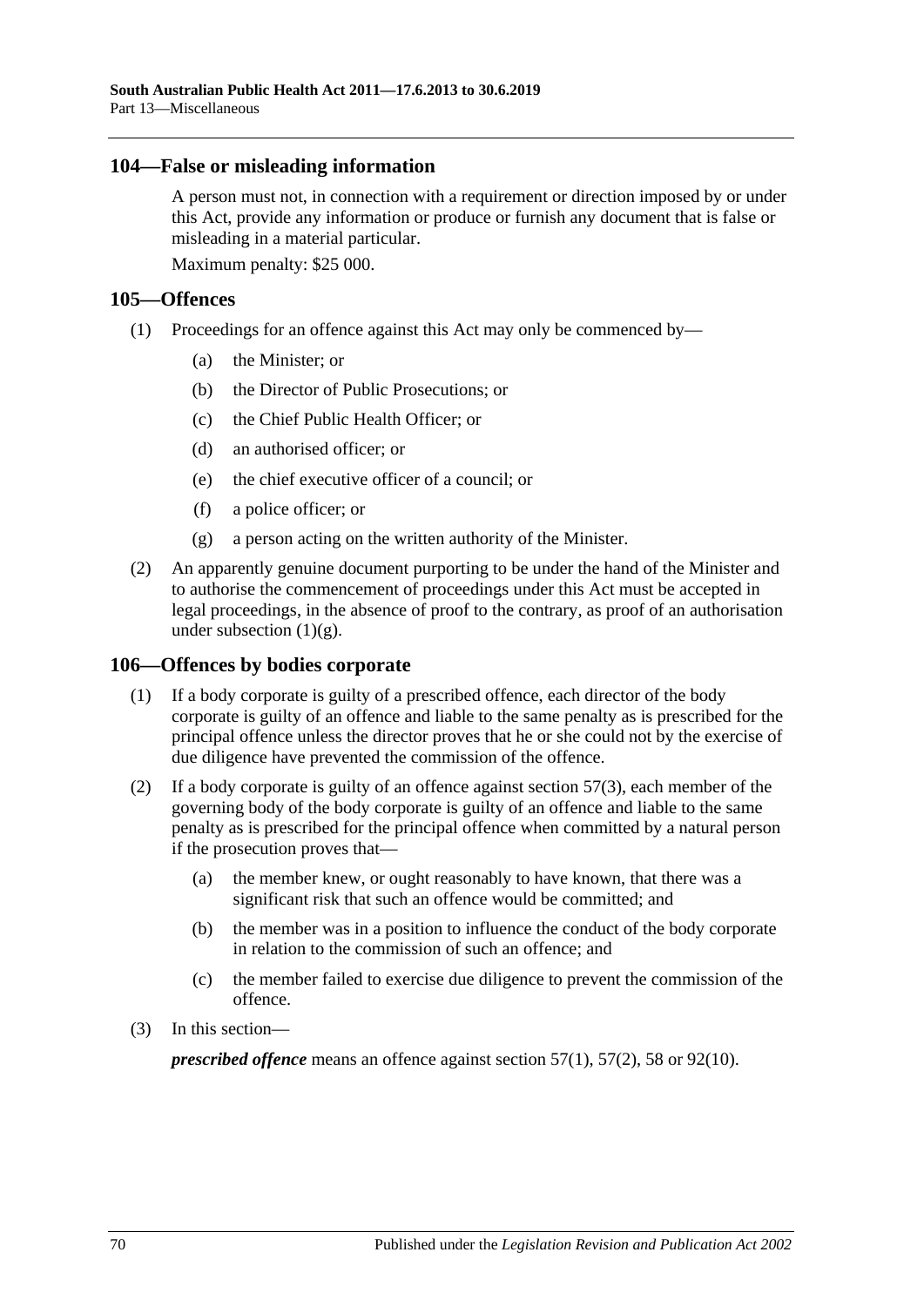## 104—False or misleading information

A person must not, in connection with a requirement or direction imposed by or under this Act, provide any information or produce or furnish any document that is false or misleading in a material particular.

Maximum penalty: $25 000.

## 105—Offences

(1) Proceedings for an offence against this Act may only be commenced by—

(a) the Minister; or

(b) the Director of Public Prosecutions; or

(c) the Chief Public Health Officer; or

(d) an authorised officer; or

(e) the chief executive officer of a council; or

(f) a police officer; or

(g) a person acting on the written authority of the Minister.

(2) An apparently genuine document purporting to be under the hand of the Minister and to authorise the commencement of proceedings under this Act must be accepted in legal proceedings, in the absence of proof to the contrary, as proof of an authorisation under subsection (1)(g).

## 106—Offences by bodies corporate

(1) If a body corporate is guilty of a prescribed offence, each director of the body corporate is guilty of an offence and liable to the same penalty as is prescribed for the principal offence unless the director proves that he or she could not by the exercise of due diligence have prevented the commission of the offence.

(2) If a body corporate is guilty of an offence against section 57(3), each member of the governing body of the body corporate is guilty of an offence and liable to the same penalty as is prescribed for the principal offence when committed by a natural person if the prosecution proves that—

(a) the member knew, or ought reasonably to have known, that there was a significant risk that such an offence would be committed; and

(b) the member was in a position to influence the conduct of the body corporate in relation to the commission of such an offence; and

(c) the member failed to exercise due diligence to prevent the commission of the offence.

(3) In this section—

***prescribed offence*** means an offence against section 57(1), 57(2), 58 or 92(10).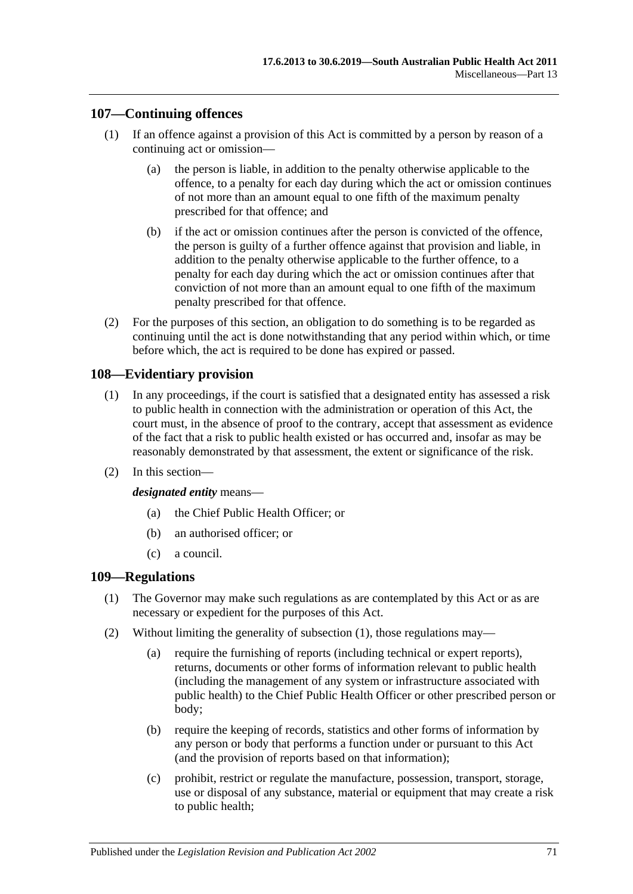## 107—Continuing offences

(1) If an offence against a provision of this Act is committed by a person by reason of a continuing act or omission—

(a) the person is liable, in addition to the penalty otherwise applicable to the offence, to a penalty for each day during which the act or omission continues of not more than an amount equal to one fifth of the maximum penalty prescribed for that offence; and

(b) if the act or omission continues after the person is convicted of the offence, the person is guilty of a further offence against that provision and liable, in addition to the penalty otherwise applicable to the further offence, to a penalty for each day during which the act or omission continues after that conviction of not more than an amount equal to one fifth of the maximum penalty prescribed for that offence.

(2) For the purposes of this section, an obligation to do something is to be regarded as continuing until the act is done notwithstanding that any period within which, or time before which, the act is required to be done has expired or passed.

## 108—Evidentiary provision

(1) In any proceedings, if the court is satisfied that a designated entity has assessed a risk to public health in connection with the administration or operation of this Act, the court must, in the absence of proof to the contrary, accept that assessment as evidence of the fact that a risk to public health existed or has occurred and, insofar as may be reasonably demonstrated by that assessment, the extent or significance of the risk.

(2) In this section—

***designated entity*** means—

(a) the Chief Public Health Officer; or

(b) an authorised officer; or

(c) a council.

## 109—Regulations

(1) The Governor may make such regulations as are contemplated by this Act or as are necessary or expedient for the purposes of this Act.

(2) Without limiting the generality of subsection (1), those regulations may—

(a) require the furnishing of reports (including technical or expert reports), returns, documents or other forms of information relevant to public health (including the management of any system or infrastructure associated with public health) to the Chief Public Health Officer or other prescribed person or body;

(b) require the keeping of records, statistics and other forms of information by any person or body that performs a function under or pursuant to this Act (and the provision of reports based on that information);

(c) prohibit, restrict or regulate the manufacture, possession, transport, storage, use or disposal of any substance, material or equipment that may create a risk to public health;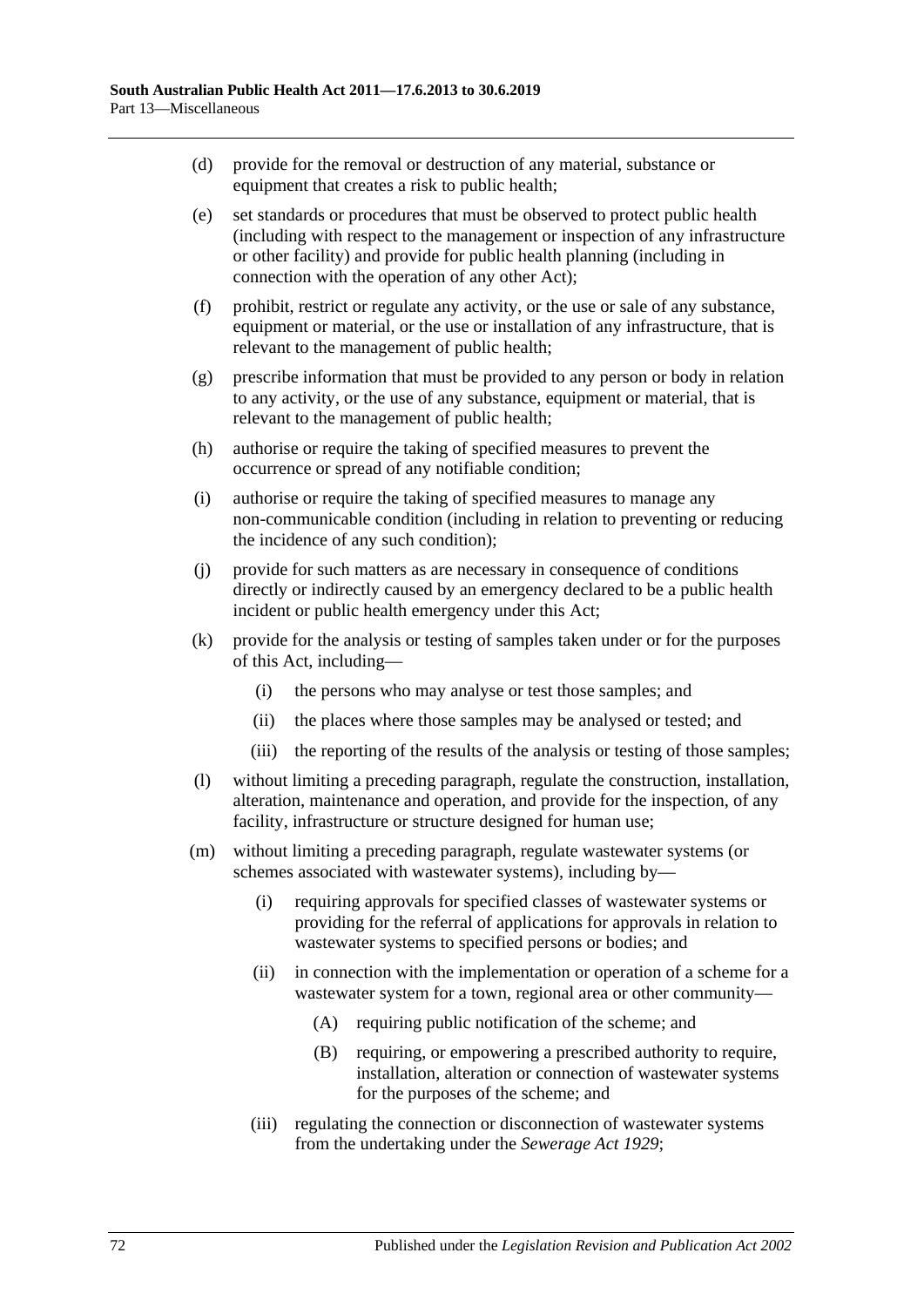(d) provide for the removal or destruction of any material, substance or equipment that creates a risk to public health;

(e) set standards or procedures that must be observed to protect public health (including with respect to the management or inspection of any infrastructure or other facility) and provide for public health planning (including in connection with the operation of any other Act);

(f) prohibit, restrict or regulate any activity, or the use or sale of any substance, equipment or material, or the use or installation of any infrastructure, that is relevant to the management of public health;

(g) prescribe information that must be provided to any person or body in relation to any activity, or the use of any substance, equipment or material, that is relevant to the management of public health;

(h) authorise or require the taking of specified measures to prevent the occurrence or spread of any notifiable condition;

(i) authorise or require the taking of specified measures to manage any non-communicable condition (including in relation to preventing or reducing the incidence of any such condition);

(j) provide for such matters as are necessary in consequence of conditions directly or indirectly caused by an emergency declared to be a public health incident or public health emergency under this Act;

(k) provide for the analysis or testing of samples taken under or for the purposes of this Act, including—

  (i) the persons who may analyse or test those samples; and

  (ii) the places where those samples may be analysed or tested; and

  (iii) the reporting of the results of the analysis or testing of those samples;

(l) without limiting a preceding paragraph, regulate the construction, installation, alteration, maintenance and operation, and provide for the inspection, of any facility, infrastructure or structure designed for human use;

(m) without limiting a preceding paragraph, regulate wastewater systems (or schemes associated with wastewater systems), including by—

  (i) requiring approvals for specified classes of wastewater systems or providing for the referral of applications for approvals in relation to wastewater systems to specified persons or bodies; and

  (ii) in connection with the implementation or operation of a scheme for a wastewater system for a town, regional area or other community—

    (A) requiring public notification of the scheme; and

    (B) requiring, or empowering a prescribed authority to require, installation, alteration or connection of wastewater systems for the purposes of the scheme; and

  (iii) regulating the connection or disconnection of wastewater systems from the undertaking under the *Sewerage Act 1929*;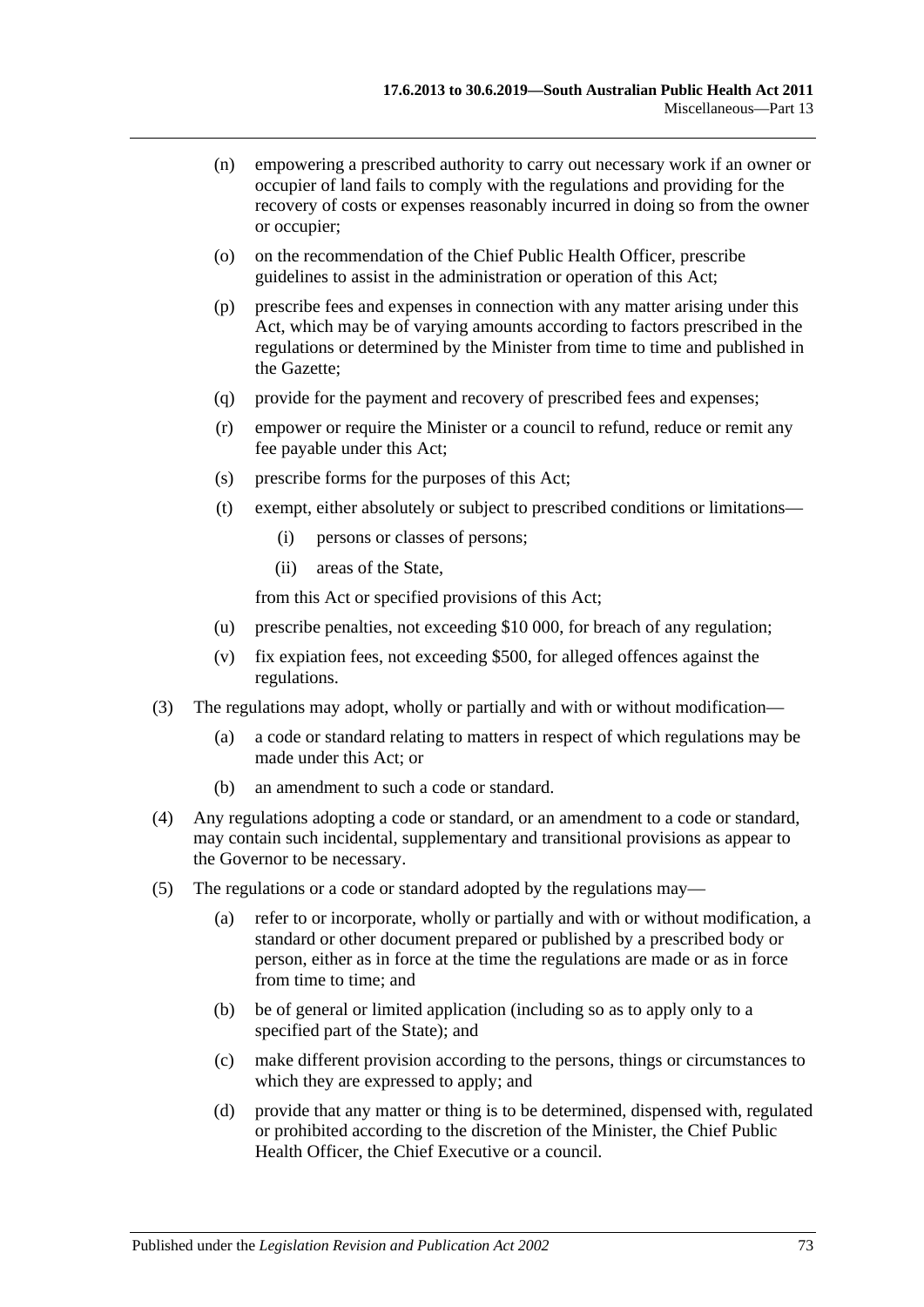(n) empowering a prescribed authority to carry out necessary work if an owner or occupier of land fails to comply with the regulations and providing for the recovery of costs or expenses reasonably incurred in doing so from the owner or occupier;

(o) on the recommendation of the Chief Public Health Officer, prescribe guidelines to assist in the administration or operation of this Act;

(p) prescribe fees and expenses in connection with any matter arising under this Act, which may be of varying amounts according to factors prescribed in the regulations or determined by the Minister from time to time and published in the Gazette;

(q) provide for the payment and recovery of prescribed fees and expenses;

(r) empower or require the Minister or a council to refund, reduce or remit any fee payable under this Act;

(s) prescribe forms for the purposes of this Act;

(t) exempt, either absolutely or subject to prescribed conditions or limitations—

(i) persons or classes of persons;

(ii) areas of the State,

from this Act or specified provisions of this Act;

(u) prescribe penalties, not exceeding $10 000, for breach of any regulation;

(v) fix expiation fees, not exceeding $500, for alleged offences against the regulations.

(3) The regulations may adopt, wholly or partially and with or without modification—

(a) a code or standard relating to matters in respect of which regulations may be made under this Act; or

(b) an amendment to such a code or standard.

(4) Any regulations adopting a code or standard, or an amendment to a code or standard, may contain such incidental, supplementary and transitional provisions as appear to the Governor to be necessary.

(5) The regulations or a code or standard adopted by the regulations may—

(a) refer to or incorporate, wholly or partially and with or without modification, a standard or other document prepared or published by a prescribed body or person, either as in force at the time the regulations are made or as in force from time to time; and

(b) be of general or limited application (including so as to apply only to a specified part of the State); and

(c) make different provision according to the persons, things or circumstances to which they are expressed to apply; and

(d) provide that any matter or thing is to be determined, dispensed with, regulated or prohibited according to the discretion of the Minister, the Chief Public Health Officer, the Chief Executive or a council.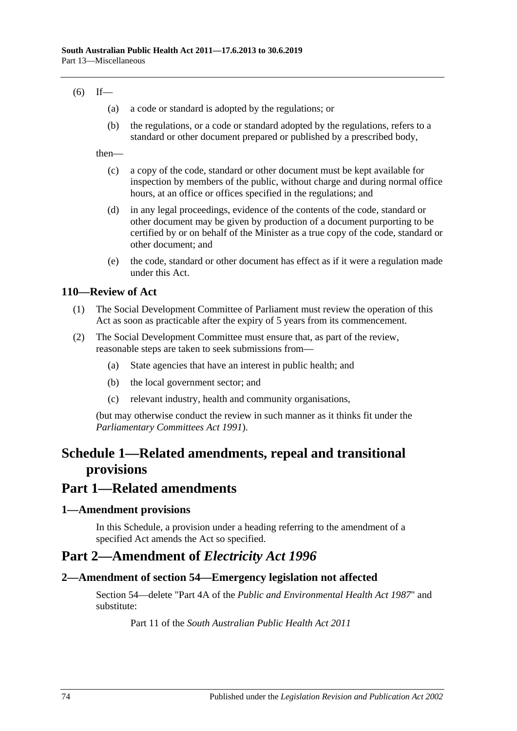(6) If—

    (a) a code or standard is adopted by the regulations; or

    (b) the regulations, or a code or standard adopted by the regulations, refers to a standard or other document prepared or published by a prescribed body,

then—

    (c) a copy of the code, standard or other document must be kept available for inspection by members of the public, without charge and during normal office hours, at an office or offices specified in the regulations; and

    (d) in any legal proceedings, evidence of the contents of the code, standard or other document may be given by production of a document purporting to be certified by or on behalf of the Minister as a true copy of the code, standard or other document; and

    (e) the code, standard or other document has effect as if it were a regulation made under this Act.

### 110—Review of Act

(1) The Social Development Committee of Parliament must review the operation of this Act as soon as practicable after the expiry of 5 years from its commencement.

(2) The Social Development Committee must ensure that, as part of the review, reasonable steps are taken to seek submissions from—

    (a) State agencies that have an interest in public health; and

    (b) the local government sector; and

    (c) relevant industry, health and community organisations,

(but may otherwise conduct the review in such manner as it thinks fit under the *Parliamentary Committees Act 1991*).

# Schedule 1—Related amendments, repeal and transitional provisions

## Part 1—Related amendments

### 1—Amendment provisions

In this Schedule, a provision under a heading referring to the amendment of a specified Act amends the Act so specified.

## Part 2—Amendment of *Electricity Act 1996*

### 2—Amendment of section 54—Emergency legislation not affected

Section 54—delete "Part 4A of the *Public and Environmental Health Act 1987*" and substitute:

> Part 11 of the *South Australian Public Health Act 2011*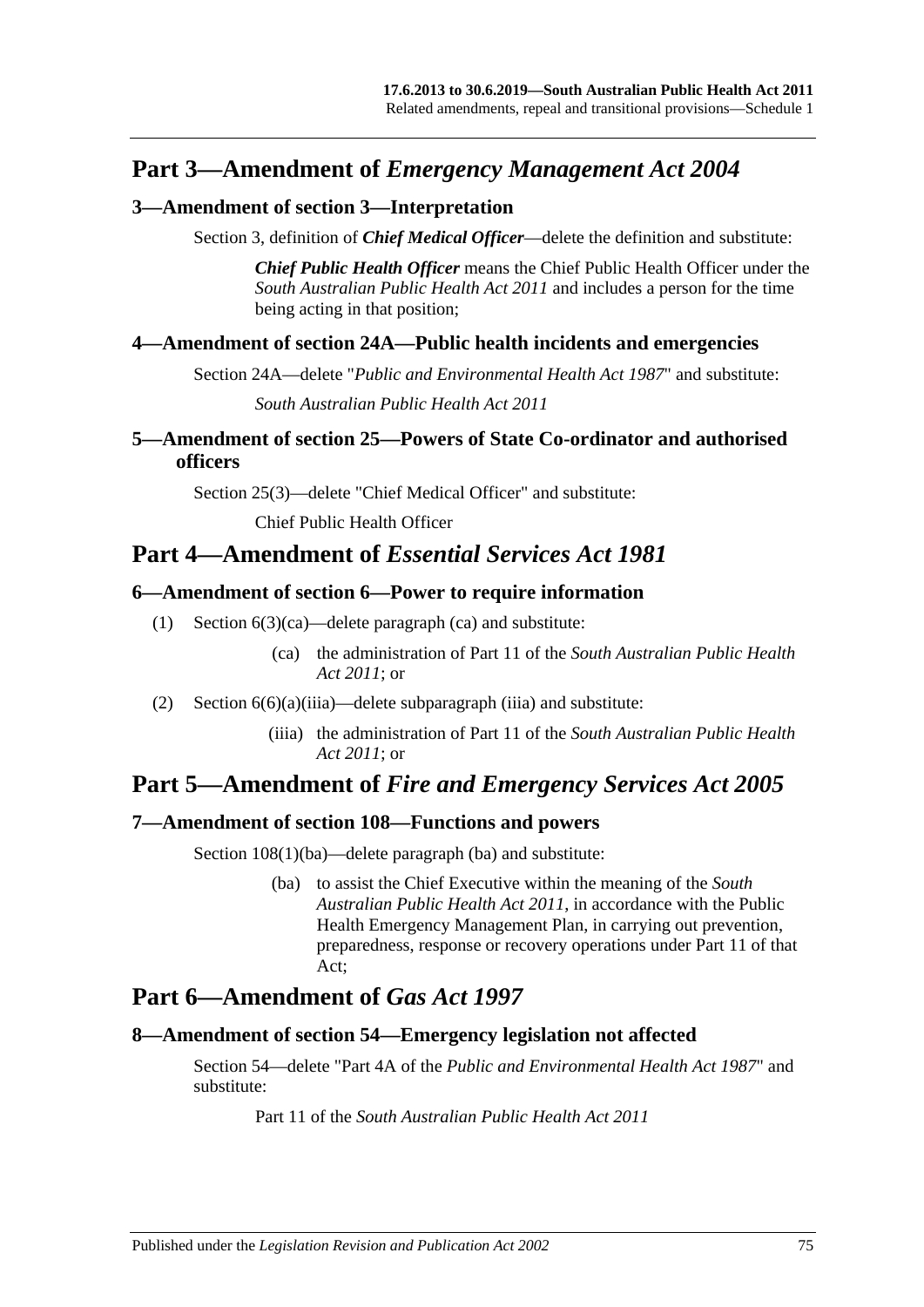## Part 3—Amendment of *Emergency Management Act 2004*

### 3—Amendment of section 3—Interpretation

Section 3, definition of ***Chief Medical Officer***—delete the definition and substitute:

> ***Chief Public Health Officer*** means the Chief Public Health Officer under the *South Australian Public Health Act 2011* and includes a person for the time being acting in that position;

### 4—Amendment of section 24A—Public health incidents and emergencies

Section 24A—delete "*Public and Environmental Health Act 1987*" and substitute:

> *South Australian Public Health Act 2011*

### 5—Amendment of section 25—Powers of State Co-ordinator and authorised officers

Section 25(3)—delete "Chief Medical Officer" and substitute:

> Chief Public Health Officer

## Part 4—Amendment of *Essential Services Act 1981*

### 6—Amendment of section 6—Power to require information

(1) Section 6(3)(ca)—delete paragraph (ca) and substitute:

> (ca) the administration of Part 11 of the *South Australian Public Health Act 2011*; or

(2) Section 6(6)(a)(iiia)—delete subparagraph (iiia) and substitute:

> (iiia) the administration of Part 11 of the *South Australian Public Health Act 2011*; or

## Part 5—Amendment of *Fire and Emergency Services Act 2005*

### 7—Amendment of section 108—Functions and powers

Section 108(1)(ba)—delete paragraph (ba) and substitute:

> (ba) to assist the Chief Executive within the meaning of the *South Australian Public Health Act 2011*, in accordance with the Public Health Emergency Management Plan, in carrying out prevention, preparedness, response or recovery operations under Part 11 of that Act;

## Part 6—Amendment of *Gas Act 1997*

### 8—Amendment of section 54—Emergency legislation not affected

Section 54—delete "Part 4A of the *Public and Environmental Health Act 1987*" and substitute:

> Part 11 of the *South Australian Public Health Act 2011*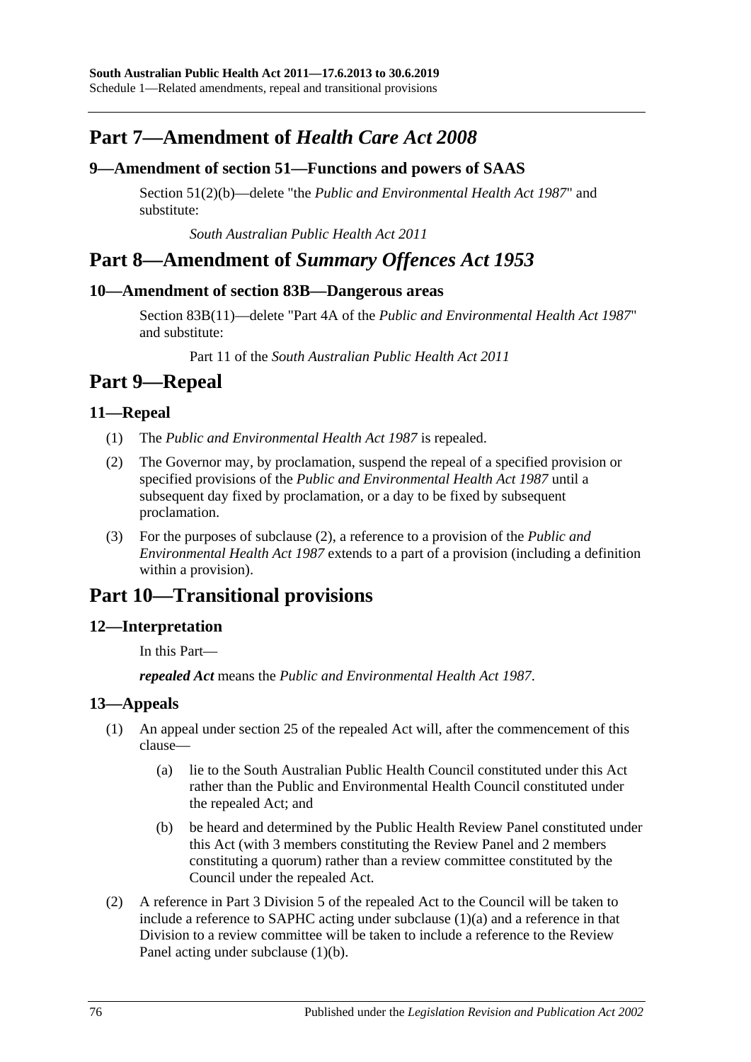## Part 7—Amendment of *Health Care Act 2008*

### 9—Amendment of section 51—Functions and powers of SAAS

Section 51(2)(b)—delete "the *Public and Environmental Health Act 1987*" and substitute:

*South Australian Public Health Act 2011*

## Part 8—Amendment of *Summary Offences Act 1953*

### 10—Amendment of section 83B—Dangerous areas

Section 83B(11)—delete "Part 4A of the *Public and Environmental Health Act 1987*" and substitute:

Part 11 of the *South Australian Public Health Act 2011*

## Part 9—Repeal

### 11—Repeal

(1) The *Public and Environmental Health Act 1987* is repealed.

(2) The Governor may, by proclamation, suspend the repeal of a specified provision or specified provisions of the *Public and Environmental Health Act 1987* until a subsequent day fixed by proclamation, or a day to be fixed by subsequent proclamation.

(3) For the purposes of subclause (2), a reference to a provision of the *Public and Environmental Health Act 1987* extends to a part of a provision (including a definition within a provision).

## Part 10—Transitional provisions

### 12—Interpretation

In this Part—

***repealed Act*** means the *Public and Environmental Health Act 1987*.

### 13—Appeals

(1) An appeal under section 25 of the repealed Act will, after the commencement of this clause—

(a) lie to the South Australian Public Health Council constituted under this Act rather than the Public and Environmental Health Council constituted under the repealed Act; and

(b) be heard and determined by the Public Health Review Panel constituted under this Act (with 3 members constituting the Review Panel and 2 members constituting a quorum) rather than a review committee constituted by the Council under the repealed Act.

(2) A reference in Part 3 Division 5 of the repealed Act to the Council will be taken to include a reference to SAPHC acting under subclause (1)(a) and a reference in that Division to a review committee will be taken to include a reference to the Review Panel acting under subclause (1)(b).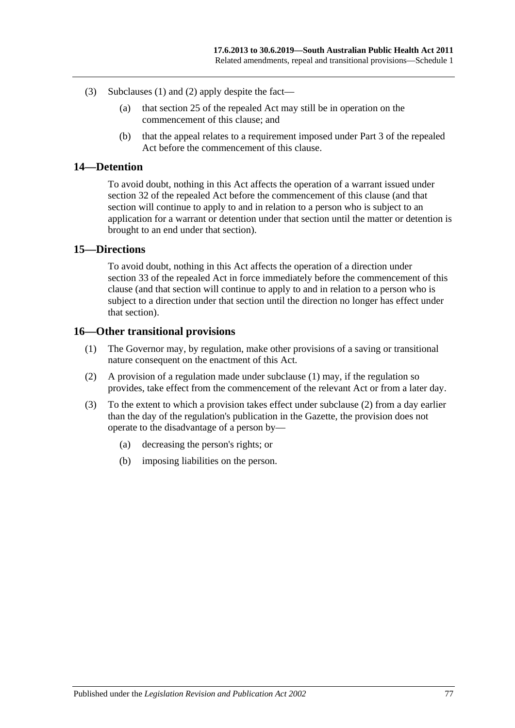(3) Subclauses (1) and (2) apply despite the fact—

  (a) that section 25 of the repealed Act may still be in operation on the commencement of this clause; and

  (b) that the appeal relates to a requirement imposed under Part 3 of the repealed Act before the commencement of this clause.

## 14—Detention

To avoid doubt, nothing in this Act affects the operation of a warrant issued under section 32 of the repealed Act before the commencement of this clause (and that section will continue to apply to and in relation to a person who is subject to an application for a warrant or detention under that section until the matter or detention is brought to an end under that section).

## 15—Directions

To avoid doubt, nothing in this Act affects the operation of a direction under section 33 of the repealed Act in force immediately before the commencement of this clause (and that section will continue to apply to and in relation to a person who is subject to a direction under that section until the direction no longer has effect under that section).

## 16—Other transitional provisions

(1) The Governor may, by regulation, make other provisions of a saving or transitional nature consequent on the enactment of this Act.

(2) A provision of a regulation made under subclause (1) may, if the regulation so provides, take effect from the commencement of the relevant Act or from a later day.

(3) To the extent to which a provision takes effect under subclause (2) from a day earlier than the day of the regulation's publication in the Gazette, the provision does not operate to the disadvantage of a person by—

  (a) decreasing the person's rights; or

  (b) imposing liabilities on the person.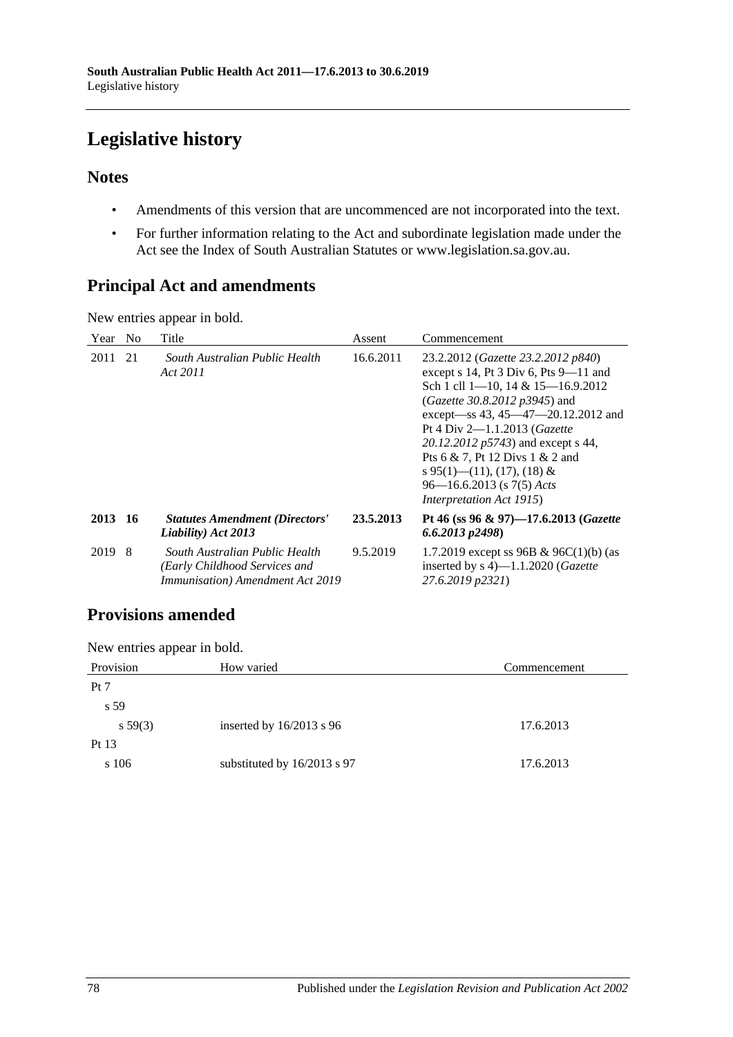# Legislative history

## Notes

- Amendments of this version that are uncommenced are not incorporated into the text.
- For further information relating to the Act and subordinate legislation made under the Act see the Index of South Australian Statutes or www.legislation.sa.gov.au.

## Principal Act and amendments

New entries appear in bold.

| Year | No | Title | Assent | Commencement |
|---|---|---|---|---|
| 2011 | 21 | *South Australian Public Health Act 2011* | 16.6.2011 | 23.2.2012 (*Gazette 23.2.2012 p840*) except s 14, Pt 3 Div 6, Pts 9—11 and Sch 1 cll 1—10, 14 & 15—16.9.2012 (*Gazette 30.8.2012 p3945*) and except—ss 43, 45—47—20.12.2012 and Pt 4 Div 2—1.1.2013 (*Gazette 20.12.2012 p5743*) and except s 44, Pts 6 & 7, Pt 12 Divs 1 & 2 and s 95(1)—(11), (17), (18) & 96—16.6.2013 (s 7(5) *Acts Interpretation Act 1915*) |
| **2013** | **16** | ***Statutes Amendment (Directors' Liability) Act 2013*** | **23.5.2013** | **Pt 46 (ss 96 & 97)—17.6.2013 (*Gazette 6.6.2013 p2498*)** |
| 2019 | 8 | *South Australian Public Health (Early Childhood Services and Immunisation) Amendment Act 2019* | 9.5.2019 | 1.7.2019 except ss 96B & 96C(1)(b) (as inserted by s 4)—1.1.2020 (*Gazette 27.6.2019 p2321*) |

## Provisions amended

New entries appear in bold.

| Provision | How varied | Commencement |
|---|---|---|
| Pt 7 | | |
| s 59 | | |
| s 59(3) | inserted by 16/2013 s 96 | 17.6.2013 |
| Pt 13 | | |
| s 106 | substituted by 16/2013 s 97 | 17.6.2013 |